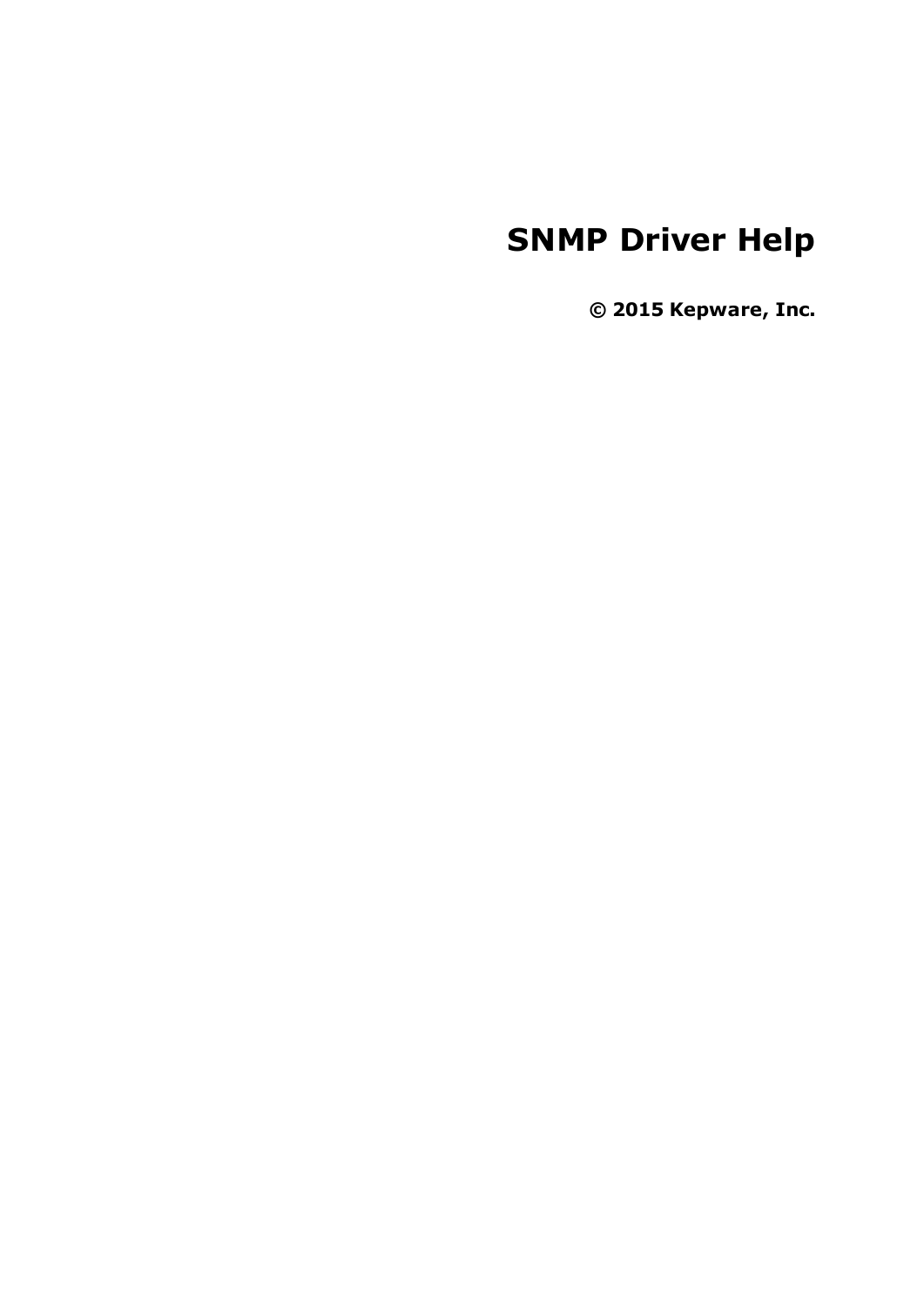# SNMP Driver Help

**© 2015 Kepware, Inc.**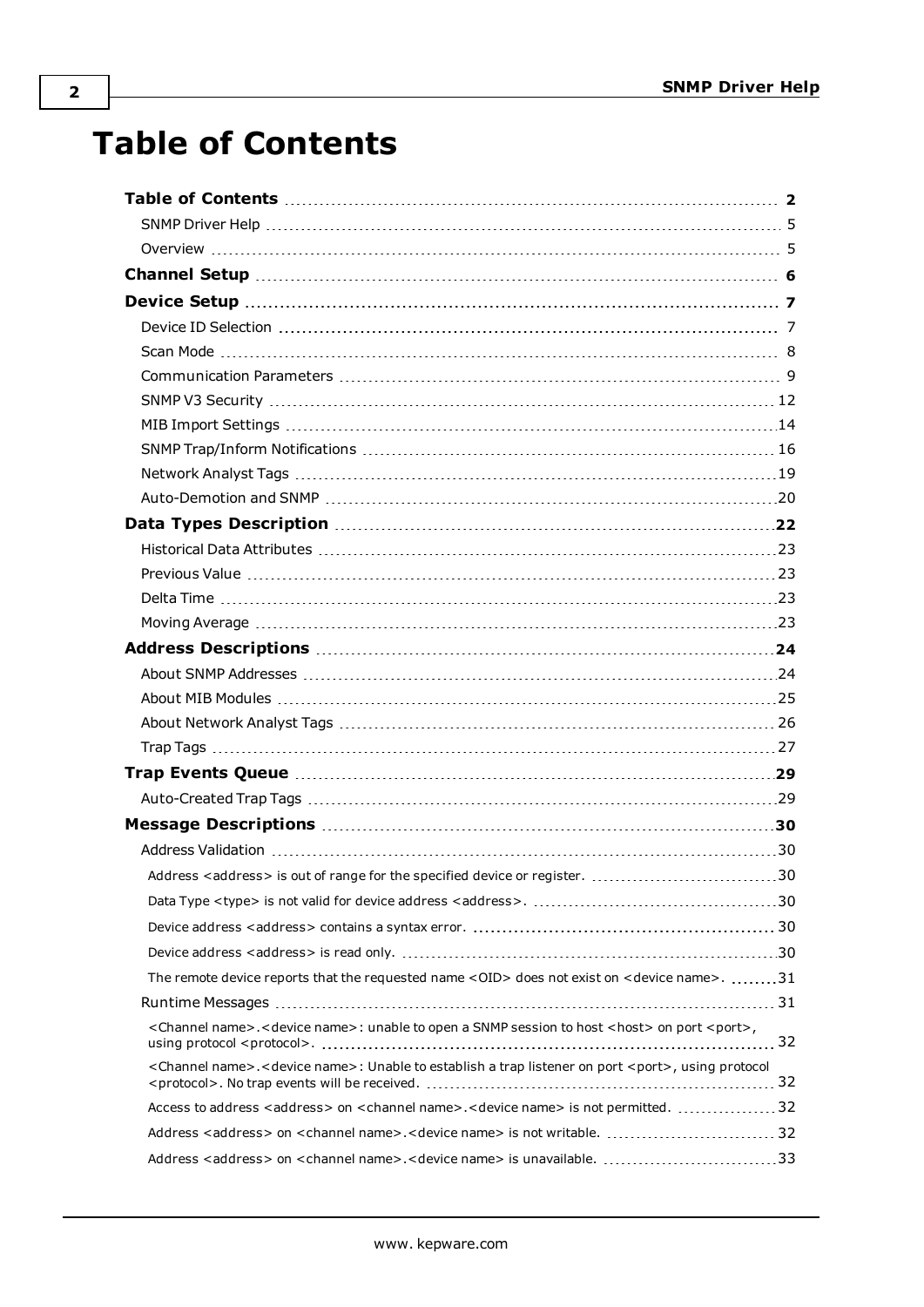# Table of Contents

**Table of Contents** 2

SNMP Driver Help 5

Overview 5

**Channel Setup** 6

**Device Setup** 7

Device ID Selection 7

Scan Mode 8

Communication Parameters 9

SNMP V3 Security 12

MIB Import Settings 14

SNMP Trap/Inform Notifications 16

Network Analyst Tags 19

Auto-Demotion and SNMP 20

**Data Types Description** 22

Historical Data Attributes 23

Previous Value 23

Delta Time 23

Moving Average 23

**Address Descriptions** 24

About SNMP Addresses 24

About MIB Modules 25

About Network Analyst Tags 26

Trap Tags 27

**Trap Events Queue** 29

Auto-Created Trap Tags 29

**Message Descriptions** 30

Address Validation 30

Address <address> is out of range for the specified device or register. 30

Data Type <type> is not valid for device address <address>. 30

Device address <address> contains a syntax error. 30

Device address <address> is read only. 30

The remote device reports that the requested name <OID> does not exist on <device name>. 31

Runtime Messages 31

<Channel name>.<device name>: unable to open a SNMP session to host <host> on port <port>, using protocol <protocol>. 32

<Channel name>.<device name>: Unable to establish a trap listener on port <port>, using protocol <protocol>. No trap events will be received. 32

Access to address <address> on <channel name>.<device name> is not permitted. 32

Address <address> on <channel name>.<device name> is not writable. 32

Address <address> on <channel name>.<device name> is unavailable. 33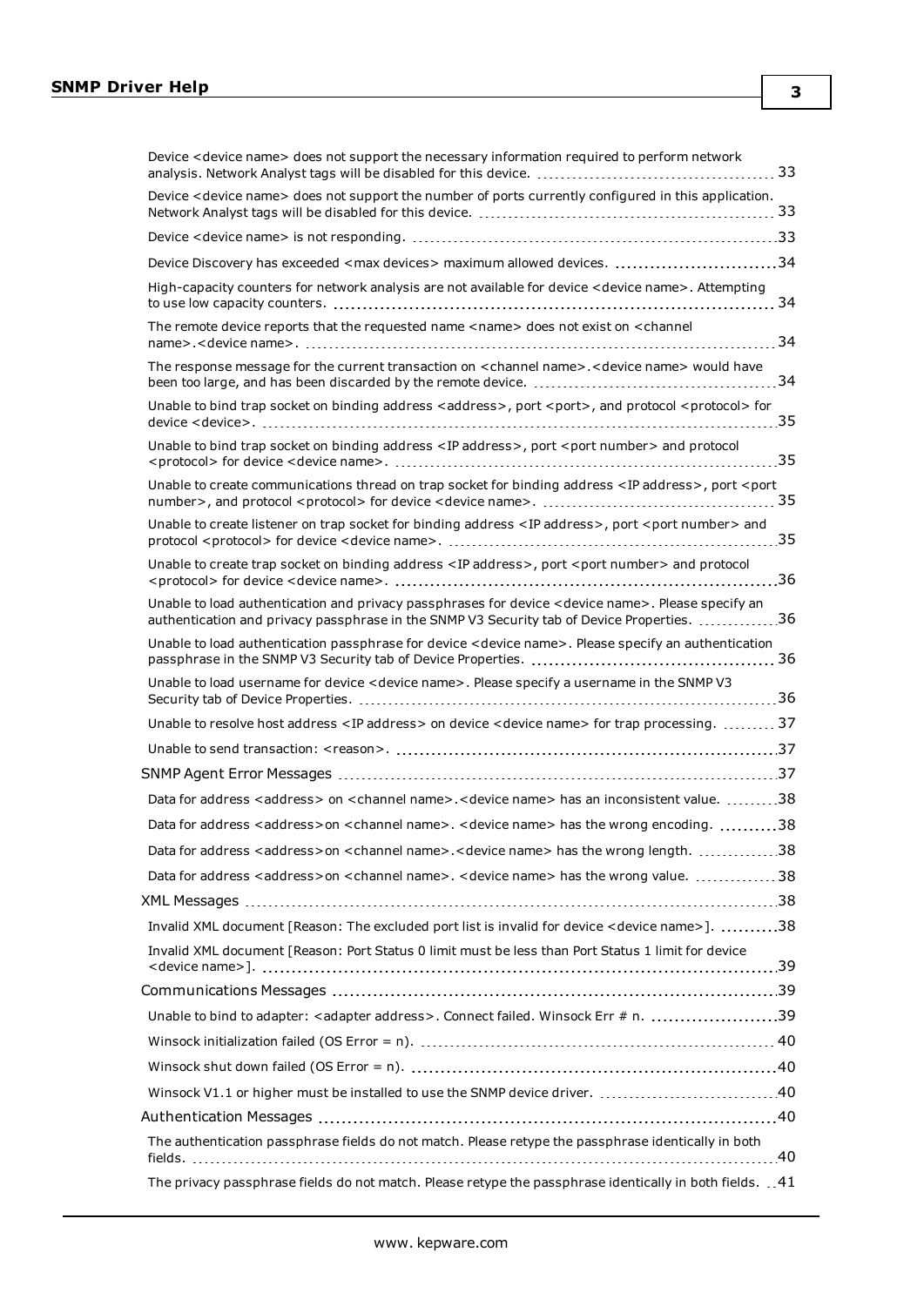Device <device name> does not support the necessary information required to perform network analysis. Network Analyst tags will be disabled for this device. 33

Device <device name> does not support the number of ports currently configured in this application. Network Analyst tags will be disabled for this device. 33

Device <device name> is not responding. 33

Device Discovery has exceeded <max devices> maximum allowed devices. 34

High-capacity counters for network analysis are not available for device <device name>. Attempting to use low capacity counters. 34

The remote device reports that the requested name <name> does not exist on <channel name>.<device name>. 34

The response message for the current transaction on <channel name>.<device name> would have been too large, and has been discarded by the remote device. 34

Unable to bind trap socket on binding address <address>, port <port>, and protocol <protocol> for device <device>. 35

Unable to bind trap socket on binding address <IP address>, port <port number> and protocol <protocol> for device <device name>. 35

Unable to create communications thread on trap socket for binding address <IP address>, port <port number>, and protocol <protocol> for device <device name>. 35

Unable to create listener on trap socket for binding address <IP address>, port <port number> and protocol <protocol> for device <device name>. 35

Unable to create trap socket on binding address <IP address>, port <port number> and protocol <protocol> for device <device name>. 36

Unable to load authentication and privacy passphrases for device <device name>. Please specify an authentication and privacy passphrase in the SNMP V3 Security tab of Device Properties. 36

Unable to load authentication passphrase for device <device name>. Please specify an authentication passphrase in the SNMP V3 Security tab of Device Properties. 36

Unable to load username for device <device name>. Please specify a username in the SNMP V3 Security tab of Device Properties. 36

Unable to resolve host address <IP address> on device <device name> for trap processing. 37

Unable to send transaction: <reason>. 37

SNMP Agent Error Messages 37

Data for address <address> on <channel name>.<device name> has an inconsistent value. 38

Data for address <address>on <channel name>. <device name> has the wrong encoding. 38

Data for address <address>on <channel name>.<device name> has the wrong length. 38

Data for address <address>on <channel name>. <device name> has the wrong value. 38

XML Messages 38

Invalid XML document [Reason: The excluded port list is invalid for device <device name>]. 38

Invalid XML document [Reason: Port Status 0 limit must be less than Port Status 1 limit for device <device name>]. 39

Communications Messages 39

Unable to bind to adapter: <adapter address>. Connect failed. Winsock Err # n. 39

Winsock initialization failed (OS Error = n). 40

Winsock shut down failed (OS Error = n). 40

Winsock V1.1 or higher must be installed to use the SNMP device driver. 40

Authentication Messages 40

The authentication passphrase fields do not match. Please retype the passphrase identically in both fields. 40

The privacy passphrase fields do not match. Please retype the passphrase identically in both fields. 41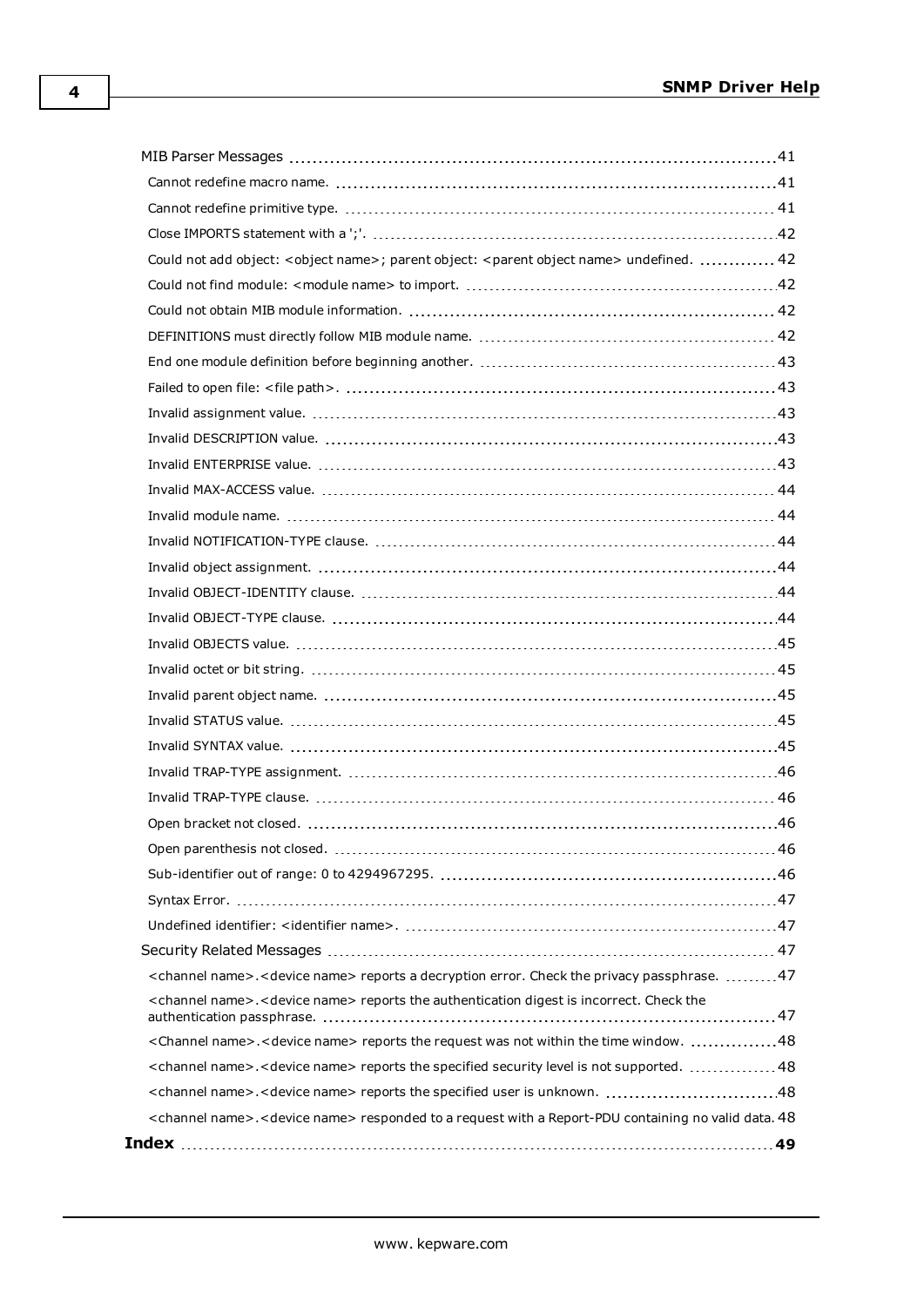MIB Parser Messages ..... 41

- Cannot redefine macro name. ..... 41
- Cannot redefine primitive type. ..... 41
- Close IMPORTS statement with a ';'. ..... 42
- Could not add object: <object name>; parent object: <parent object name> undefined. ..... 42
- Could not find module: <module name> to import. ..... 42
- Could not obtain MIB module information. ..... 42
- DEFINITIONS must directly follow MIB module name. ..... 42
- End one module definition before beginning another. ..... 43
- Failed to open file: <file path>. ..... 43
- Invalid assignment value. ..... 43
- Invalid DESCRIPTION value. ..... 43
- Invalid ENTERPRISE value. ..... 43
- Invalid MAX-ACCESS value. ..... 44
- Invalid module name. ..... 44
- Invalid NOTIFICATION-TYPE clause. ..... 44
- Invalid object assignment. ..... 44
- Invalid OBJECT-IDENTITY clause. ..... 44
- Invalid OBJECT-TYPE clause. ..... 44
- Invalid OBJECTS value. ..... 45
- Invalid octet or bit string. ..... 45
- Invalid parent object name. ..... 45
- Invalid STATUS value. ..... 45
- Invalid SYNTAX value. ..... 45
- Invalid TRAP-TYPE assignment. ..... 46
- Invalid TRAP-TYPE clause. ..... 46
- Open bracket not closed. ..... 46
- Open parenthesis not closed. ..... 46
- Sub-identifier out of range: 0 to 4294967295. ..... 46
- Syntax Error. ..... 47
- Undefined identifier: <identifier name>. ..... 47

Security Related Messages ..... 47

- <channel name>.<device name> reports a decryption error. Check the privacy passphrase. ..... 47
- <channel name>.<device name> reports the authentication digest is incorrect. Check the authentication passphrase. ..... 47
- <Channel name>.<device name> reports the request was not within the time window. ..... 48
- <channel name>.<device name> reports the specified security level is not supported. ..... 48
- <channel name>.<device name> reports the specified user is unknown. ..... 48
- <channel name>.<device name> responded to a request with a Report-PDU containing no valid data. 48

**Index ..... 49**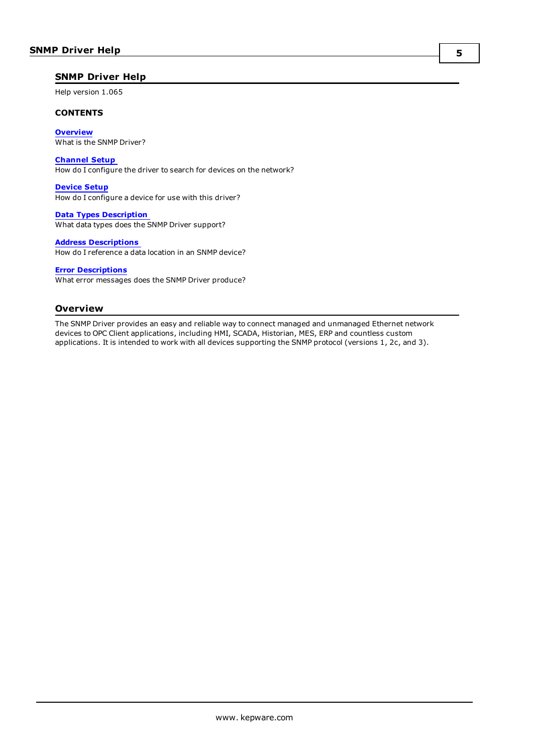# SNMP Driver Help

Help version 1.065

**CONTENTS**

**Overview**
What is the SNMP Driver?

**Channel Setup**
How do I configure the driver to search for devices on the network?

**Device Setup**
How do I configure a device for use with this driver?

**Data Types Description**
What data types does the SNMP Driver support?

**Address Descriptions**
How do I reference a data location in an SNMP device?

**Error Descriptions**
What error messages does the SNMP Driver produce?

## Overview

The SNMP Driver provides an easy and reliable way to connect managed and unmanaged Ethernet network devices to OPC Client applications, including HMI, SCADA, Historian, MES, ERP and countless custom applications. It is intended to work with all devices supporting the SNMP protocol (versions 1, 2c, and 3).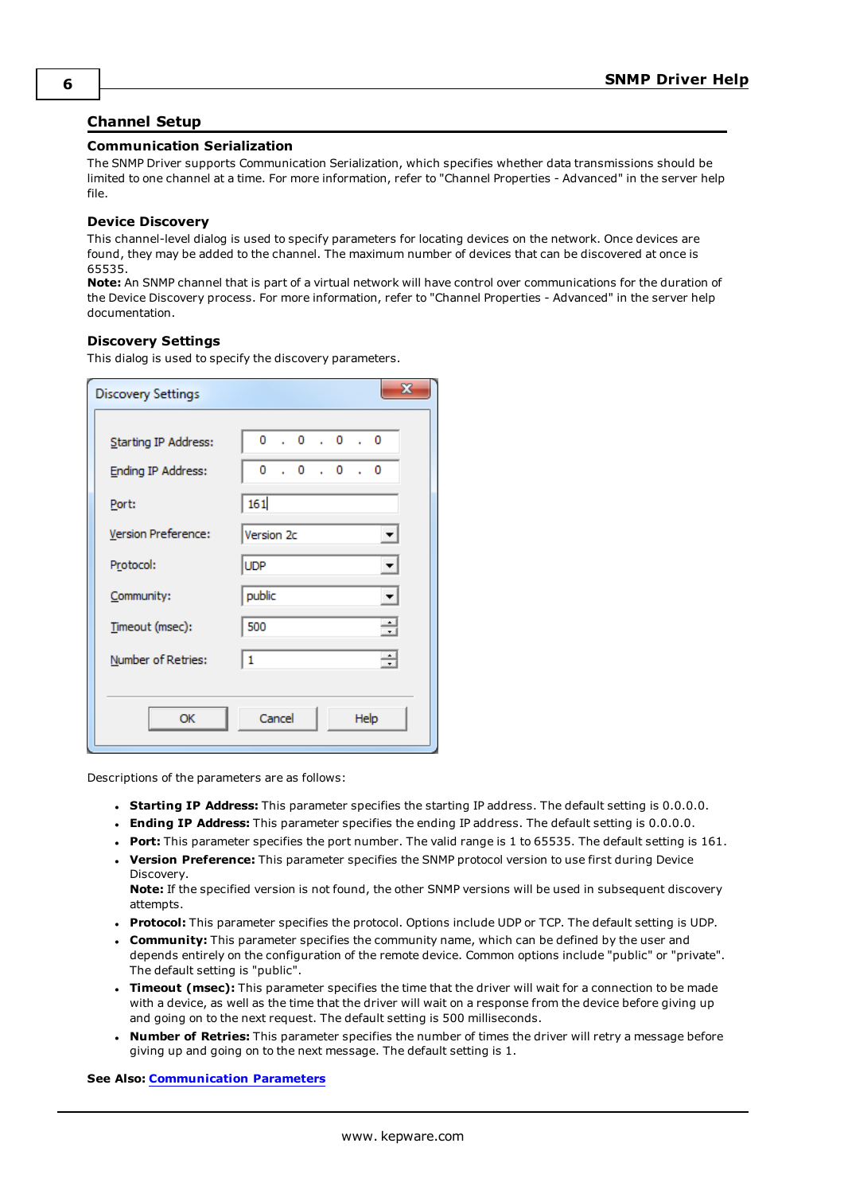## Channel Setup

### Communication Serialization

The SNMP Driver supports Communication Serialization, which specifies whether data transmissions should be limited to one channel at a time. For more information, refer to "Channel Properties - Advanced" in the server help file.

### Device Discovery

This channel-level dialog is used to specify parameters for locating devices on the network. Once devices are found, they may be added to the channel. The maximum number of devices that can be discovered at once is 65535.

**Note:** An SNMP channel that is part of a virtual network will have control over communications for the duration of the Device Discovery process. For more information, refer to "Channel Properties - Advanced" in the server help documentation.

### Discovery Settings

This dialog is used to specify the discovery parameters.

Descriptions of the parameters are as follows:

- **Starting IP Address:** This parameter specifies the starting IP address. The default setting is 0.0.0.0.
- **Ending IP Address:** This parameter specifies the ending IP address. The default setting is 0.0.0.0.
- **Port:** This parameter specifies the port number. The valid range is 1 to 65535. The default setting is 161.
- **Version Preference:** This parameter specifies the SNMP protocol version to use first during Device Discovery.
  **Note:** If the specified version is not found, the other SNMP versions will be used in subsequent discovery attempts.
- **Protocol:** This parameter specifies the protocol. Options include UDP or TCP. The default setting is UDP.
- **Community:** This parameter specifies the community name, which can be defined by the user and depends entirely on the configuration of the remote device. Common options include "public" or "private". The default setting is "public".
- **Timeout (msec):** This parameter specifies the time that the driver will wait for a connection to be made with a device, as well as the time that the driver will wait on a response from the device before giving up and going on to the next request. The default setting is 500 milliseconds.
- **Number of Retries:** This parameter specifies the number of times the driver will retry a message before giving up and going on to the next message. The default setting is 1.

**See Also:** Communication Parameters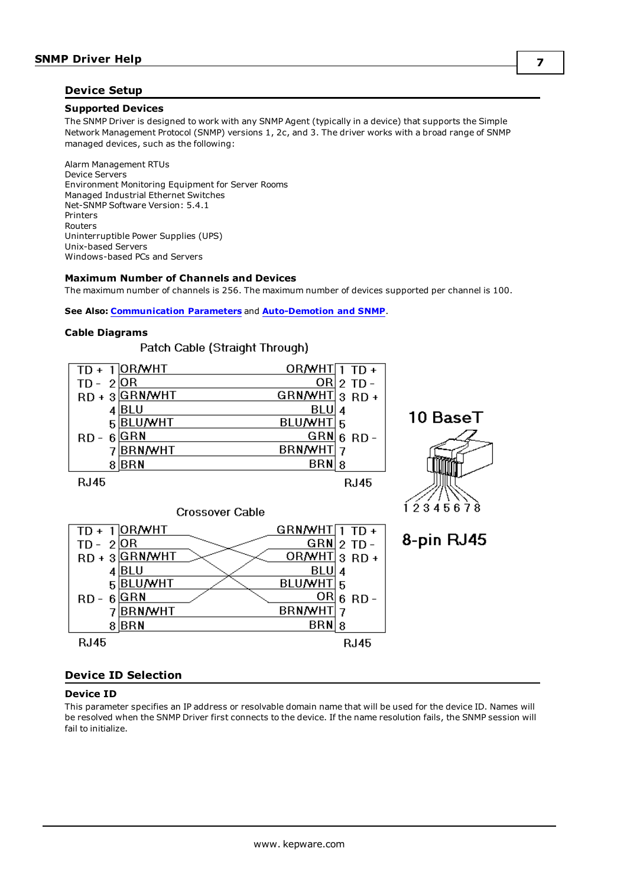## Device Setup

### Supported Devices

The SNMP Driver is designed to work with any SNMP Agent (typically in a device) that supports the Simple Network Management Protocol (SNMP) versions 1, 2c, and 3. The driver works with a broad range of SNMP managed devices, such as the following:

Alarm Management RTUs
Device Servers
Environment Monitoring Equipment for Server Rooms
Managed Industrial Ethernet Switches
Net-SNMP Software Version: 5.4.1
Printers
Routers
Uninterruptible Power Supplies (UPS)
Unix-based Servers
Windows-based PCs and Servers

### Maximum Number of Channels and Devices

The maximum number of channels is 256. The maximum number of devices supported per channel is 100.

**See Also:** **Communication Parameters** and **Auto-Demotion and SNMP**.

### Cable Diagrams

Patch Cable (Straight Through)

| RJ45 Signal | Pin | Wire | Wire | Pin | RJ45 Signal |
|---|---|---|---|---|---|
| TD + | 1 | OR/WHT | OR/WHT | 1 | TD + |
| TD - | 2 | OR | OR | 2 | TD - |
| RD + | 3 | GRN/WHT | GRN/WHT | 3 | RD + |
| | 4 | BLU | BLU | 4 | |
| | 5 | BLU/WHT | BLU/WHT | 5 | |
| RD - | 6 | GRN | GRN | 6 | RD - |
| | 7 | BRN/WHT | BRN/WHT | 7 | |
| | 8 | BRN | BRN | 8 | |

RJ45 RJ45

Crossover Cable

| RJ45 Signal | Pin | Wire | Wire | Pin | RJ45 Signal |
|---|---|---|---|---|---|
| TD + | 1 | OR/WHT | GRN/WHT | 1 | TD + |
| TD - | 2 | OR | GRN | 2 | TD - |
| RD + | 3 | GRN/WHT | OR/WHT | 3 | RD + |
| | 4 | BLU | BLU | 4 | |
| | 5 | BLU/WHT | BLU/WHT | 5 | |
| RD - | 6 | GRN | OR | 6 | RD - |
| | 7 | BRN/WHT | BRN/WHT | 7 | |
| | 8 | BRN | BRN | 8 | |

RJ45 RJ45

10 BaseT

1 2 3 4 5 6 7 8

8-pin RJ45

## Device ID Selection

### Device ID

This parameter specifies an IP address or resolvable domain name that will be used for the device ID. Names will be resolved when the SNMP Driver first connects to the device. If the name resolution fails, the SNMP session will fail to initialize.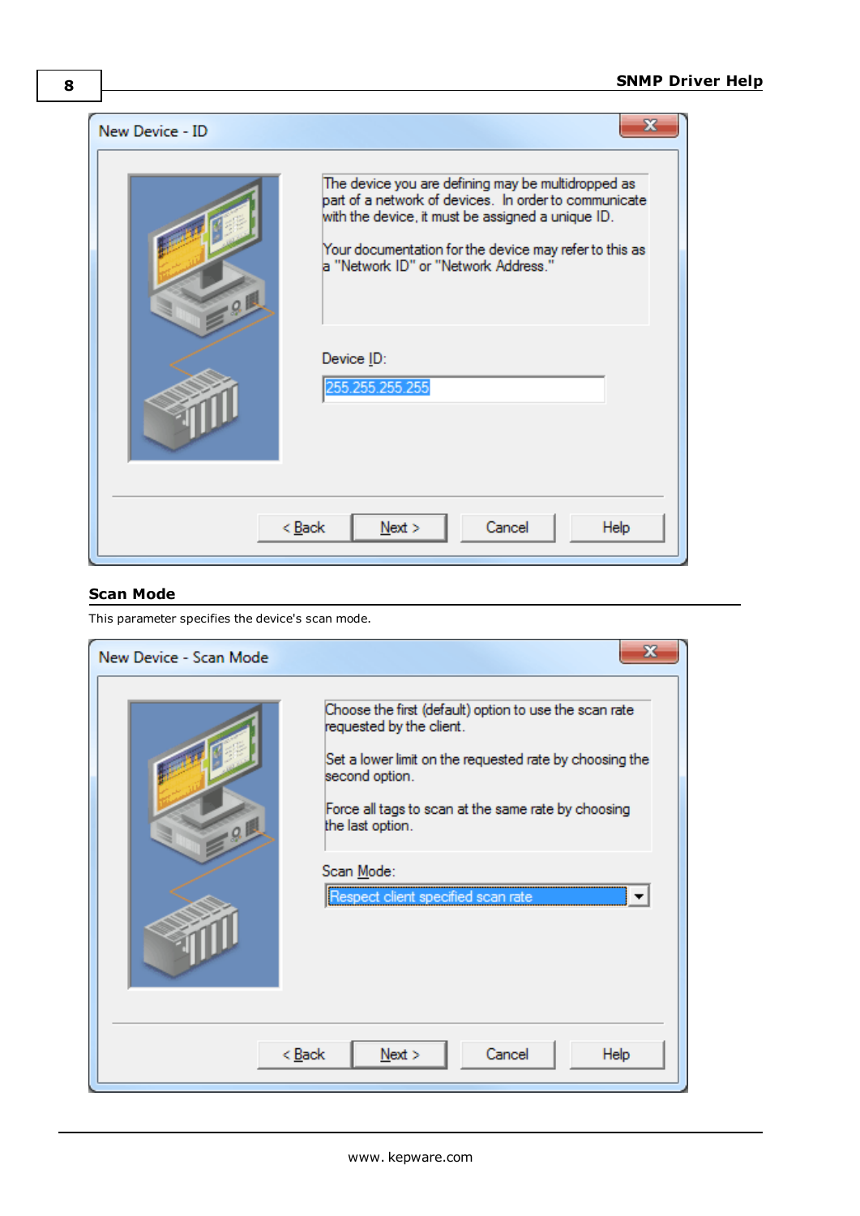## Scan Mode

This parameter specifies the device's scan mode.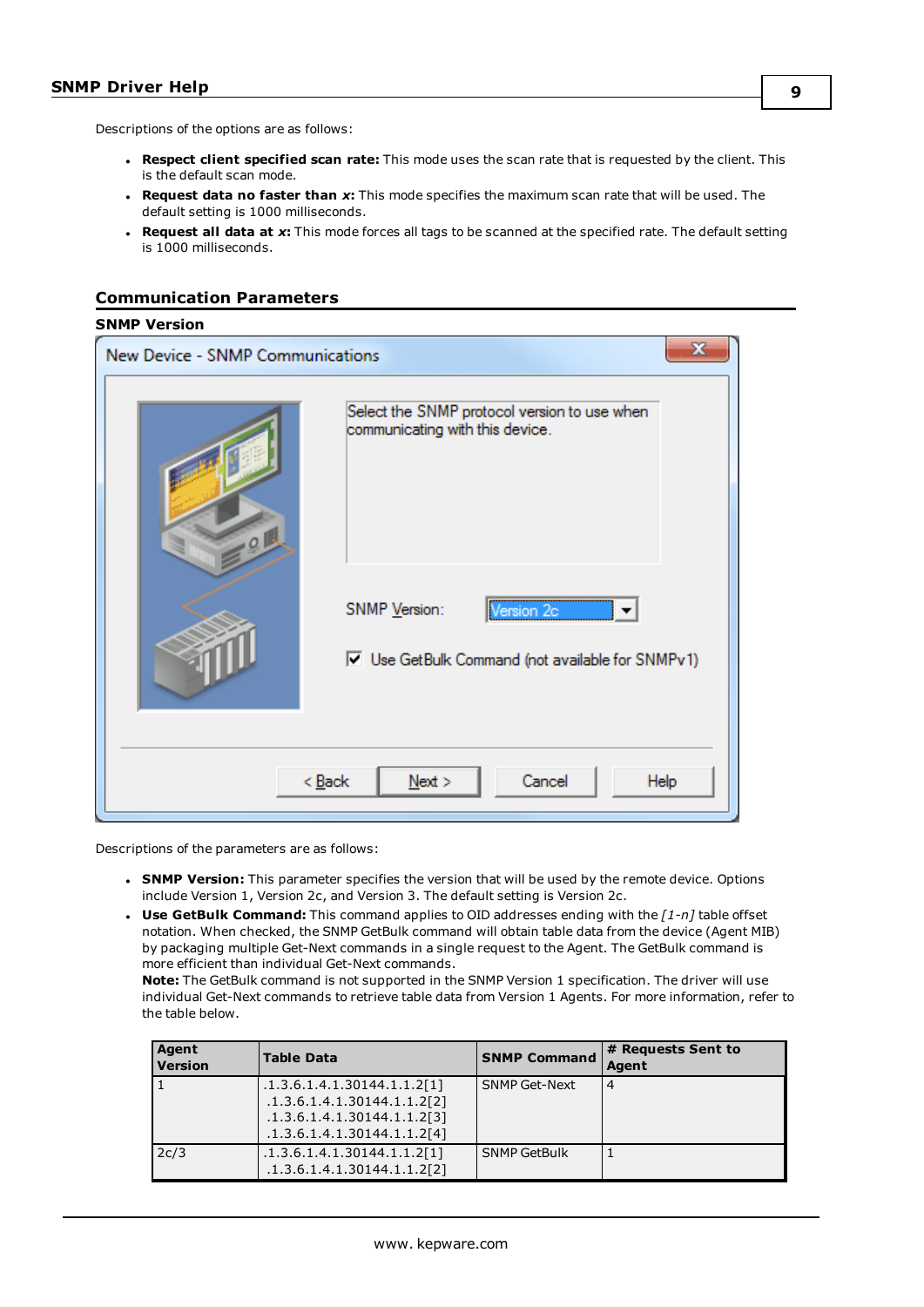Descriptions of the options are as follows:

- **Respect client specified scan rate:** This mode uses the scan rate that is requested by the client. This is the default scan mode.
- **Request data no faster than *x*:** This mode specifies the maximum scan rate that will be used. The default setting is 1000 milliseconds.
- **Request all data at *x*:** This mode forces all tags to be scanned at the specified rate. The default setting is 1000 milliseconds.

## Communication Parameters

### SNMP Version

Descriptions of the parameters are as follows:

- **SNMP Version:** This parameter specifies the version that will be used by the remote device. Options include Version 1, Version 2c, and Version 3. The default setting is Version 2c.
- **Use GetBulk Command:** This command applies to OID addresses ending with the *[1-n]* table offset notation. When checked, the SNMP GetBulk command will obtain table data from the device (Agent MIB) by packaging multiple Get-Next commands in a single request to the Agent. The GetBulk command is more efficient than individual Get-Next commands.
  **Note:** The GetBulk command is not supported in the SNMP Version 1 specification. The driver will use individual Get-Next commands to retrieve table data from Version 1 Agents. For more information, refer to the table below.

| Agent Version | Table Data | SNMP Command | # Requests Sent to Agent |
|---|---|---|---|
| 1 | .1.3.6.1.4.1.30144.1.1.2[1]<br>.1.3.6.1.4.1.30144.1.1.2[2]<br>.1.3.6.1.4.1.30144.1.1.2[3]<br>.1.3.6.1.4.1.30144.1.1.2[4] | SNMP Get-Next | 4 |
| 2c/3 | .1.3.6.1.4.1.30144.1.1.2[1]<br>.1.3.6.1.4.1.30144.1.1.2[2] | SNMP GetBulk | 1 |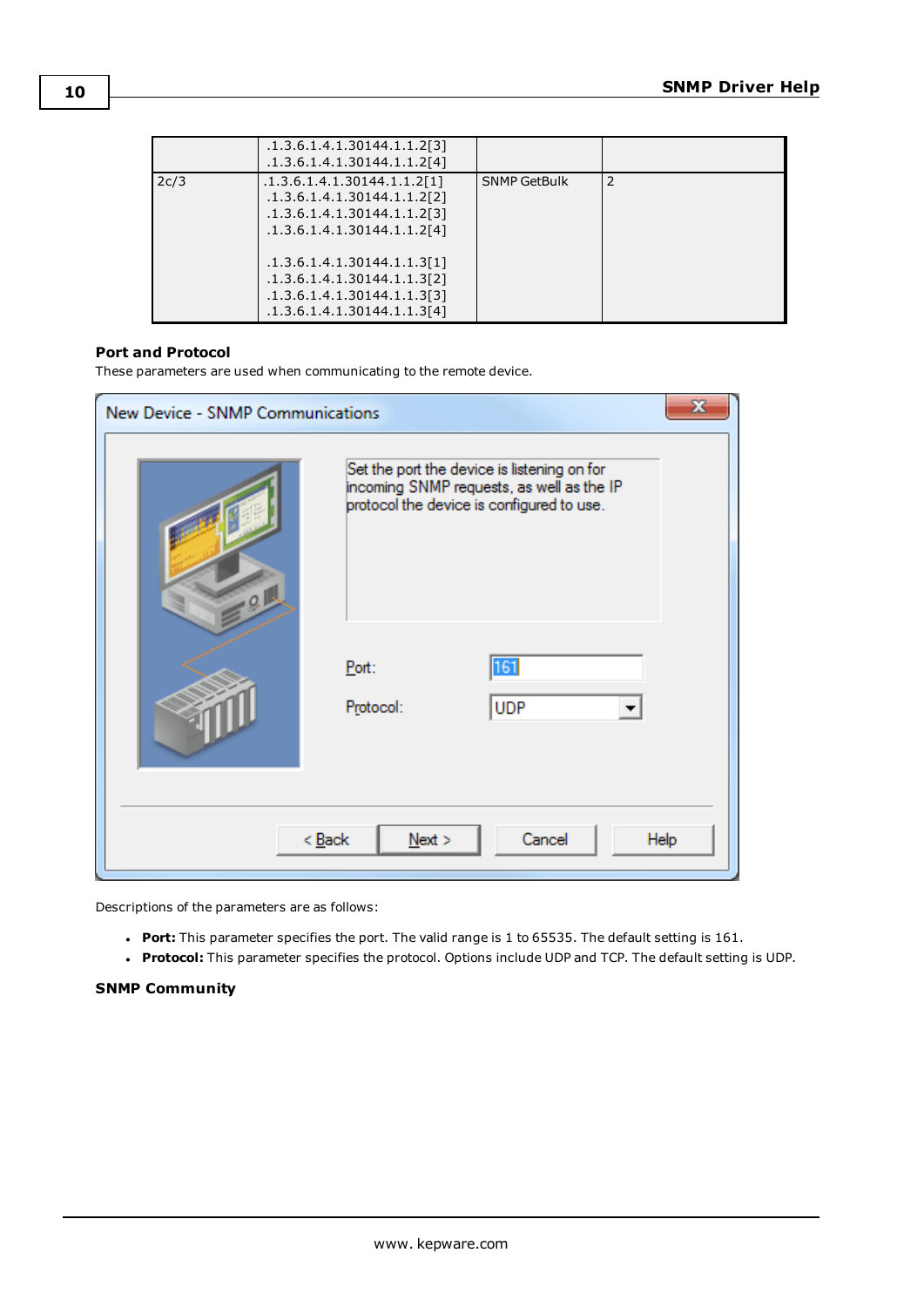| | | | |
|---|---|---|---|
| | .1.3.6.1.4.1.30144.1.1.2[3]<br>.1.3.6.1.4.1.30144.1.1.2[4] | | |
| 2c/3 | .1.3.6.1.4.1.30144.1.1.2[1]<br>.1.3.6.1.4.1.30144.1.1.2[2]<br>.1.3.6.1.4.1.30144.1.1.2[3]<br>.1.3.6.1.4.1.30144.1.1.2[4]<br><br>.1.3.6.1.4.1.30144.1.1.3[1]<br>.1.3.6.1.4.1.30144.1.1.3[2]<br>.1.3.6.1.4.1.30144.1.1.3[3]<br>.1.3.6.1.4.1.30144.1.1.3[4] | SNMP GetBulk | 2 |

### Port and Protocol

These parameters are used when communicating to the remote device.

New Device - SNMP Communications

Set the port the device is listening on for incoming SNMP requests, as well as the IP protocol the device is configured to use.

Port: 161

Protocol: UDP

< Back | Next > | Cancel | Help

Descriptions of the parameters are as follows:

- **Port:** This parameter specifies the port. The valid range is 1 to 65535. The default setting is 161.
- **Protocol:** This parameter specifies the protocol. Options include UDP and TCP. The default setting is UDP.

### SNMP Community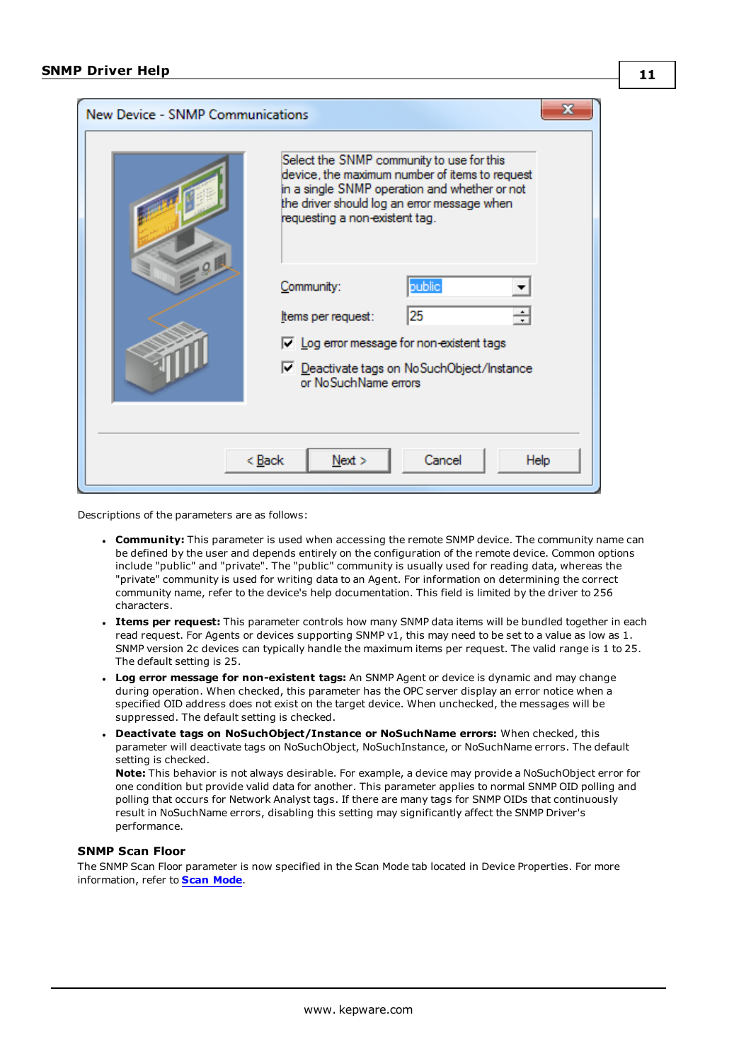Descriptions of the parameters are as follows:

- **Community:** This parameter is used when accessing the remote SNMP device. The community name can be defined by the user and depends entirely on the configuration of the remote device. Common options include "public" and "private". The "public" community is usually used for reading data, whereas the "private" community is used for writing data to an Agent. For information on determining the correct community name, refer to the device's help documentation. This field is limited by the driver to 256 characters.
- **Items per request:** This parameter controls how many SNMP data items will be bundled together in each read request. For Agents or devices supporting SNMP v1, this may need to be set to a value as low as 1. SNMP version 2c devices can typically handle the maximum items per request. The valid range is 1 to 25. The default setting is 25.
- **Log error message for non-existent tags:** An SNMP Agent or device is dynamic and may change during operation. When checked, this parameter has the OPC server display an error notice when a specified OID address does not exist on the target device. When unchecked, the messages will be suppressed. The default setting is checked.
- **Deactivate tags on NoSuchObject/Instance or NoSuchName errors:** When checked, this parameter will deactivate tags on NoSuchObject, NoSuchInstance, or NoSuchName errors. The default setting is checked.
  **Note:** This behavior is not always desirable. For example, a device may provide a NoSuchObject error for one condition but provide valid data for another. This parameter applies to normal SNMP OID polling and polling that occurs for Network Analyst tags. If there are many tags for SNMP OIDs that continuously result in NoSuchName errors, disabling this setting may significantly affect the SNMP Driver's performance.

### SNMP Scan Floor

The SNMP Scan Floor parameter is now specified in the Scan Mode tab located in Device Properties. For more information, refer to **Scan Mode**.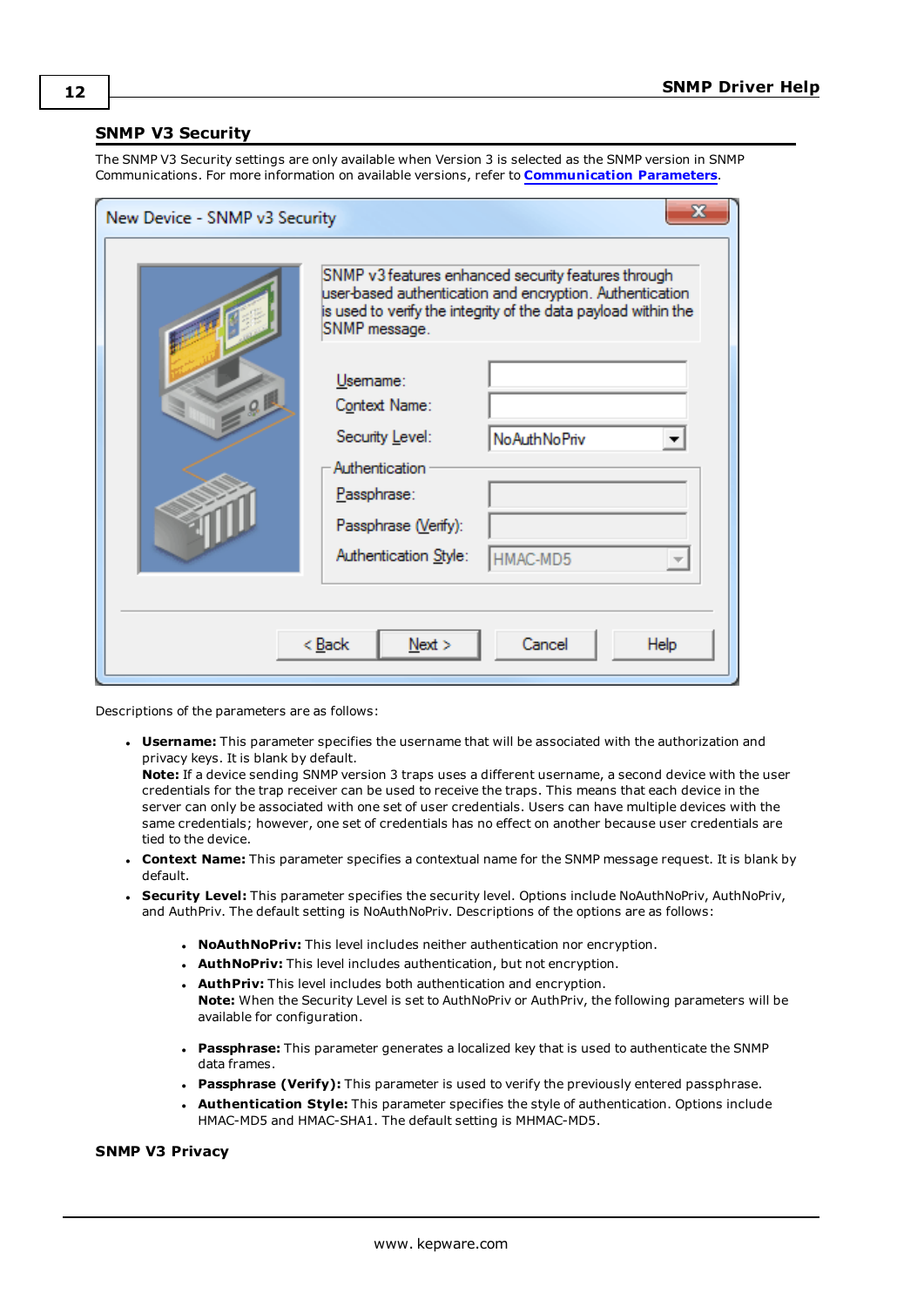## SNMP V3 Security

The SNMP V3 Security settings are only available when Version 3 is selected as the SNMP version in SNMP Communications. For more information on available versions, refer to **Communication Parameters**.

Descriptions of the parameters are as follows:

- **Username:** This parameter specifies the username that will be associated with the authorization and privacy keys. It is blank by default.
  **Note:** If a device sending SNMP version 3 traps uses a different username, a second device with the user credentials for the trap receiver can be used to receive the traps. This means that each device in the server can only be associated with one set of user credentials. Users can have multiple devices with the same credentials; however, one set of credentials has no effect on another because user credentials are tied to the device.
- **Context Name:** This parameter specifies a contextual name for the SNMP message request. It is blank by default.
- **Security Level:** This parameter specifies the security level. Options include NoAuthNoPriv, AuthNoPriv, and AuthPriv. The default setting is NoAuthNoPriv. Descriptions of the options are as follows:
  - **NoAuthNoPriv:** This level includes neither authentication nor encryption.
  - **AuthNoPriv:** This level includes authentication, but not encryption.
  - **AuthPriv:** This level includes both authentication and encryption.
    **Note:** When the Security Level is set to AuthNoPriv or AuthPriv, the following parameters will be available for configuration.
  - **Passphrase:** This parameter generates a localized key that is used to authenticate the SNMP data frames.
  - **Passphrase (Verify):** This parameter is used to verify the previously entered passphrase.
  - **Authentication Style:** This parameter specifies the style of authentication. Options include HMAC-MD5 and HMAC-SHA1. The default setting is MHMAC-MD5.

### SNMP V3 Privacy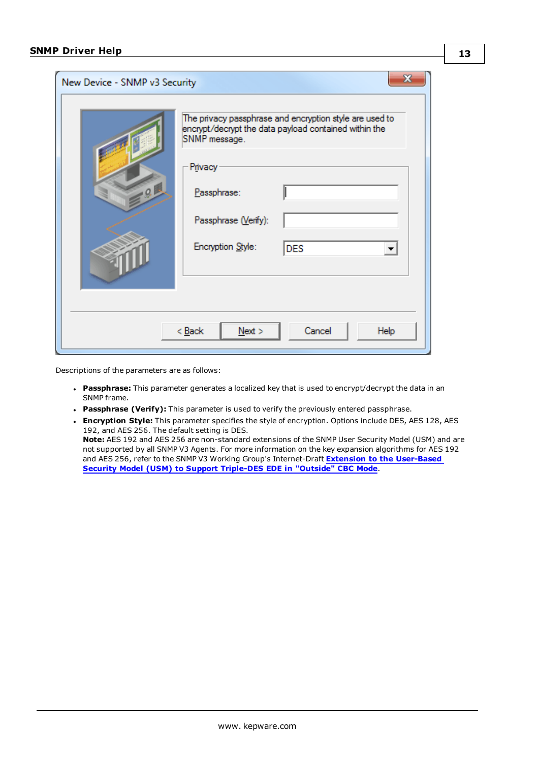Descriptions of the parameters are as follows:

- **Passphrase:** This parameter generates a localized key that is used to encrypt/decrypt the data in an SNMP frame.
- **Passphrase (Verify):** This parameter is used to verify the previously entered passphrase.
- **Encryption Style:** This parameter specifies the style of encryption. Options include DES, AES 128, AES 192, and AES 256. The default setting is DES.
  **Note:** AES 192 and AES 256 are non-standard extensions of the SNMP User Security Model (USM) and are not supported by all SNMP V3 Agents. For more information on the key expansion algorithms for AES 192 and AES 256, refer to the SNMP V3 Working Group's Internet-Draft **Extension to the User-Based Security Model (USM) to Support Triple-DES EDE in "Outside" CBC Mode**.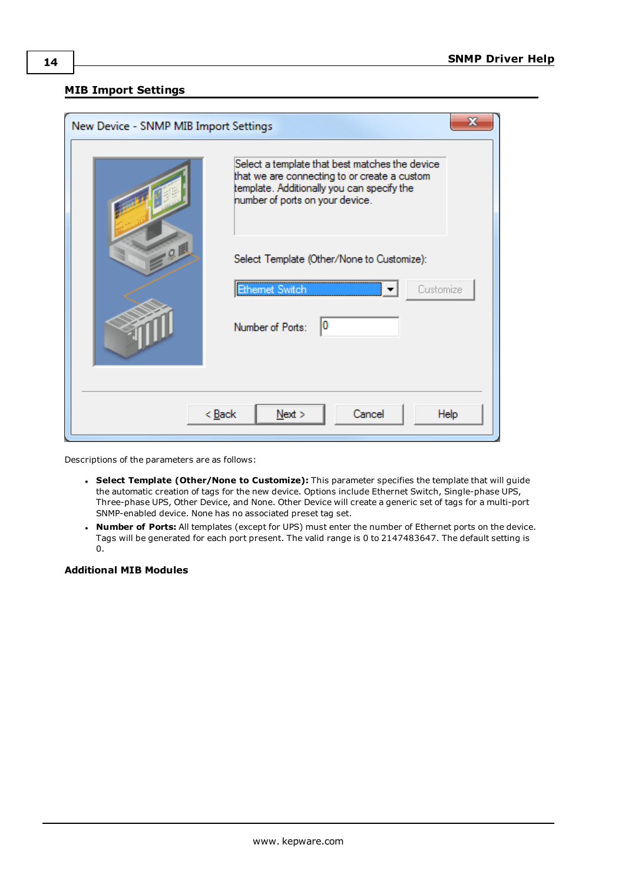## MIB Import Settings

Descriptions of the parameters are as follows:

- **Select Template (Other/None to Customize):** This parameter specifies the template that will guide the automatic creation of tags for the new device. Options include Ethernet Switch, Single-phase UPS, Three-phase UPS, Other Device, and None. Other Device will create a generic set of tags for a multi-port SNMP-enabled device. None has no associated preset tag set.
- **Number of Ports:** All templates (except for UPS) must enter the number of Ethernet ports on the device. Tags will be generated for each port present. The valid range is 0 to 2147483647. The default setting is 0.

### Additional MIB Modules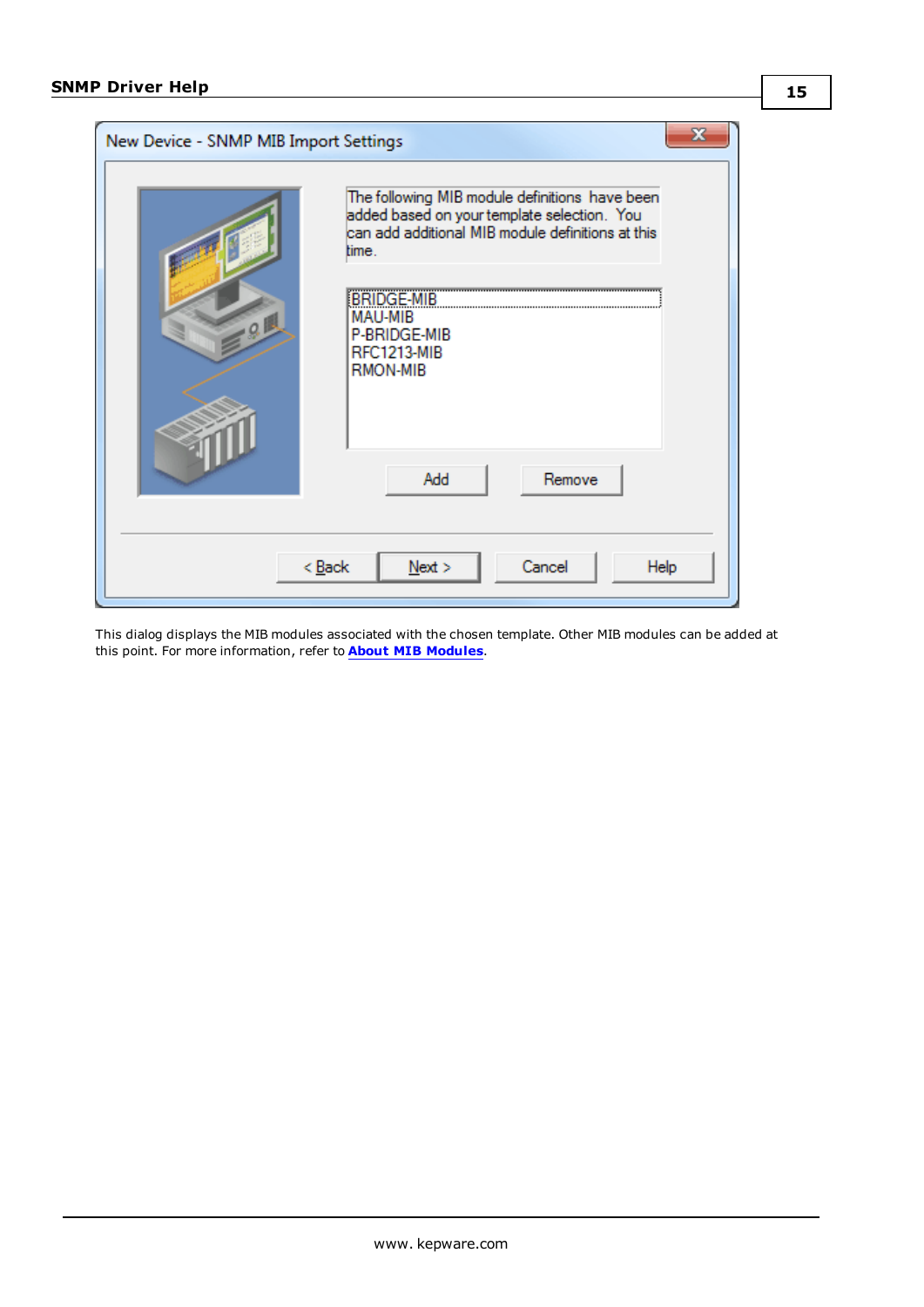This dialog displays the MIB modules associated with the chosen template. Other MIB modules can be added at this point. For more information, refer to **About MIB Modules**.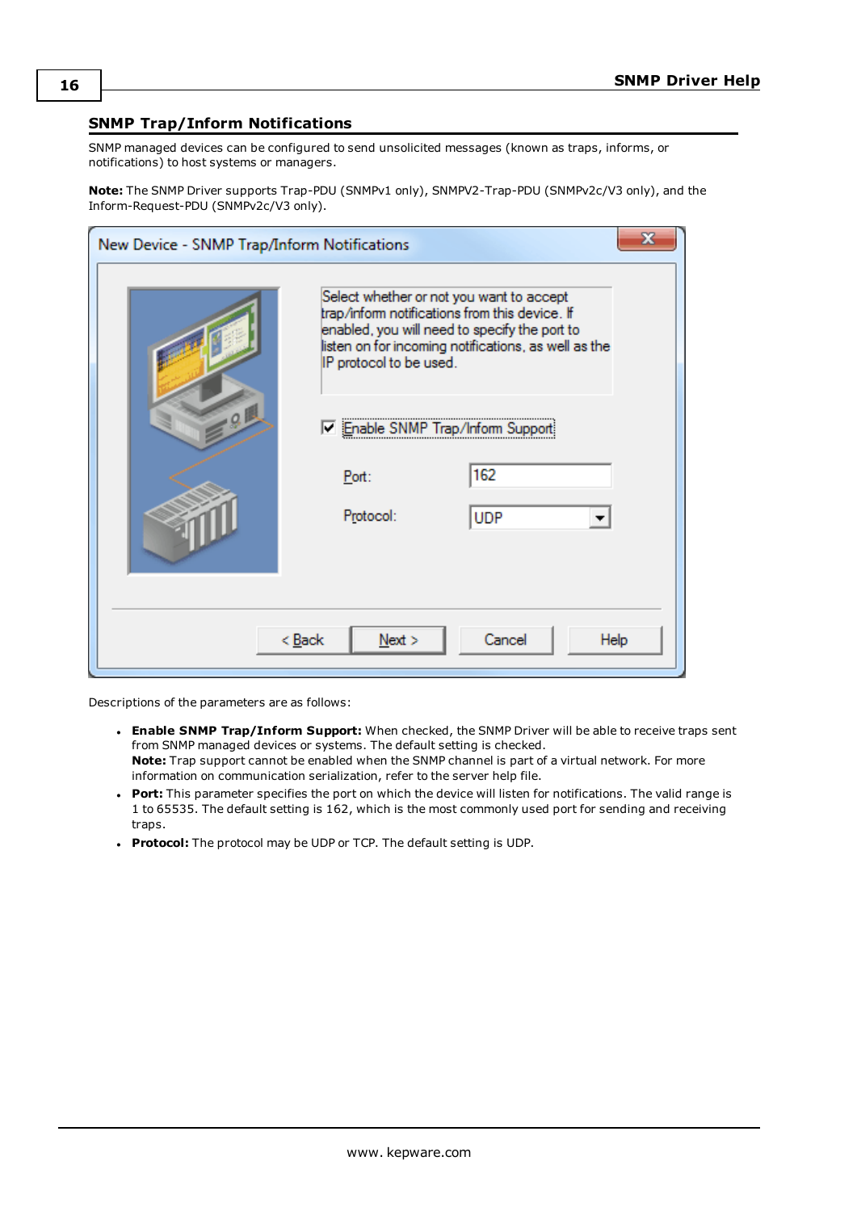## SNMP Trap/Inform Notifications

SNMP managed devices can be configured to send unsolicited messages (known as traps, informs, or notifications) to host systems or managers.

**Note:** The SNMP Driver supports Trap-PDU (SNMPv1 only), SNMPV2-Trap-PDU (SNMPv2c/V3 only), and the Inform-Request-PDU (SNMPv2c/V3 only).

Descriptions of the parameters are as follows:

- **Enable SNMP Trap/Inform Support:** When checked, the SNMP Driver will be able to receive traps sent from SNMP managed devices or systems. The default setting is checked.
  **Note:** Trap support cannot be enabled when the SNMP channel is part of a virtual network. For more information on communication serialization, refer to the server help file.
- **Port:** This parameter specifies the port on which the device will listen for notifications. The valid range is 1 to 65535. The default setting is 162, which is the most commonly used port for sending and receiving traps.
- **Protocol:** The protocol may be UDP or TCP. The default setting is UDP.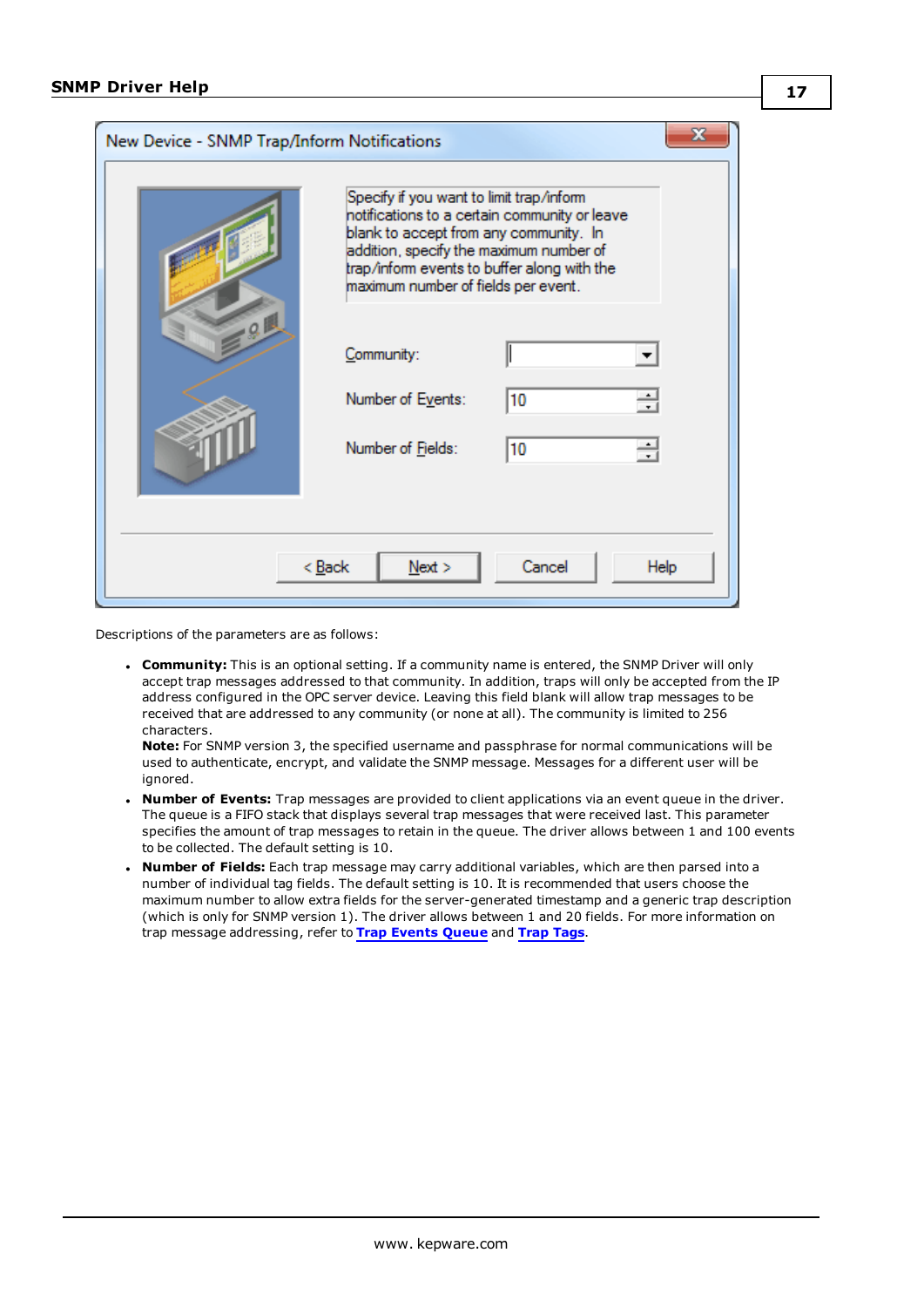Descriptions of the parameters are as follows:

- **Community:** This is an optional setting. If a community name is entered, the SNMP Driver will only accept trap messages addressed to that community. In addition, traps will only be accepted from the IP address configured in the OPC server device. Leaving this field blank will allow trap messages to be received that are addressed to any community (or none at all). The community is limited to 256 characters.
  **Note:** For SNMP version 3, the specified username and passphrase for normal communications will be used to authenticate, encrypt, and validate the SNMP message. Messages for a different user will be ignored.
- **Number of Events:** Trap messages are provided to client applications via an event queue in the driver. The queue is a FIFO stack that displays several trap messages that were received last. This parameter specifies the amount of trap messages to retain in the queue. The driver allows between 1 and 100 events to be collected. The default setting is 10.
- **Number of Fields:** Each trap message may carry additional variables, which are then parsed into a number of individual tag fields. The default setting is 10. It is recommended that users choose the maximum number to allow extra fields for the server-generated timestamp and a generic trap description (which is only for SNMP version 1). The driver allows between 1 and 20 fields. For more information on trap message addressing, refer to **Trap Events Queue** and **Trap Tags**.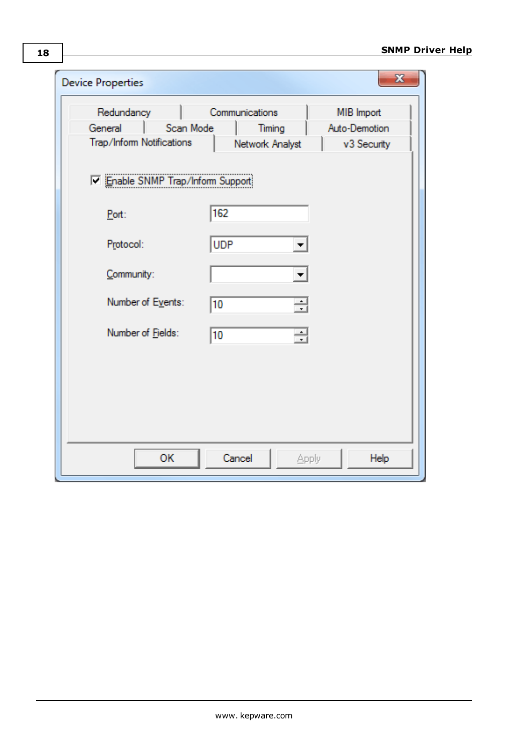Device Properties

Redundancy | Communications | MIB Import

General | Scan Mode | Timing | Auto-Demotion

Trap/Inform Notifications | Network Analyst | v3 Security

☑ Enable SNMP Trap/Inform Support

| | |
|---|---|
| Port: | 162 |
| Protocol: | UDP |
| Community: | |
| Number of Events: | 10 |
| Number of Fields: | 10 |

OK | Cancel | Apply | Help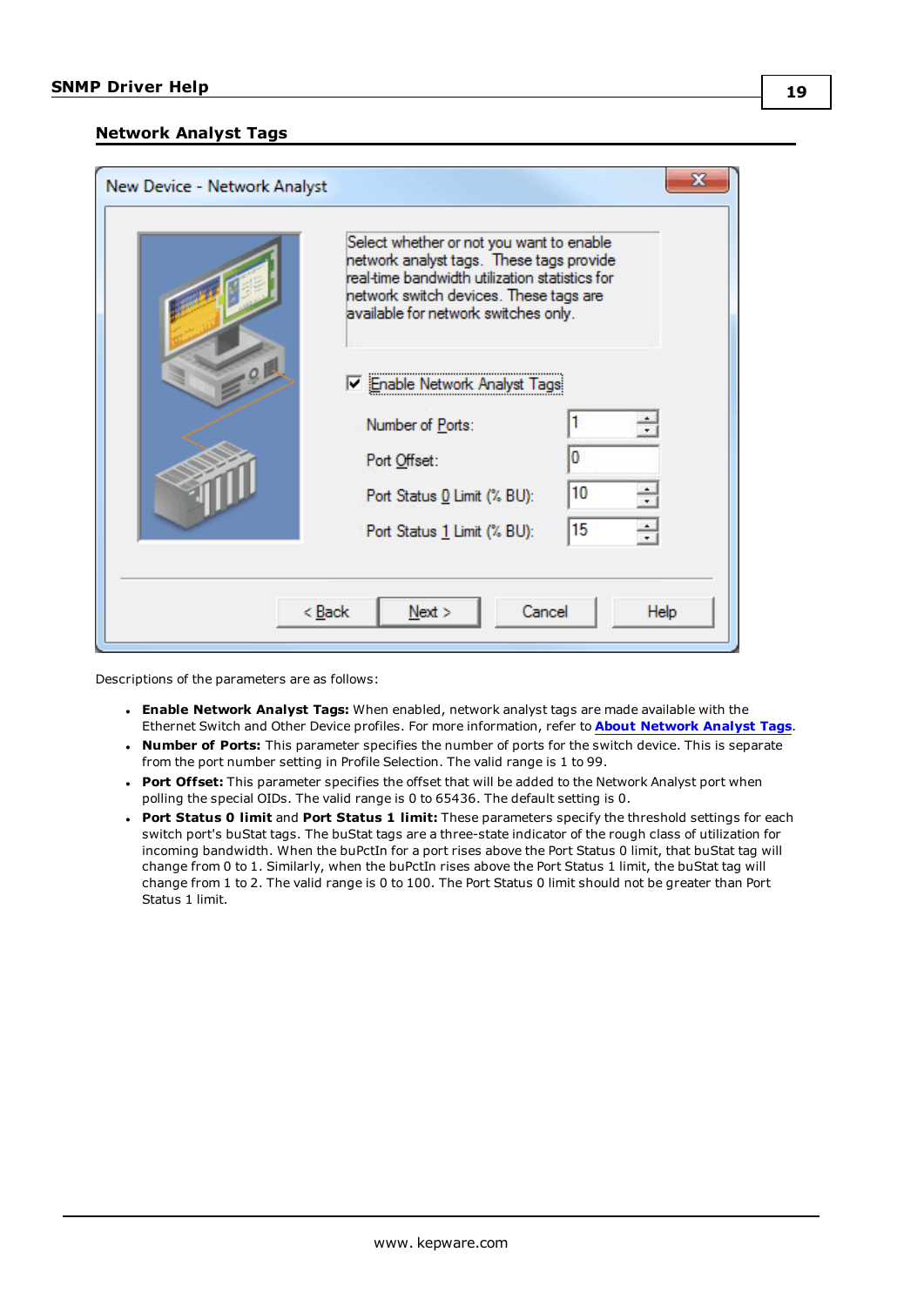## Network Analyst Tags

Descriptions of the parameters are as follows:

- **Enable Network Analyst Tags:** When enabled, network analyst tags are made available with the Ethernet Switch and Other Device profiles. For more information, refer to **About Network Analyst Tags**.
- **Number of Ports:** This parameter specifies the number of ports for the switch device. This is separate from the port number setting in Profile Selection. The valid range is 1 to 99.
- **Port Offset:** This parameter specifies the offset that will be added to the Network Analyst port when polling the special OIDs. The valid range is 0 to 65436. The default setting is 0.
- **Port Status 0 limit** and **Port Status 1 limit:** These parameters specify the threshold settings for each switch port's buStat tags. The buStat tags are a three-state indicator of the rough class of utilization for incoming bandwidth. When the buPctIn for a port rises above the Port Status 0 limit, that buStat tag will change from 0 to 1. Similarly, when the buPctIn rises above the Port Status 1 limit, the buStat tag will change from 1 to 2. The valid range is 0 to 100. The Port Status 0 limit should not be greater than Port Status 1 limit.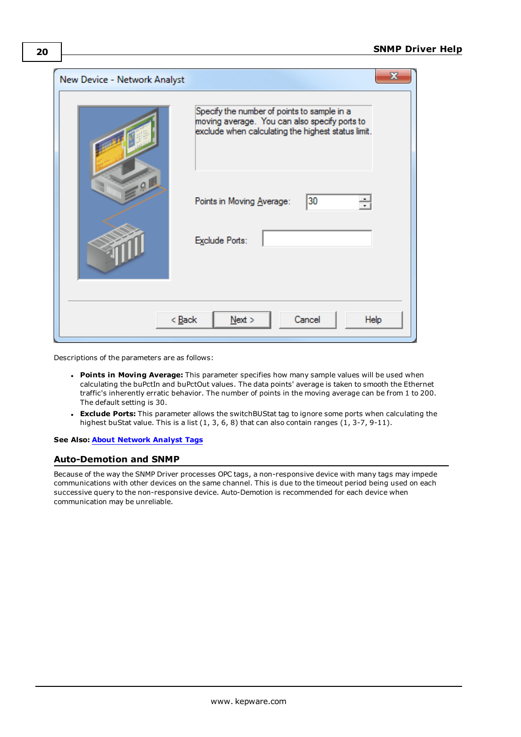Descriptions of the parameters are as follows:

- **Points in Moving Average:** This parameter specifies how many sample values will be used when calculating the buPctIn and buPctOut values. The data points' average is taken to smooth the Ethernet traffic's inherently erratic behavior. The number of points in the moving average can be from 1 to 200. The default setting is 30.
- **Exclude Ports:** This parameter allows the switchBUStat tag to ignore some ports when calculating the highest buStat value. This is a list (1, 3, 6, 8) that can also contain ranges (1, 3-7, 9-11).

**See Also:** About Network Analyst Tags

## Auto-Demotion and SNMP

Because of the way the SNMP Driver processes OPC tags, a non-responsive device with many tags may impede communications with other devices on the same channel. This is due to the timeout period being used on each successive query to the non-responsive device. Auto-Demotion is recommended for each device when communication may be unreliable.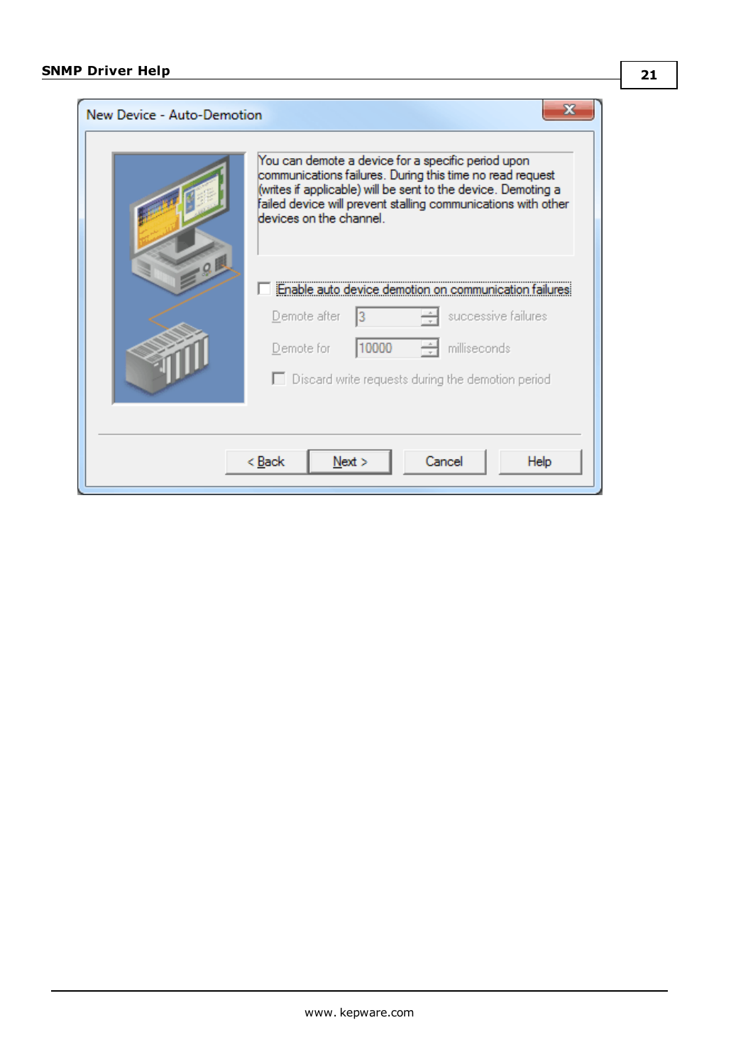New Device - Auto-Demotion

You can demote a device for a specific period upon communications failures. During this time no read request (writes if applicable) will be sent to the device. Demoting a failed device will prevent stalling communications with other devices on the channel.

Enable auto device demotion on communication failures

Demote after 3 successive failures

Demote for 10000 milliseconds

Discard write requests during the demotion period

< Back | Next > | Cancel | Help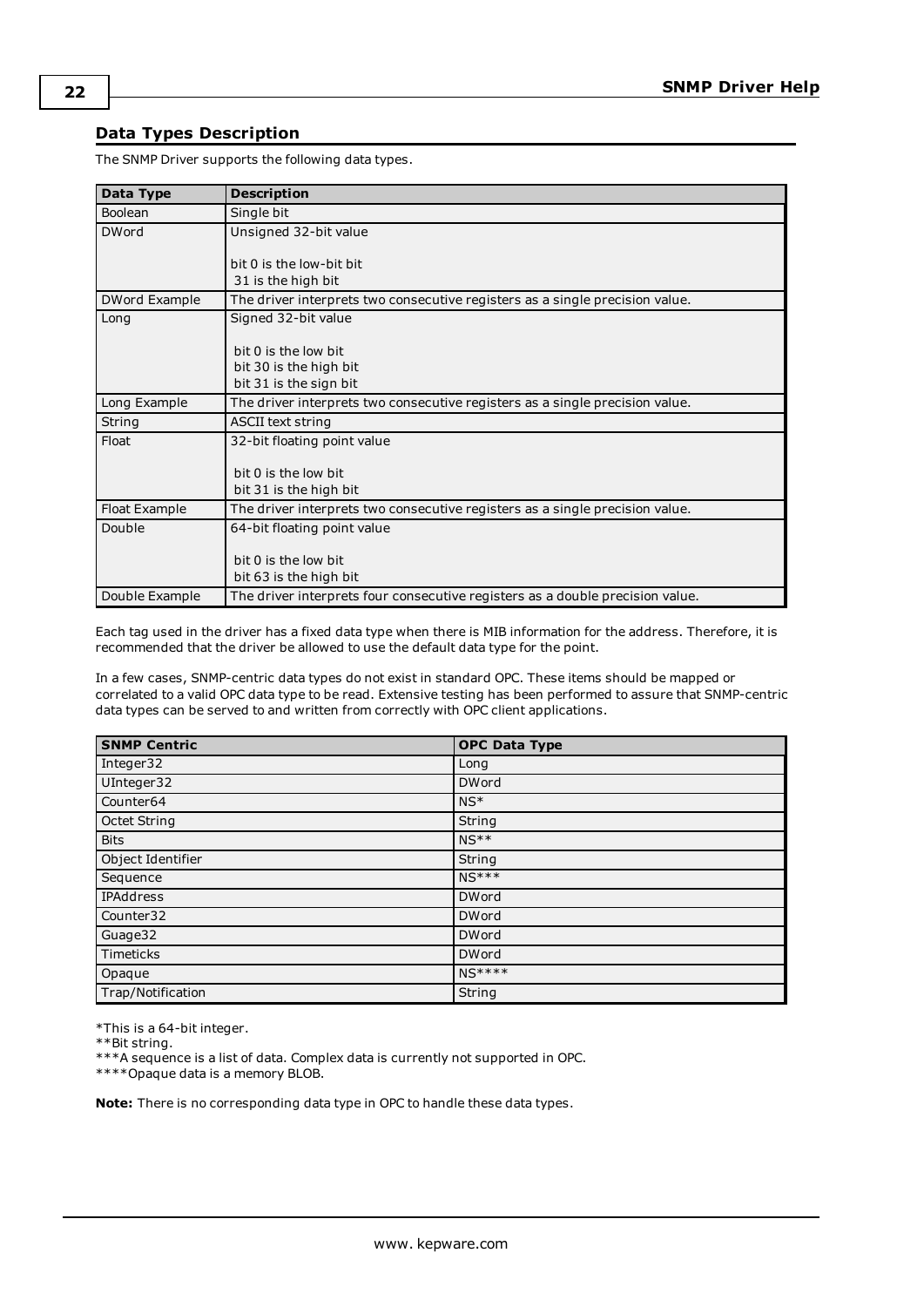### Data Types Description

The SNMP Driver supports the following data types.

| Data Type | Description |
|---|---|
| Boolean | Single bit |
| DWord | Unsigned 32-bit value<br><br>bit 0 is the low-bit bit<br>31 is the high bit |
| DWord Example | The driver interprets two consecutive registers as a single precision value. |
| Long | Signed 32-bit value<br><br>bit 0 is the low bit<br>bit 30 is the high bit<br>bit 31 is the sign bit |
| Long Example | The driver interprets two consecutive registers as a single precision value. |
| String | ASCII text string |
| Float | 32-bit floating point value<br><br>bit 0 is the low bit<br>bit 31 is the high bit |
| Float Example | The driver interprets two consecutive registers as a single precision value. |
| Double | 64-bit floating point value<br><br>bit 0 is the low bit<br>bit 63 is the high bit |
| Double Example | The driver interprets four consecutive registers as a double precision value. |

Each tag used in the driver has a fixed data type when there is MIB information for the address. Therefore, it is recommended that the driver be allowed to use the default data type for the point.

In a few cases, SNMP-centric data types do not exist in standard OPC. These items should be mapped or correlated to a valid OPC data type to be read. Extensive testing has been performed to assure that SNMP-centric data types can be served to and written from correctly with OPC client applications.

| SNMP Centric | OPC Data Type |
|---|---|
| Integer32 | Long |
| UInteger32 | DWord |
| Counter64 | NS* |
| Octet String | String |
| Bits | NS** |
| Object Identifier | String |
| Sequence | NS*** |
| IPAddress | DWord |
| Counter32 | DWord |
| Guage32 | DWord |
| Timeticks | DWord |
| Opaque | NS**** |
| Trap/Notification | String |

*This is a 64-bit integer.
**Bit string.
***A sequence is a list of data. Complex data is currently not supported in OPC.
****Opaque data is a memory BLOB.

**Note:** There is no corresponding data type in OPC to handle these data types.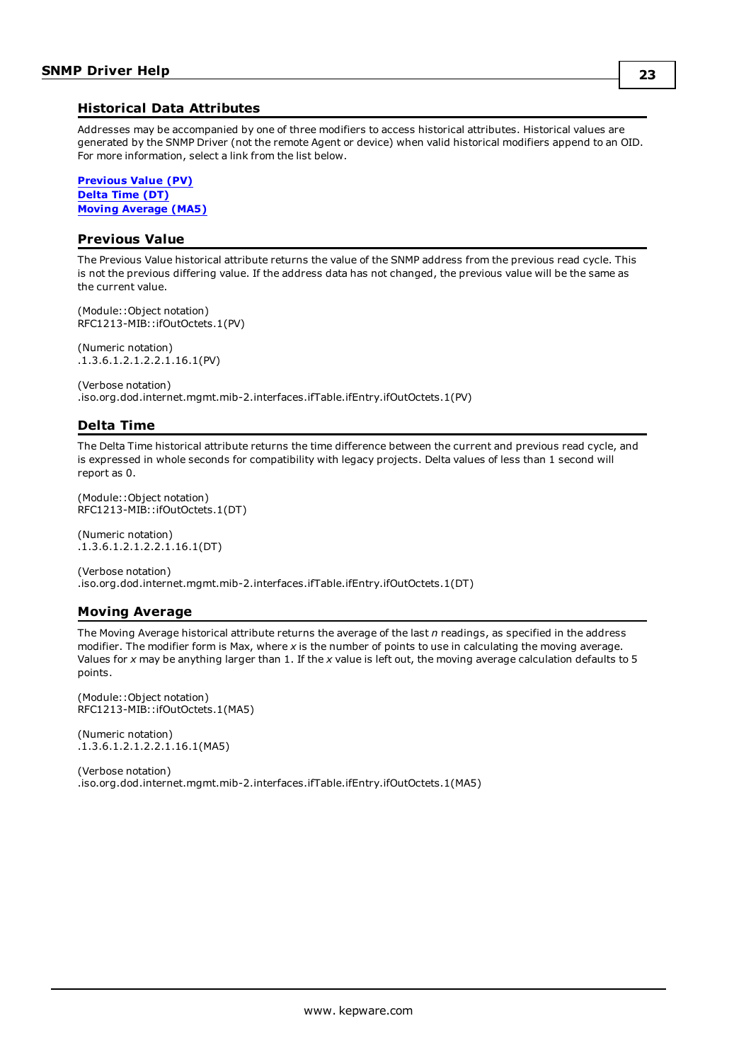## Historical Data Attributes

Addresses may be accompanied by one of three modifiers to access historical attributes. Historical values are generated by the SNMP Driver (not the remote Agent or device) when valid historical modifiers append to an OID. For more information, select a link from the list below.

**Previous Value (PV)**
**Delta Time (DT)**
**Moving Average (MA5)**

## Previous Value

The Previous Value historical attribute returns the value of the SNMP address from the previous read cycle. This is not the previous differing value. If the address data has not changed, the previous value will be the same as the current value.

(Module::Object notation)
RFC1213-MIB::ifOutOctets.1(PV)

(Numeric notation)
.1.3.6.1.2.1.2.2.1.16.1(PV)

(Verbose notation)
.iso.org.dod.internet.mgmt.mib-2.interfaces.ifTable.ifEntry.ifOutOctets.1(PV)

## Delta Time

The Delta Time historical attribute returns the time difference between the current and previous read cycle, and is expressed in whole seconds for compatibility with legacy projects. Delta values of less than 1 second will report as 0.

(Module::Object notation)
RFC1213-MIB::ifOutOctets.1(DT)

(Numeric notation)
.1.3.6.1.2.1.2.2.1.16.1(DT)

(Verbose notation)
.iso.org.dod.internet.mgmt.mib-2.interfaces.ifTable.ifEntry.ifOutOctets.1(DT)

## Moving Average

The Moving Average historical attribute returns the average of the last *n* readings, as specified in the address modifier. The modifier form is Max, where *x* is the number of points to use in calculating the moving average. Values for *x* may be anything larger than 1. If the *x* value is left out, the moving average calculation defaults to 5 points.

(Module::Object notation)
RFC1213-MIB::ifOutOctets.1(MA5)

(Numeric notation)
.1.3.6.1.2.1.2.2.1.16.1(MA5)

(Verbose notation)
.iso.org.dod.internet.mgmt.mib-2.interfaces.ifTable.ifEntry.ifOutOctets.1(MA5)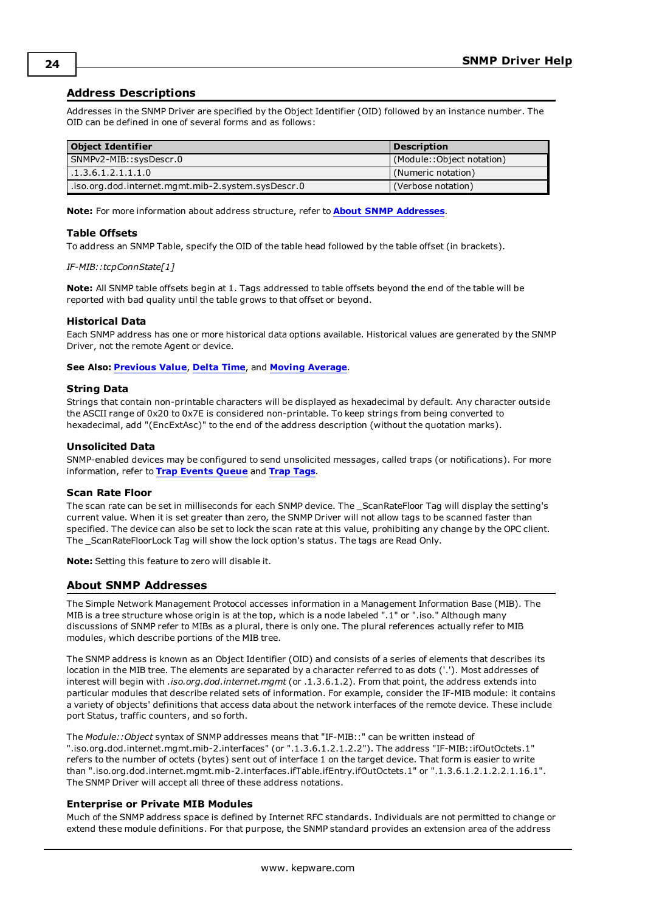## Address Descriptions

Addresses in the SNMP Driver are specified by the Object Identifier (OID) followed by an instance number. The OID can be defined in one of several forms and as follows:

| Object Identifier | Description |
|---|---|
| SNMPv2-MIB::sysDescr.0 | (Module::Object notation) |
| .1.3.6.1.2.1.1.1.0 | (Numeric notation) |
| .iso.org.dod.internet.mgmt.mib-2.system.sysDescr.0 | (Verbose notation) |

**Note:** For more information about address structure, refer to **About SNMP Addresses**.

### Table Offsets

To address an SNMP Table, specify the OID of the table head followed by the table offset (in brackets).

*IF-MIB::tcpConnState[1]*

**Note:** All SNMP table offsets begin at 1. Tags addressed to table offsets beyond the end of the table will be reported with bad quality until the table grows to that offset or beyond.

### Historical Data

Each SNMP address has one or more historical data options available. Historical values are generated by the SNMP Driver, not the remote Agent or device.

**See Also: Previous Value**, **Delta Time**, and **Moving Average**.

### String Data

Strings that contain non-printable characters will be displayed as hexadecimal by default. Any character outside the ASCII range of 0x20 to 0x7E is considered non-printable. To keep strings from being converted to hexadecimal, add "(EncExtAsc)" to the end of the address description (without the quotation marks).

### Unsolicited Data

SNMP-enabled devices may be configured to send unsolicited messages, called traps (or notifications). For more information, refer to **Trap Events Queue** and **Trap Tags**.

### Scan Rate Floor

The scan rate can be set in milliseconds for each SNMP device. The _ScanRateFloor Tag will display the setting's current value. When it is set greater than zero, the SNMP Driver will not allow tags to be scanned faster than specified. The device can also be set to lock the scan rate at this value, prohibiting any change by the OPC client. The _ScanRateFloorLock Tag will show the lock option's status. The tags are Read Only.

**Note:** Setting this feature to zero will disable it.

## About SNMP Addresses

The Simple Network Management Protocol accesses information in a Management Information Base (MIB). The MIB is a tree structure whose origin is at the top, which is a node labeled ".1" or ".iso." Although many discussions of SNMP refer to MIBs as a plural, there is only one. The plural references actually refer to MIB modules, which describe portions of the MIB tree.

The SNMP address is known as an Object Identifier (OID) and consists of a series of elements that describes its location in the MIB tree. The elements are separated by a character referred to as dots ('.'). Most addresses of interest will begin with *.iso.org.dod.internet.mgmt* (or .1.3.6.1.2). From that point, the address extends into particular modules that describe related sets of information. For example, consider the IF-MIB module: it contains a variety of objects' definitions that access data about the network interfaces of the remote device. These include port Status, traffic counters, and so forth.

The *Module::Object* syntax of SNMP addresses means that "IF-MIB::" can be written instead of ".iso.org.dod.internet.mgmt.mib-2.interfaces" (or ".1.3.6.1.2.1.2"). The address "IF-MIB::ifOutOctets.1" refers to the number of octets (bytes) sent out of interface 1 on the target device. That form is easier to write than ".iso.org.dod.internet.mgmt.mib-2.interfaces.ifTable.ifEntry.ifOutOctets.1" or ".1.3.6.1.2.1.2.2.1.16.1". The SNMP Driver will accept all three of these address notations.

### Enterprise or Private MIB Modules

Much of the SNMP address space is defined by Internet RFC standards. Individuals are not permitted to change or extend these module definitions. For that purpose, the SNMP standard provides an extension area of the address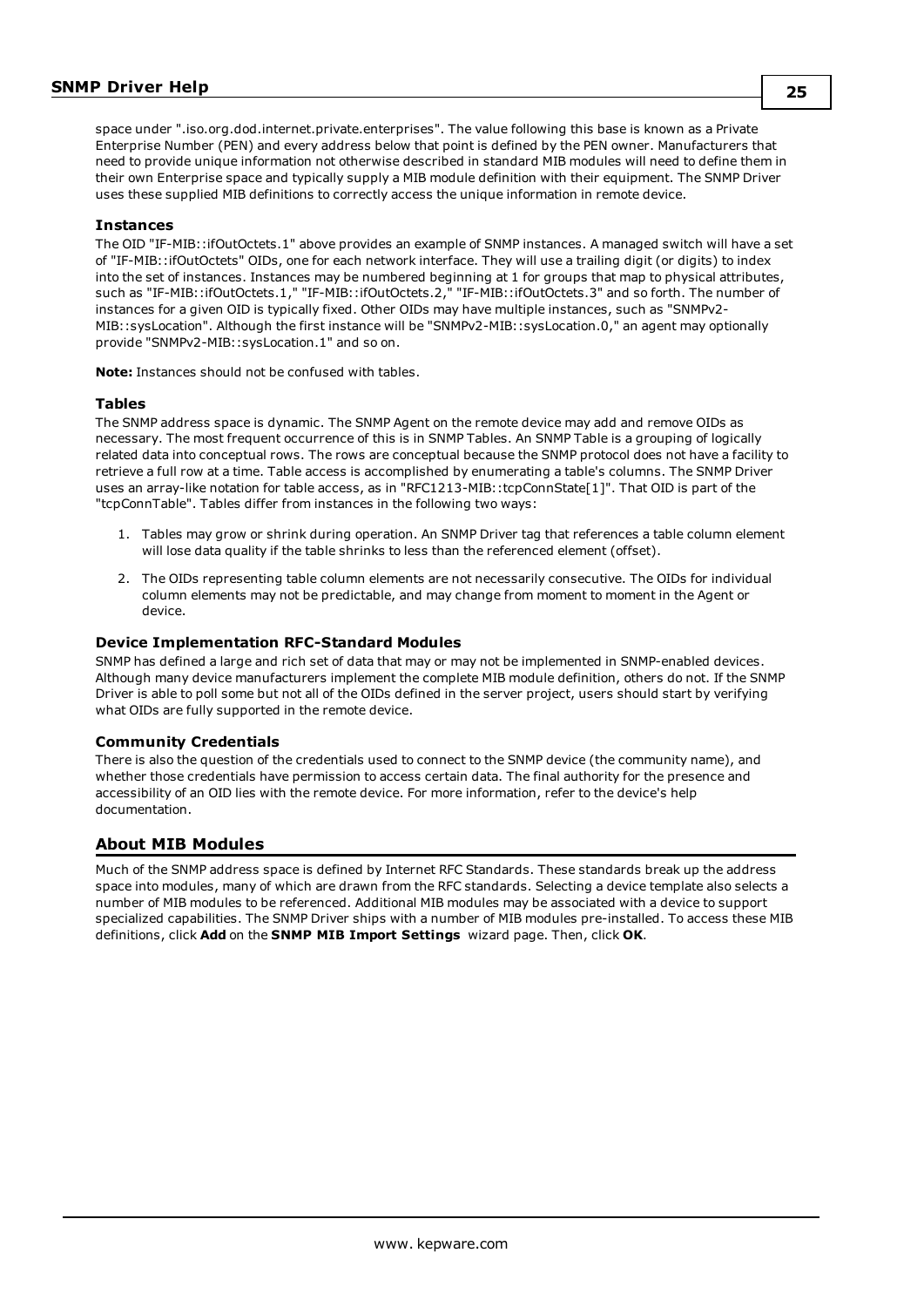space under ".iso.org.dod.internet.private.enterprises". The value following this base is known as a Private Enterprise Number (PEN) and every address below that point is defined by the PEN owner. Manufacturers that need to provide unique information not otherwise described in standard MIB modules will need to define them in their own Enterprise space and typically supply a MIB module definition with their equipment. The SNMP Driver uses these supplied MIB definitions to correctly access the unique information in remote device.

### Instances

The OID "IF-MIB::ifOutOctets.1" above provides an example of SNMP instances. A managed switch will have a set of "IF-MIB::ifOutOctets" OIDs, one for each network interface. They will use a trailing digit (or digits) to index into the set of instances. Instances may be numbered beginning at 1 for groups that map to physical attributes, such as "IF-MIB::ifOutOctets.1," "IF-MIB::ifOutOctets.2," "IF-MIB::ifOutOctets.3" and so forth. The number of instances for a given OID is typically fixed. Other OIDs may have multiple instances, such as "SNMPv2-MIB::sysLocation". Although the first instance will be "SNMPv2-MIB::sysLocation.0," an agent may optionally provide "SNMPv2-MIB::sysLocation.1" and so on.

**Note:** Instances should not be confused with tables.

### Tables

The SNMP address space is dynamic. The SNMP Agent on the remote device may add and remove OIDs as necessary. The most frequent occurrence of this is in SNMP Tables. An SNMP Table is a grouping of logically related data into conceptual rows. The rows are conceptual because the SNMP protocol does not have a facility to retrieve a full row at a time. Table access is accomplished by enumerating a table's columns. The SNMP Driver uses an array-like notation for table access, as in "RFC1213-MIB::tcpConnState[1]". That OID is part of the "tcpConnTable". Tables differ from instances in the following two ways:

1. Tables may grow or shrink during operation. An SNMP Driver tag that references a table column element will lose data quality if the table shrinks to less than the referenced element (offset).
2. The OIDs representing table column elements are not necessarily consecutive. The OIDs for individual column elements may not be predictable, and may change from moment to moment in the Agent or device.

### Device Implementation RFC-Standard Modules

SNMP has defined a large and rich set of data that may or may not be implemented in SNMP-enabled devices. Although many device manufacturers implement the complete MIB module definition, others do not. If the SNMP Driver is able to poll some but not all of the OIDs defined in the server project, users should start by verifying what OIDs are fully supported in the remote device.

### Community Credentials

There is also the question of the credentials used to connect to the SNMP device (the community name), and whether those credentials have permission to access certain data. The final authority for the presence and accessibility of an OID lies with the remote device. For more information, refer to the device's help documentation.

## About MIB Modules

Much of the SNMP address space is defined by Internet RFC Standards. These standards break up the address space into modules, many of which are drawn from the RFC standards. Selecting a device template also selects a number of MIB modules to be referenced. Additional MIB modules may be associated with a device to support specialized capabilities. The SNMP Driver ships with a number of MIB modules pre-installed. To access these MIB definitions, click **Add** on the **SNMP MIB Import Settings** wizard page. Then, click **OK**.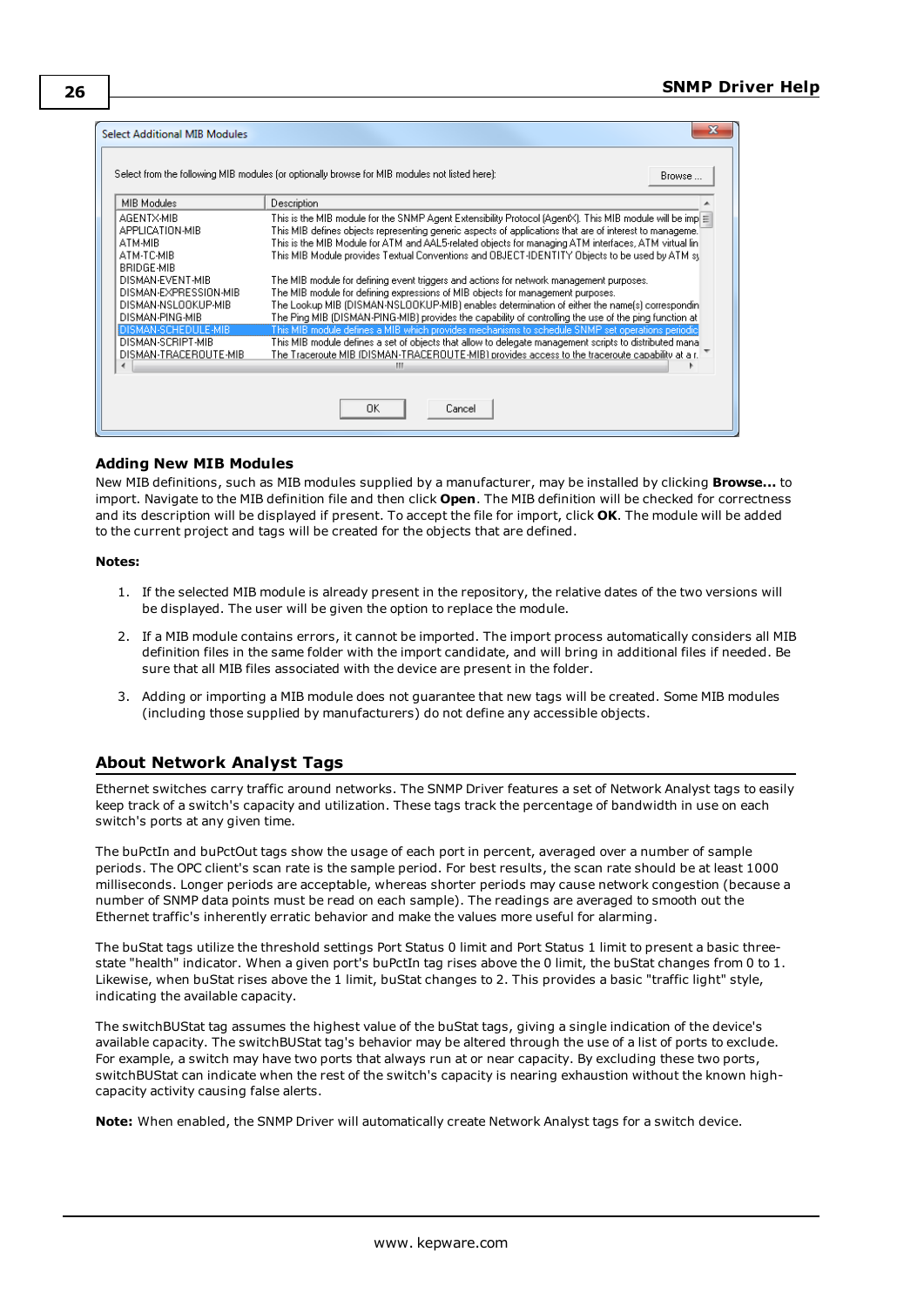## Adding New MIB Modules

New MIB definitions, such as MIB modules supplied by a manufacturer, may be installed by clicking **Browse...** to import. Navigate to the MIB definition file and then click **Open**. The MIB definition will be checked for correctness and its description will be displayed if present. To accept the file for import, click **OK**. The module will be added to the current project and tags will be created for the objects that are defined.

**Notes:**

1. If the selected MIB module is already present in the repository, the relative dates of the two versions will be displayed. The user will be given the option to replace the module.
2. If a MIB module contains errors, it cannot be imported. The import process automatically considers all MIB definition files in the same folder with the import candidate, and will bring in additional files if needed. Be sure that all MIB files associated with the device are present in the folder.
3. Adding or importing a MIB module does not guarantee that new tags will be created. Some MIB modules (including those supplied by manufacturers) do not define any accessible objects.

## About Network Analyst Tags

Ethernet switches carry traffic around networks. The SNMP Driver features a set of Network Analyst tags to easily keep track of a switch's capacity and utilization. These tags track the percentage of bandwidth in use on each switch's ports at any given time.

The buPctIn and buPctOut tags show the usage of each port in percent, averaged over a number of sample periods. The OPC client's scan rate is the sample period. For best results, the scan rate should be at least 1000 milliseconds. Longer periods are acceptable, whereas shorter periods may cause network congestion (because a number of SNMP data points must be read on each sample). The readings are averaged to smooth out the Ethernet traffic's inherently erratic behavior and make the values more useful for alarming.

The buStat tags utilize the threshold settings Port Status 0 limit and Port Status 1 limit to present a basic three-state "health" indicator. When a given port's buPctIn tag rises above the 0 limit, the buStat changes from 0 to 1. Likewise, when buStat rises above the 1 limit, buStat changes to 2. This provides a basic "traffic light" style, indicating the available capacity.

The switchBUStat tag assumes the highest value of the buStat tags, giving a single indication of the device's available capacity. The switchBUStat tag's behavior may be altered through the use of a list of ports to exclude. For example, a switch may have two ports that always run at or near capacity. By excluding these two ports, switchBUStat can indicate when the rest of the switch's capacity is nearing exhaustion without the known high-capacity activity causing false alerts.

**Note:** When enabled, the SNMP Driver will automatically create Network Analyst tags for a switch device.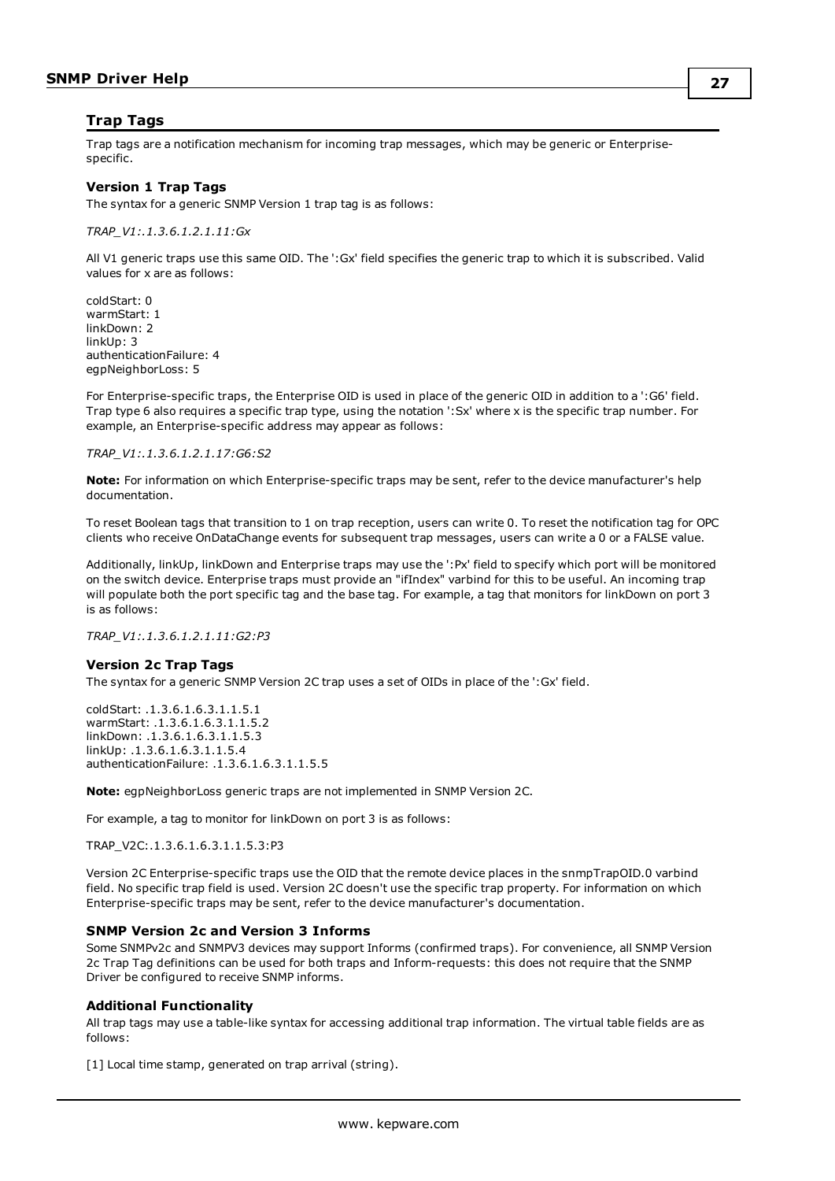## Trap Tags

Trap tags are a notification mechanism for incoming trap messages, which may be generic or Enterprise-specific.

### Version 1 Trap Tags

The syntax for a generic SNMP Version 1 trap tag is as follows:

*TRAP_V1:.1.3.6.1.2.1.11:Gx*

All V1 generic traps use this same OID. The ':Gx' field specifies the generic trap to which it is subscribed. Valid values for x are as follows:

coldStart: 0
warmStart: 1
linkDown: 2
linkUp: 3
authenticationFailure: 4
egpNeighborLoss: 5

For Enterprise-specific traps, the Enterprise OID is used in place of the generic OID in addition to a ':G6' field. Trap type 6 also requires a specific trap type, using the notation ':Sx' where x is the specific trap number. For example, an Enterprise-specific address may appear as follows:

*TRAP_V1:.1.3.6.1.2.1.17:G6:S2*

**Note:** For information on which Enterprise-specific traps may be sent, refer to the device manufacturer's help documentation.

To reset Boolean tags that transition to 1 on trap reception, users can write 0. To reset the notification tag for OPC clients who receive OnDataChange events for subsequent trap messages, users can write a 0 or a FALSE value.

Additionally, linkUp, linkDown and Enterprise traps may use the ':Px' field to specify which port will be monitored on the switch device. Enterprise traps must provide an "ifIndex" varbind for this to be useful. An incoming trap will populate both the port specific tag and the base tag. For example, a tag that monitors for linkDown on port 3 is as follows:

*TRAP_V1:.1.3.6.1.2.1.11:G2:P3*

### Version 2c Trap Tags

The syntax for a generic SNMP Version 2C trap uses a set of OIDs in place of the ':Gx' field.

coldStart: .1.3.6.1.6.3.1.1.5.1
warmStart: .1.3.6.1.6.3.1.1.5.2
linkDown: .1.3.6.1.6.3.1.1.5.3
linkUp: .1.3.6.1.6.3.1.1.5.4
authenticationFailure: .1.3.6.1.6.3.1.1.5.5

**Note:** egpNeighborLoss generic traps are not implemented in SNMP Version 2C.

For example, a tag to monitor for linkDown on port 3 is as follows:

TRAP_V2C:.1.3.6.1.6.3.1.1.5.3:P3

Version 2C Enterprise-specific traps use the OID that the remote device places in the snmpTrapOID.0 varbind field. No specific trap field is used. Version 2C doesn't use the specific trap property. For information on which Enterprise-specific traps may be sent, refer to the device manufacturer's documentation.

### SNMP Version 2c and Version 3 Informs

Some SNMPv2c and SNMPV3 devices may support Informs (confirmed traps). For convenience, all SNMP Version 2c Trap Tag definitions can be used for both traps and Inform-requests: this does not require that the SNMP Driver be configured to receive SNMP informs.

### Additional Functionality

All trap tags may use a table-like syntax for accessing additional trap information. The virtual table fields are as follows:

[1] Local time stamp, generated on trap arrival (string).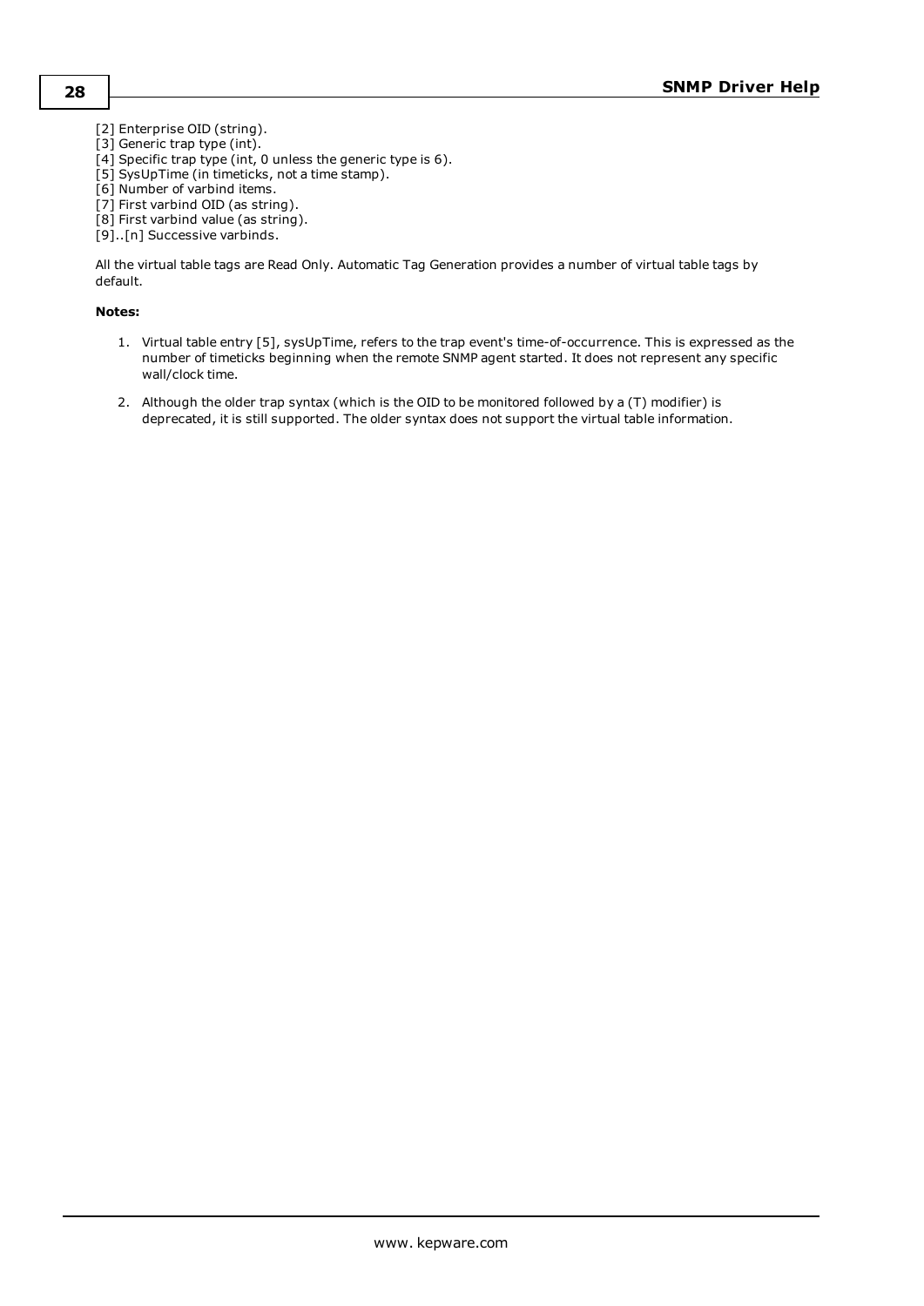[2] Enterprise OID (string).
[3] Generic trap type (int).
[4] Specific trap type (int, 0 unless the generic type is 6).
[5] SysUpTime (in timeticks, not a time stamp).
[6] Number of varbind items.
[7] First varbind OID (as string).
[8] First varbind value (as string).
[9]..[n] Successive varbinds.

All the virtual table tags are Read Only. Automatic Tag Generation provides a number of virtual table tags by default.

**Notes:**

1. Virtual table entry [5], sysUpTime, refers to the trap event's time-of-occurrence. This is expressed as the number of timeticks beginning when the remote SNMP agent started. It does not represent any specific wall/clock time.

2. Although the older trap syntax (which is the OID to be monitored followed by a (T) modifier) is deprecated, it is still supported. The older syntax does not support the virtual table information.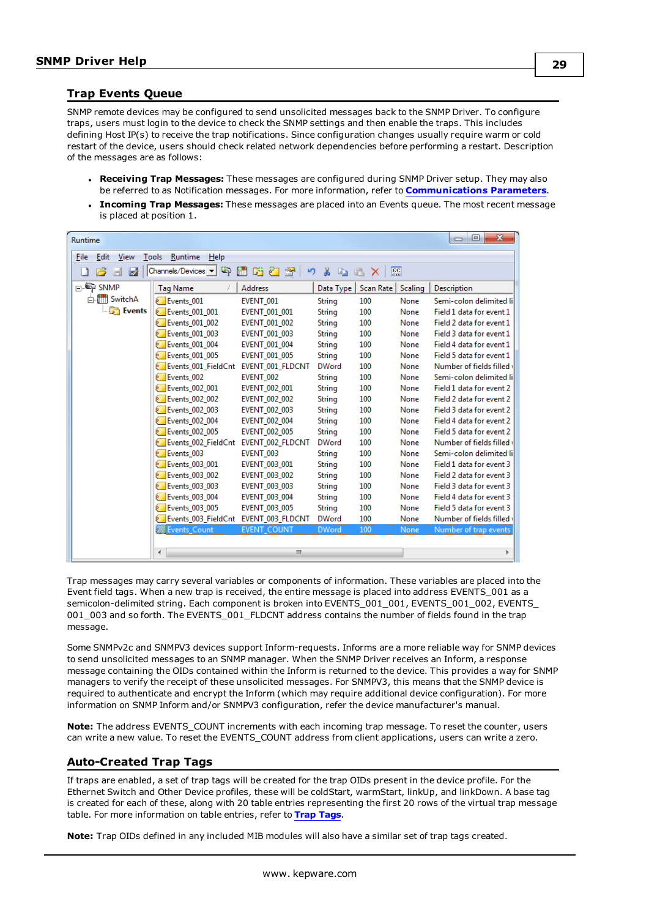## Trap Events Queue

SNMP remote devices may be configured to send unsolicited messages back to the SNMP Driver. To configure traps, users must login to the device to change the SNMP settings and then enable the traps. This includes defining Host IP(s) to receive the trap notifications. Since configuration changes usually require warm or cold restart of the device, users should check related network dependencies before performing a restart. Description of the messages are as follows:

- **Receiving Trap Messages:** These messages are configured during SNMP Driver setup. They may also be referred to as Notification messages. For more information, refer to **Communications Parameters**.
- **Incoming Trap Messages:** These messages are placed into an Events queue. The most recent message is placed at position 1.

Trap messages may carry several variables or components of information. These variables are placed into the Event field tags. When a new trap is received, the entire message is placed into address EVENTS_001 as a semicolon-delimited string. Each component is broken into EVENTS_001_001, EVENTS_001_002, EVENTS_001_003 and so forth. The EVENTS_001_FLDCNT address contains the number of fields found in the trap message.

Some SNMPv2c and SNMPV3 devices support Inform-requests. Informs are a more reliable way for SNMP devices to send unsolicited messages to an SNMP manager. When the SNMP Driver receives an Inform, a response message containing the OIDs contained within the Inform is returned to the device. This provides a way for SNMP managers to verify the receipt of these unsolicited messages. For SNMPV3, this means that the SNMP device is required to authenticate and encrypt the Inform (which may require additional device configuration). For more information on SNMP Inform and/or SNMPV3 configuration, refer the device manufacturer's manual.

**Note:** The address EVENTS_COUNT increments with each incoming trap message. To reset the counter, users can write a new value. To reset the EVENTS_COUNT address from client applications, users can write a zero.

## Auto-Created Trap Tags

If traps are enabled, a set of trap tags will be created for the trap OIDs present in the device profile. For the Ethernet Switch and Other Device profiles, these will be coldStart, warmStart, linkUp, and linkDown. A base tag is created for each of these, along with 20 table entries representing the first 20 rows of the virtual trap message table. For more information on table entries, refer to **Trap Tags**.

**Note:** Trap OIDs defined in any included MIB modules will also have a similar set of trap tags created.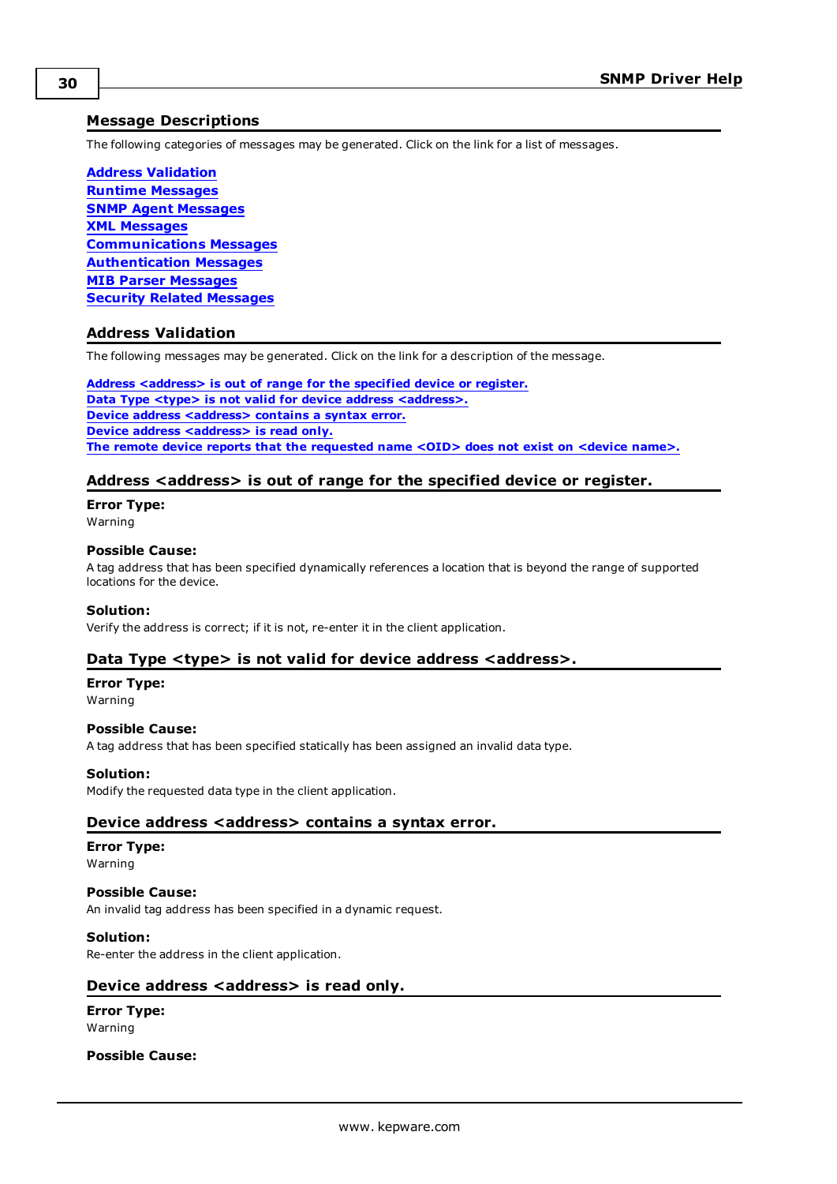## Message Descriptions

The following categories of messages may be generated. Click on the link for a list of messages.

**Address Validation**
**Runtime Messages**
**SNMP Agent Messages**
**XML Messages**
**Communications Messages**
**Authentication Messages**
**MIB Parser Messages**
**Security Related Messages**

## Address Validation

The following messages may be generated. Click on the link for a description of the message.

**Address <address> is out of range for the specified device or register.**
**Data Type <type> is not valid for device address <address>.**
**Device address <address> contains a syntax error.**
**Device address <address> is read only.**
**The remote device reports that the requested name <OID> does not exist on <device name>.**

### Address <address> is out of range for the specified device or register.

**Error Type:**
Warning

**Possible Cause:**
A tag address that has been specified dynamically references a location that is beyond the range of supported locations for the device.

**Solution:**
Verify the address is correct; if it is not, re-enter it in the client application.

### Data Type <type> is not valid for device address <address>.

**Error Type:**
Warning

**Possible Cause:**
A tag address that has been specified statically has been assigned an invalid data type.

**Solution:**
Modify the requested data type in the client application.

### Device address <address> contains a syntax error.

**Error Type:**
Warning

**Possible Cause:**
An invalid tag address has been specified in a dynamic request.

**Solution:**
Re-enter the address in the client application.

### Device address <address> is read only.

**Error Type:**
Warning

**Possible Cause:**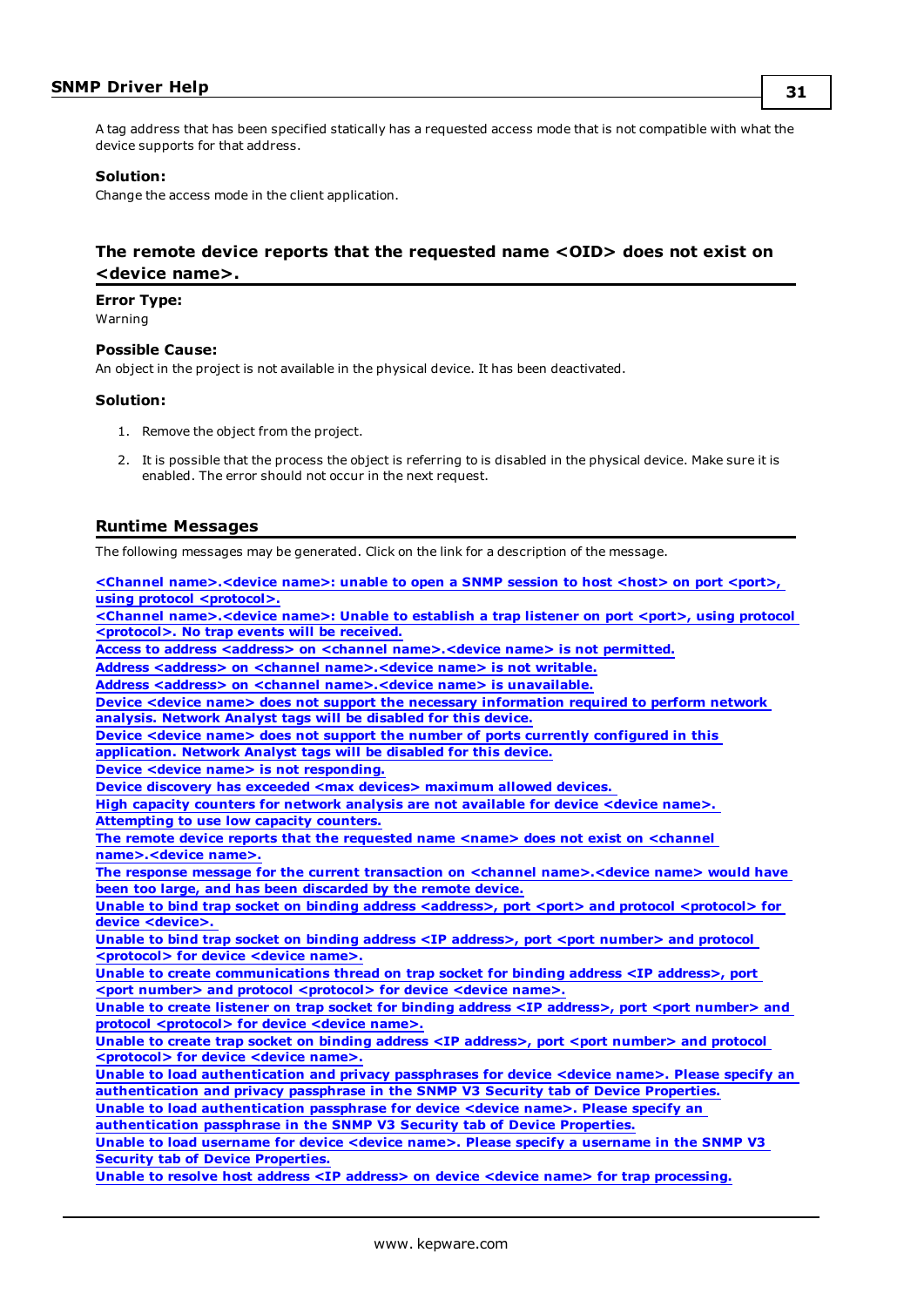A tag address that has been specified statically has a requested access mode that is not compatible with what the device supports for that address.

**Solution:**

Change the access mode in the client application.

### The remote device reports that the requested name <OID> does not exist on <device name>.

**Error Type:**

Warning

**Possible Cause:**

An object in the project is not available in the physical device. It has been deactivated.

**Solution:**

1. Remove the object from the project.
2. It is possible that the process the object is referring to is disabled in the physical device. Make sure it is enabled. The error should not occur in the next request.

## Runtime Messages

The following messages may be generated. Click on the link for a description of the message.

**<Channel name>.<device name>: unable to open a SNMP session to host <host> on port <port>, using protocol <protocol>.**
**<Channel name>.<device name>: Unable to establish a trap listener on port <port>, using protocol <protocol>. No trap events will be received.**
**Access to address <address> on <channel name>.<device name> is not permitted.**
**Address <address> on <channel name>.<device name> is not writable.**
**Address <address> on <channel name>.<device name> is unavailable.**
**Device <device name> does not support the necessary information required to perform network analysis. Network Analyst tags will be disabled for this device.**
**Device <device name> does not support the number of ports currently configured in this application. Network Analyst tags will be disabled for this device.**
**Device <device name> is not responding.**
**Device discovery has exceeded <max devices> maximum allowed devices.**
**High capacity counters for network analysis are not available for device <device name>. Attempting to use low capacity counters.**
**The remote device reports that the requested name <name> does not exist on <channel name>.<device name>.**
**The response message for the current transaction on <channel name>.<device name> would have been too large, and has been discarded by the remote device.**
**Unable to bind trap socket on binding address <address>, port <port> and protocol <protocol> for device <device>.**
**Unable to bind trap socket on binding address <IP address>, port <port number> and protocol <protocol> for device <device name>.**
**Unable to create communications thread on trap socket for binding address <IP address>, port <port number> and protocol <protocol> for device <device name>.**
**Unable to create listener on trap socket for binding address <IP address>, port <port number> and protocol <protocol> for device <device name>.**
**Unable to create trap socket on binding address <IP address>, port <port number> and protocol <protocol> for device <device name>.**
**Unable to load authentication and privacy passphrases for device <device name>. Please specify an authentication and privacy passphrase in the SNMP V3 Security tab of Device Properties.**
**Unable to load authentication passphrase for device <device name>. Please specify an authentication passphrase in the SNMP V3 Security tab of Device Properties.**
**Unable to load username for device <device name>. Please specify a username in the SNMP V3 Security tab of Device Properties.**
**Unable to resolve host address <IP address> on device <device name> for trap processing.**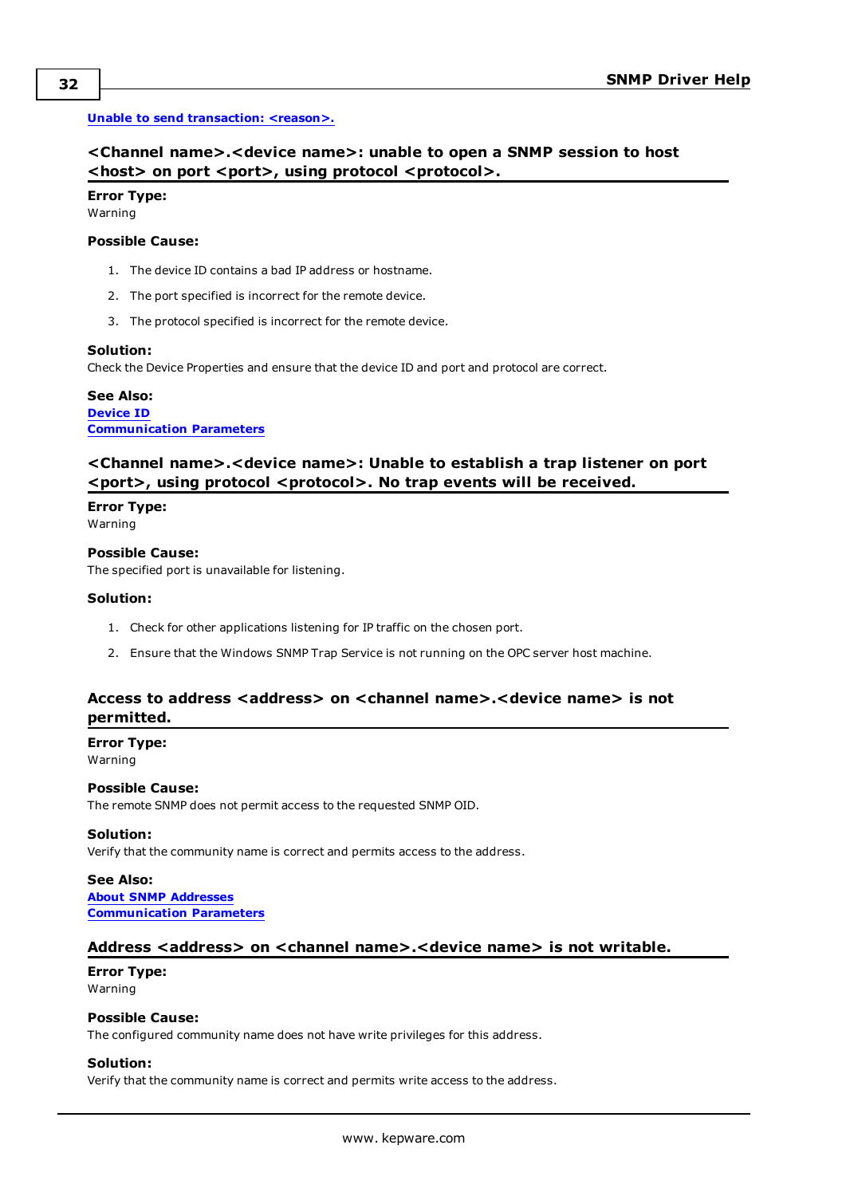Unable to send transaction: <reason>.

### <Channel name>.<device name>: unable to open a SNMP session to host <host> on port <port>, using protocol <protocol>.

**Error Type:**
Warning

**Possible Cause:**

1. The device ID contains a bad IP address or hostname.
2. The port specified is incorrect for the remote device.
3. The protocol specified is incorrect for the remote device.

**Solution:**
Check the Device Properties and ensure that the device ID and port and protocol are correct.

**See Also:**
Device ID
Communication Parameters

### <Channel name>.<device name>: Unable to establish a trap listener on port <port>, using protocol <protocol>. No trap events will be received.

**Error Type:**
Warning

**Possible Cause:**
The specified port is unavailable for listening.

**Solution:**

1. Check for other applications listening for IP traffic on the chosen port.
2. Ensure that the Windows SNMP Trap Service is not running on the OPC server host machine.

### Access to address <address> on <channel name>.<device name> is not permitted.

**Error Type:**
Warning

**Possible Cause:**
The remote SNMP does not permit access to the requested SNMP OID.

**Solution:**
Verify that the community name is correct and permits access to the address.

**See Also:**
About SNMP Addresses
Communication Parameters

### Address <address> on <channel name>.<device name> is not writable.

**Error Type:**
Warning

**Possible Cause:**
The configured community name does not have write privileges for this address.

**Solution:**
Verify that the community name is correct and permits write access to the address.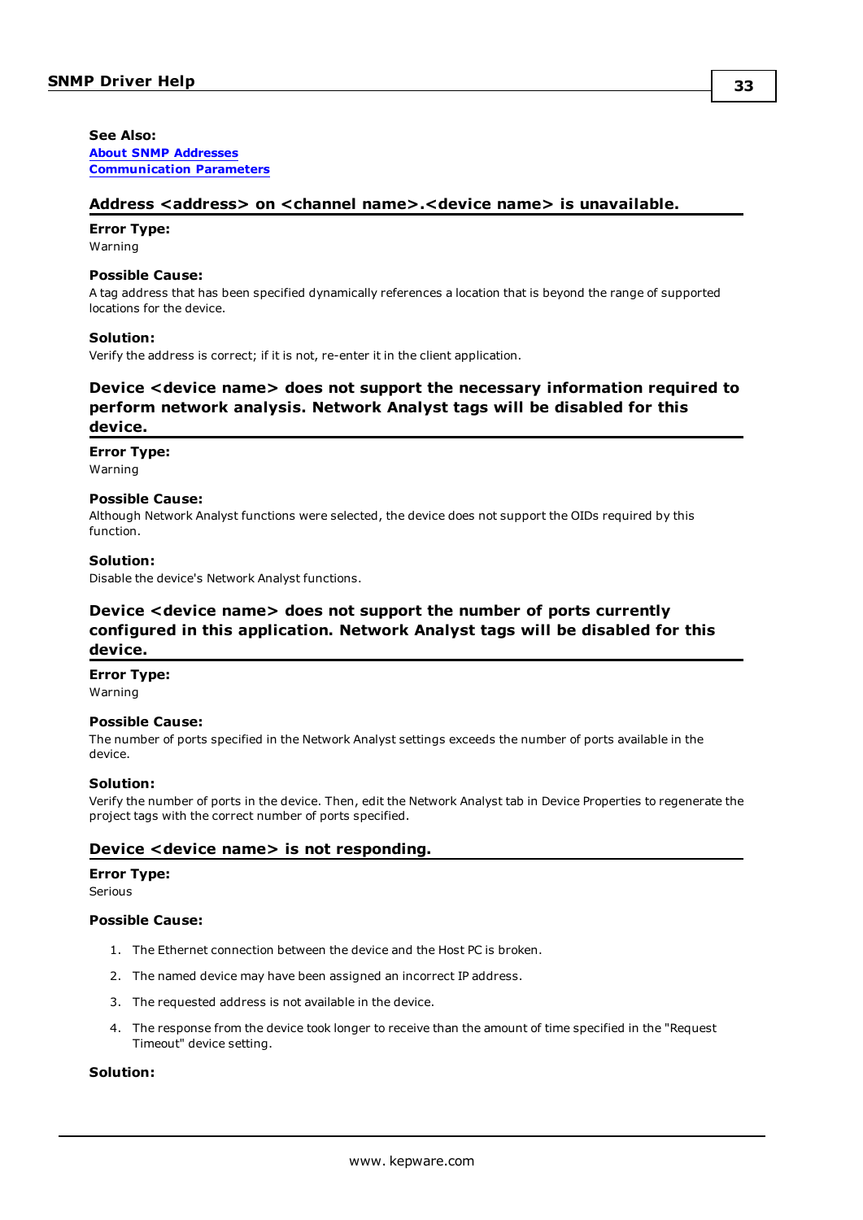**See Also:**
[About SNMP Addresses](#)
[Communication Parameters](#)

### Address <address> on <channel name>.<device name> is unavailable.

**Error Type:**
Warning

**Possible Cause:**
A tag address that has been specified dynamically references a location that is beyond the range of supported locations for the device.

**Solution:**
Verify the address is correct; if it is not, re-enter it in the client application.

### Device <device name> does not support the necessary information required to perform network analysis. Network Analyst tags will be disabled for this device.

**Error Type:**
Warning

**Possible Cause:**
Although Network Analyst functions were selected, the device does not support the OIDs required by this function.

**Solution:**
Disable the device's Network Analyst functions.

### Device <device name> does not support the number of ports currently configured in this application. Network Analyst tags will be disabled for this device.

**Error Type:**
Warning

**Possible Cause:**
The number of ports specified in the Network Analyst settings exceeds the number of ports available in the device.

**Solution:**
Verify the number of ports in the device. Then, edit the Network Analyst tab in Device Properties to regenerate the project tags with the correct number of ports specified.

### Device <device name> is not responding.

**Error Type:**
Serious

**Possible Cause:**

1. The Ethernet connection between the device and the Host PC is broken.
2. The named device may have been assigned an incorrect IP address.
3. The requested address is not available in the device.
4. The response from the device took longer to receive than the amount of time specified in the "Request Timeout" device setting.

**Solution:**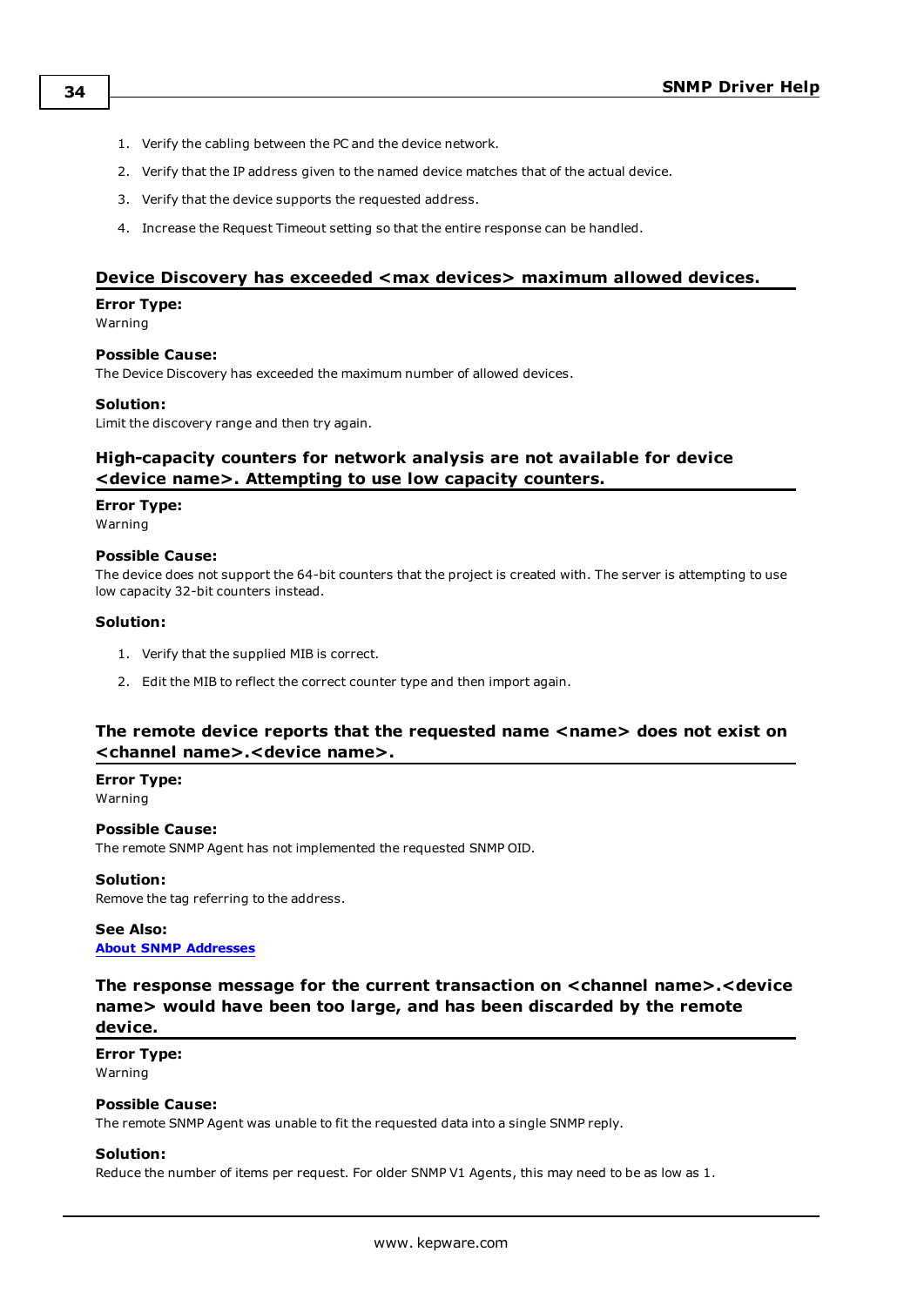1. Verify the cabling between the PC and the device network.
2. Verify that the IP address given to the named device matches that of the actual device.
3. Verify that the device supports the requested address.
4. Increase the Request Timeout setting so that the entire response can be handled.

### Device Discovery has exceeded <max devices> maximum allowed devices.

**Error Type:**
Warning

**Possible Cause:**
The Device Discovery has exceeded the maximum number of allowed devices.

**Solution:**
Limit the discovery range and then try again.

### High-capacity counters for network analysis are not available for device <device name>. Attempting to use low capacity counters.

**Error Type:**
Warning

**Possible Cause:**
The device does not support the 64-bit counters that the project is created with. The server is attempting to use low capacity 32-bit counters instead.

**Solution:**

1. Verify that the supplied MIB is correct.
2. Edit the MIB to reflect the correct counter type and then import again.

### The remote device reports that the requested name <name> does not exist on <channel name>.<device name>.

**Error Type:**
Warning

**Possible Cause:**
The remote SNMP Agent has not implemented the requested SNMP OID.

**Solution:**
Remove the tag referring to the address.

**See Also:**
About SNMP Addresses

### The response message for the current transaction on <channel name>.<device name> would have been too large, and has been discarded by the remote device.

**Error Type:**
Warning

**Possible Cause:**
The remote SNMP Agent was unable to fit the requested data into a single SNMP reply.

**Solution:**
Reduce the number of items per request. For older SNMP V1 Agents, this may need to be as low as 1.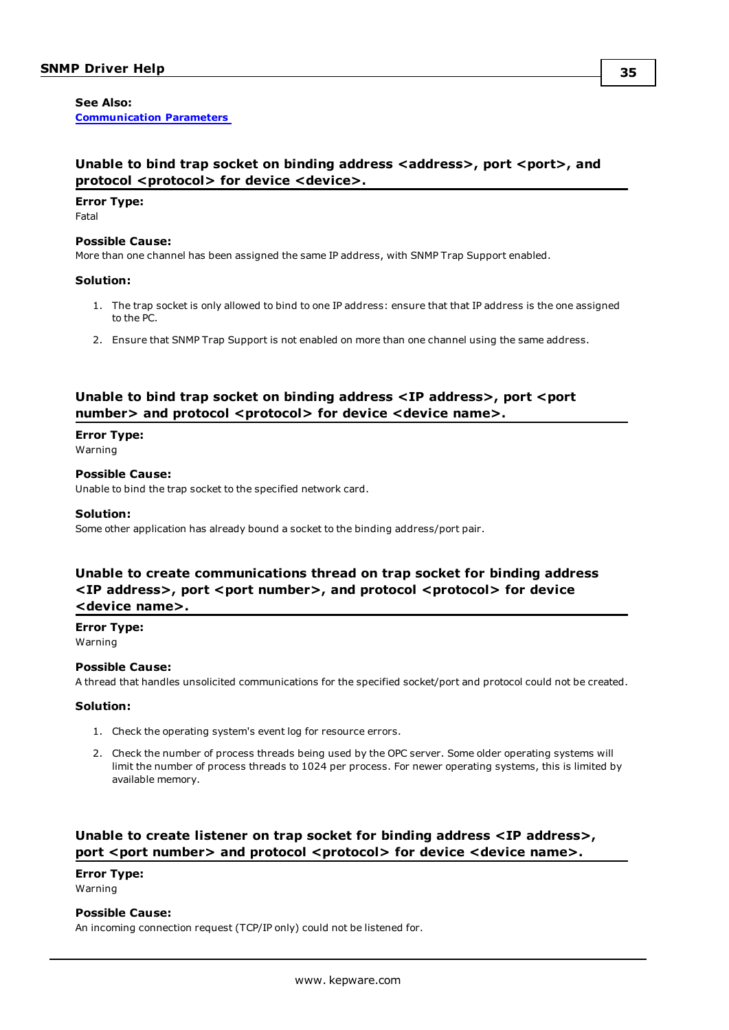**See Also:**
[Communication Parameters](#)

### Unable to bind trap socket on binding address <address>, port <port>, and protocol <protocol> for device <device>.

**Error Type:**
Fatal

**Possible Cause:**
More than one channel has been assigned the same IP address, with SNMP Trap Support enabled.

**Solution:**

1. The trap socket is only allowed to bind to one IP address: ensure that that IP address is the one assigned to the PC.
2. Ensure that SNMP Trap Support is not enabled on more than one channel using the same address.

### Unable to bind trap socket on binding address <IP address>, port <port number> and protocol <protocol> for device <device name>.

**Error Type:**
Warning

**Possible Cause:**
Unable to bind the trap socket to the specified network card.

**Solution:**
Some other application has already bound a socket to the binding address/port pair.

### Unable to create communications thread on trap socket for binding address <IP address>, port <port number>, and protocol <protocol> for device <device name>.

**Error Type:**
Warning

**Possible Cause:**
A thread that handles unsolicited communications for the specified socket/port and protocol could not be created.

**Solution:**

1. Check the operating system's event log for resource errors.
2. Check the number of process threads being used by the OPC server. Some older operating systems will limit the number of process threads to 1024 per process. For newer operating systems, this is limited by available memory.

### Unable to create listener on trap socket for binding address <IP address>, port <port number> and protocol <protocol> for device <device name>.

**Error Type:**
Warning

**Possible Cause:**
An incoming connection request (TCP/IP only) could not be listened for.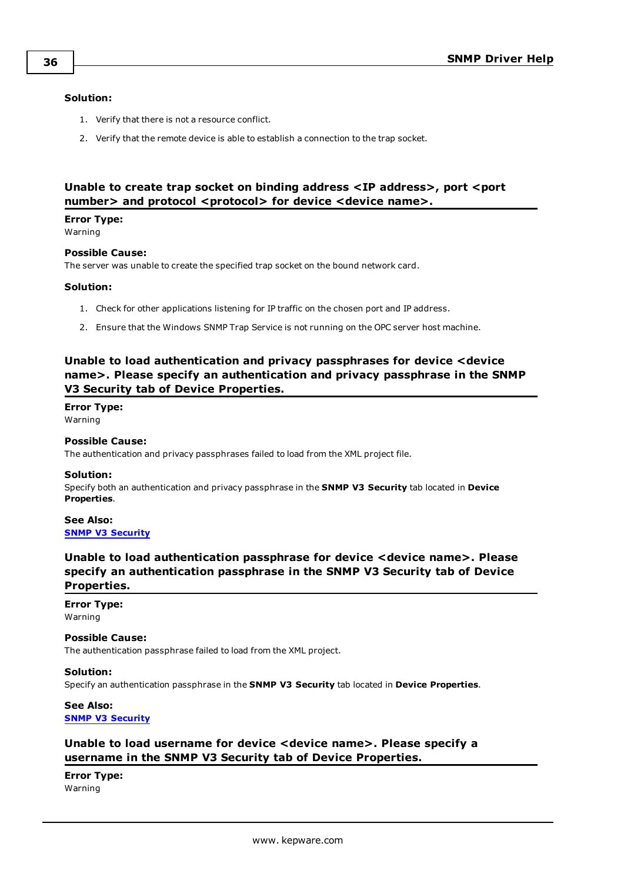**Solution:**

1. Verify that there is not a resource conflict.
2. Verify that the remote device is able to establish a connection to the trap socket.

### Unable to create trap socket on binding address <IP address>, port <port number> and protocol <protocol> for device <device name>.

**Error Type:**
Warning

**Possible Cause:**
The server was unable to create the specified trap socket on the bound network card.

**Solution:**

1. Check for other applications listening for IP traffic on the chosen port and IP address.
2. Ensure that the Windows SNMP Trap Service is not running on the OPC server host machine.

### Unable to load authentication and privacy passphrases for device <device name>. Please specify an authentication and privacy passphrase in the SNMP V3 Security tab of Device Properties.

**Error Type:**
Warning

**Possible Cause:**
The authentication and privacy passphrases failed to load from the XML project file.

**Solution:**
Specify both an authentication and privacy passphrase in the **SNMP V3 Security** tab located in **Device Properties**.

**See Also:**
**SNMP V3 Security**

### Unable to load authentication passphrase for device <device name>. Please specify an authentication passphrase in the SNMP V3 Security tab of Device Properties.

**Error Type:**
Warning

**Possible Cause:**
The authentication passphrase failed to load from the XML project.

**Solution:**
Specify an authentication passphrase in the **SNMP V3 Security** tab located in **Device Properties**.

**See Also:**
**SNMP V3 Security**

### Unable to load username for device <device name>. Please specify a username in the SNMP V3 Security tab of Device Properties.

**Error Type:**
Warning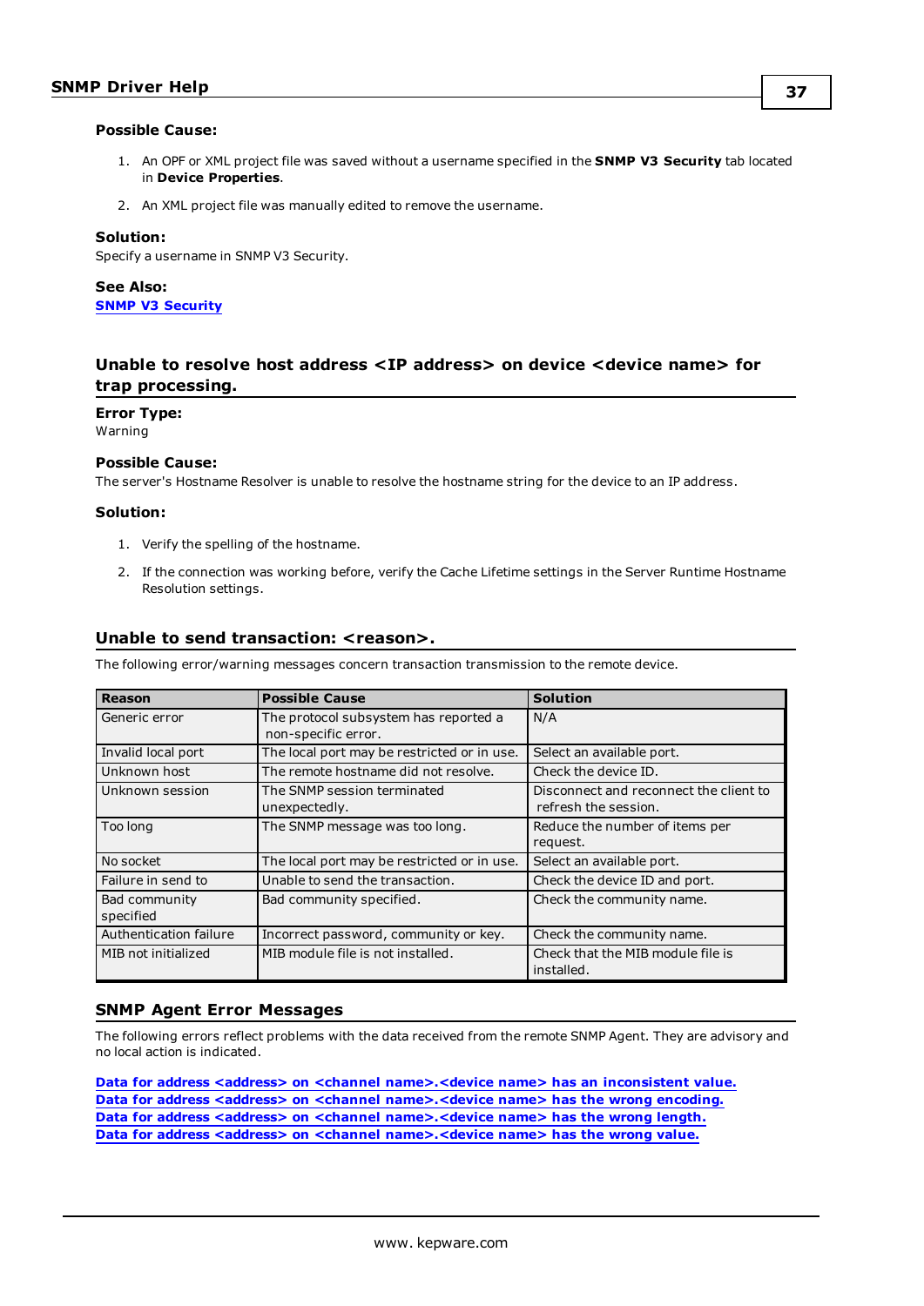**Possible Cause:**

1. An OPF or XML project file was saved without a username specified in the **SNMP V3 Security** tab located in **Device Properties**.
2. An XML project file was manually edited to remove the username.

**Solution:**
Specify a username in SNMP V3 Security.

**See Also:**
**SNMP V3 Security**

## Unable to resolve host address <IP address> on device <device name> for trap processing.

**Error Type:**
Warning

**Possible Cause:**
The server's Hostname Resolver is unable to resolve the hostname string for the device to an IP address.

**Solution:**

1. Verify the spelling of the hostname.
2. If the connection was working before, verify the Cache Lifetime settings in the Server Runtime Hostname Resolution settings.

## Unable to send transaction: <reason>.

The following error/warning messages concern transaction transmission to the remote device.

| Reason | Possible Cause | Solution |
| --- | --- | --- |
| Generic error | The protocol subsystem has reported a non-specific error. | N/A |
| Invalid local port | The local port may be restricted or in use. | Select an available port. |
| Unknown host | The remote hostname did not resolve. | Check the device ID. |
| Unknown session | The SNMP session terminated unexpectedly. | Disconnect and reconnect the client to refresh the session. |
| Too long | The SNMP message was too long. | Reduce the number of items per request. |
| No socket | The local port may be restricted or in use. | Select an available port. |
| Failure in send to | Unable to send the transaction. | Check the device ID and port. |
| Bad community specified | Bad community specified. | Check the community name. |
| Authentication failure | Incorrect password, community or key. | Check the community name. |
| MIB not initialized | MIB module file is not installed. | Check that the MIB module file is installed. |

## SNMP Agent Error Messages

The following errors reflect problems with the data received from the remote SNMP Agent. They are advisory and no local action is indicated.

**Data for address <address> on <channel name>.<device name> has an inconsistent value.**
**Data for address <address> on <channel name>.<device name> has the wrong encoding.**
**Data for address <address> on <channel name>.<device name> has the wrong length.**
**Data for address <address> on <channel name>.<device name> has the wrong value.**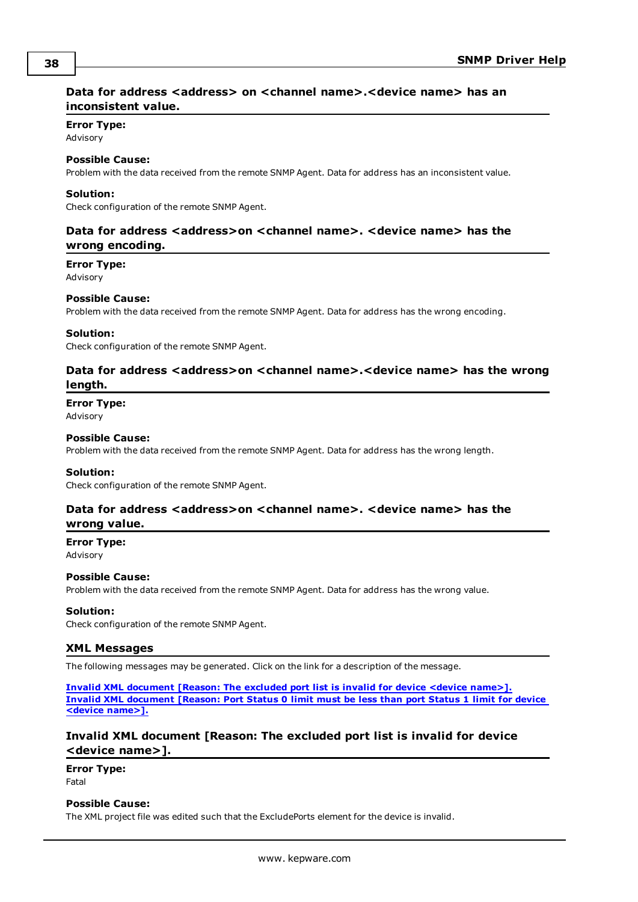### Data for address <address> on <channel name>.<device name> has an inconsistent value.

**Error Type:**
Advisory

**Possible Cause:**
Problem with the data received from the remote SNMP Agent. Data for address has an inconsistent value.

**Solution:**
Check configuration of the remote SNMP Agent.

### Data for address <address>on <channel name>. <device name> has the wrong encoding.

**Error Type:**
Advisory

**Possible Cause:**
Problem with the data received from the remote SNMP Agent. Data for address has the wrong encoding.

**Solution:**
Check configuration of the remote SNMP Agent.

### Data for address <address>on <channel name>.<device name> has the wrong length.

**Error Type:**
Advisory

**Possible Cause:**
Problem with the data received from the remote SNMP Agent. Data for address has the wrong length.

**Solution:**
Check configuration of the remote SNMP Agent.

### Data for address <address>on <channel name>. <device name> has the wrong value.

**Error Type:**
Advisory

**Possible Cause:**
Problem with the data received from the remote SNMP Agent. Data for address has the wrong value.

**Solution:**
Check configuration of the remote SNMP Agent.

## XML Messages

The following messages may be generated. Click on the link for a description of the message.

**Invalid XML document [Reason: The excluded port list is invalid for device <device name>].**
**Invalid XML document [Reason: Port Status 0 limit must be less than port Status 1 limit for device <device name>].**

### Invalid XML document [Reason: The excluded port list is invalid for device <device name>].

**Error Type:**
Fatal

**Possible Cause:**
The XML project file was edited such that the ExcludePorts element for the device is invalid.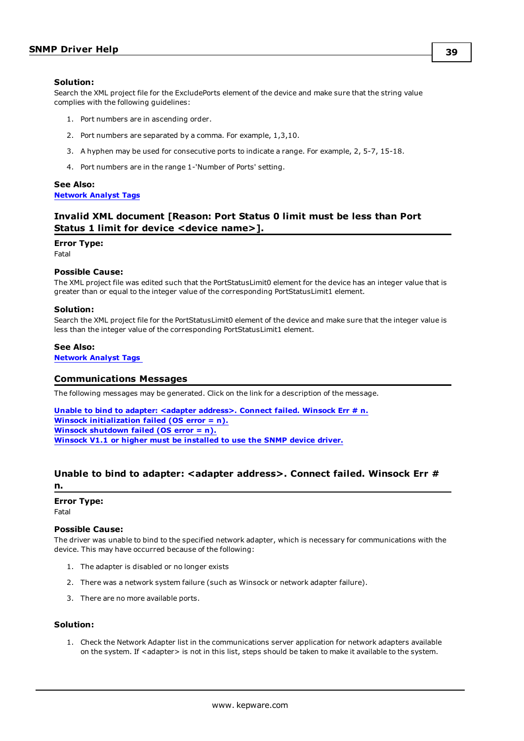**Solution:**
Search the XML project file for the ExcludePorts element of the device and make sure that the string value complies with the following guidelines:

1. Port numbers are in ascending order.
2. Port numbers are separated by a comma. For example, 1,3,10.
3. A hyphen may be used for consecutive ports to indicate a range. For example, 2, 5-7, 15-18.
4. Port numbers are in the range 1-'Number of Ports' setting.

**See Also:**
Network Analyst Tags

## Invalid XML document [Reason: Port Status 0 limit must be less than Port Status 1 limit for device <device name>].

**Error Type:**
Fatal

**Possible Cause:**
The XML project file was edited such that the PortStatusLimit0 element for the device has an integer value that is greater than or equal to the integer value of the corresponding PortStatusLimit1 element.

**Solution:**
Search the XML project file for the PortStatusLimit0 element of the device and make sure that the integer value is less than the integer value of the corresponding PortStatusLimit1 element.

**See Also:**
Network Analyst Tags

## Communications Messages

The following messages may be generated. Click on the link for a description of the message.

Unable to bind to adapter: <adapter address>. Connect failed. Winsock Err # n.
Winsock initialization failed (OS error = n).
Winsock shutdown failed (OS error = n).
Winsock V1.1 or higher must be installed to use the SNMP device driver.

## Unable to bind to adapter: <adapter address>. Connect failed. Winsock Err # n.

**Error Type:**
Fatal

**Possible Cause:**
The driver was unable to bind to the specified network adapter, which is necessary for communications with the device. This may have occurred because of the following:

1. The adapter is disabled or no longer exists
2. There was a network system failure (such as Winsock or network adapter failure).
3. There are no more available ports.

**Solution:**

1. Check the Network Adapter list in the communications server application for network adapters available on the system. If <adapter> is not in this list, steps should be taken to make it available to the system.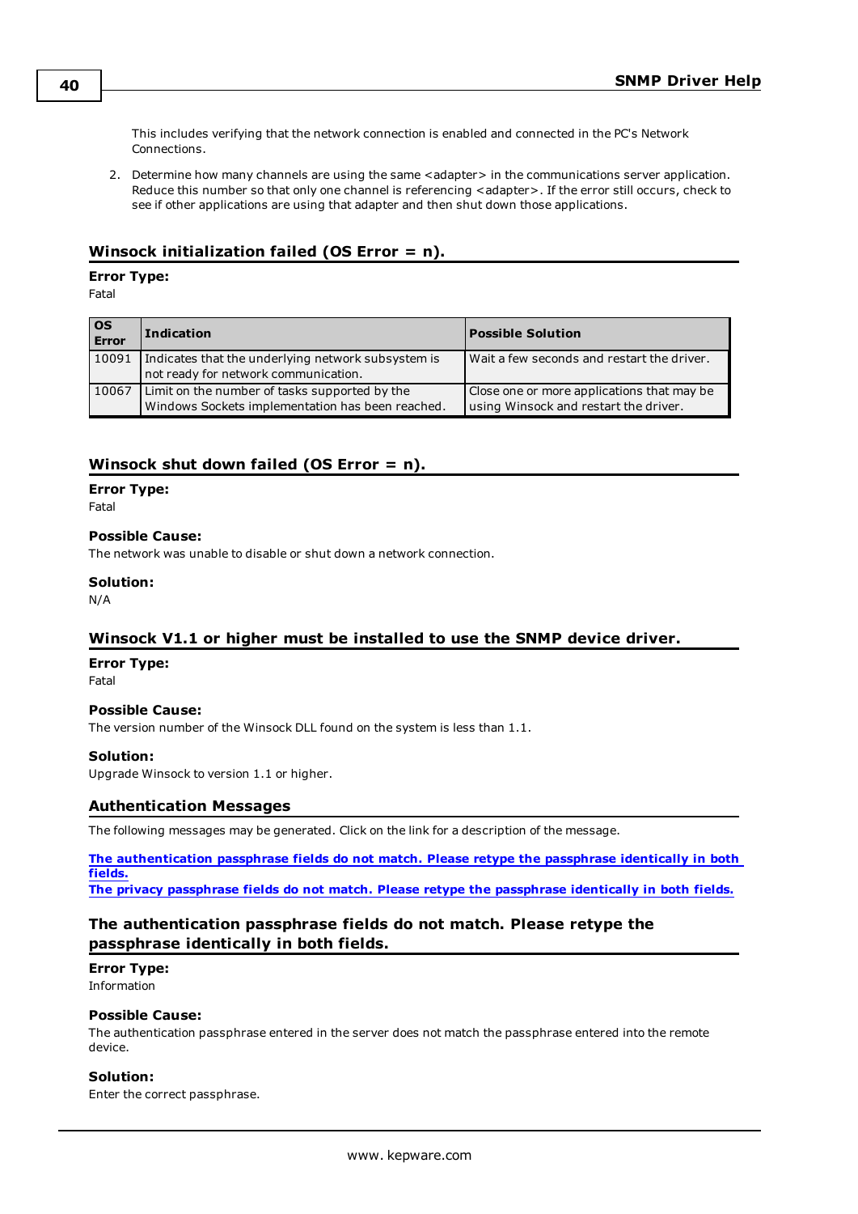This includes verifying that the network connection is enabled and connected in the PC's Network Connections.

2. Determine how many channels are using the same <adapter> in the communications server application. Reduce this number so that only one channel is referencing <adapter>. If the error still occurs, check to see if other applications are using that adapter and then shut down those applications.

## Winsock initialization failed (OS Error = n).

**Error Type:**
Fatal

| OS Error | Indication | Possible Solution |
|---|---|---|
| 10091 | Indicates that the underlying network subsystem is not ready for network communication. | Wait a few seconds and restart the driver. |
| 10067 | Limit on the number of tasks supported by the Windows Sockets implementation has been reached. | Close one or more applications that may be using Winsock and restart the driver. |

## Winsock shut down failed (OS Error = n).

**Error Type:**
Fatal

**Possible Cause:**
The network was unable to disable or shut down a network connection.

**Solution:**
N/A

## Winsock V1.1 or higher must be installed to use the SNMP device driver.

**Error Type:**
Fatal

**Possible Cause:**
The version number of the Winsock DLL found on the system is less than 1.1.

**Solution:**
Upgrade Winsock to version 1.1 or higher.

## Authentication Messages

The following messages may be generated. Click on the link for a description of the message.

**The authentication passphrase fields do not match. Please retype the passphrase identically in both fields.**
**The privacy passphrase fields do not match. Please retype the passphrase identically in both fields.**

## The authentication passphrase fields do not match. Please retype the passphrase identically in both fields.

**Error Type:**
Information

**Possible Cause:**
The authentication passphrase entered in the server does not match the passphrase entered into the remote device.

**Solution:**
Enter the correct passphrase.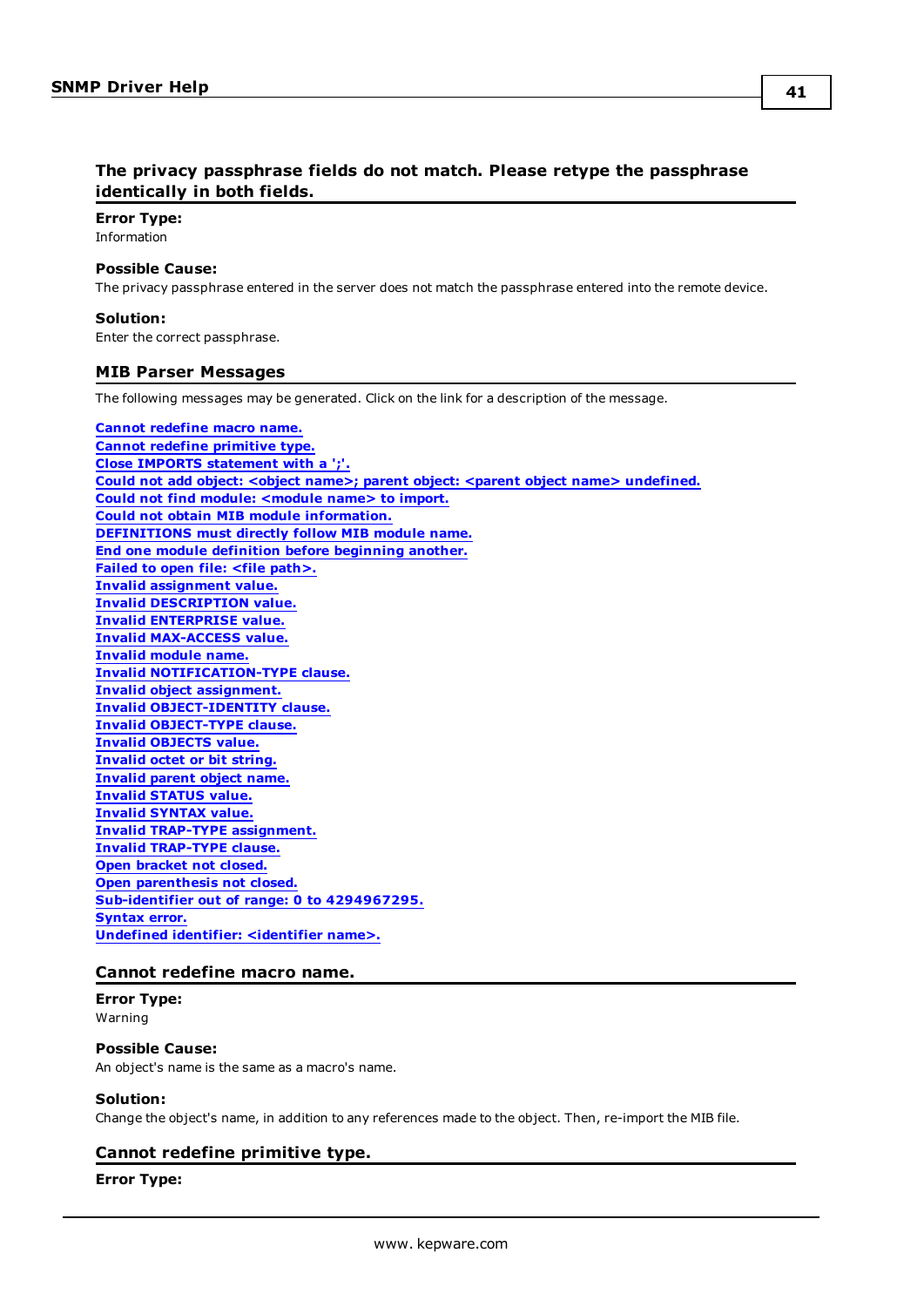### The privacy passphrase fields do not match. Please retype the passphrase identically in both fields.

**Error Type:**
Information

**Possible Cause:**
The privacy passphrase entered in the server does not match the passphrase entered into the remote device.

**Solution:**
Enter the correct passphrase.

## MIB Parser Messages

The following messages may be generated. Click on the link for a description of the message.

**Cannot redefine macro name.**
**Cannot redefine primitive type.**
**Close IMPORTS statement with a ';'.**
**Could not add object: <object name>; parent object: <parent object name> undefined.**
**Could not find module: <module name> to import.**
**Could not obtain MIB module information.**
**DEFINITIONS must directly follow MIB module name.**
**End one module definition before beginning another.**
**Failed to open file: <file path>.**
**Invalid assignment value.**
**Invalid DESCRIPTION value.**
**Invalid ENTERPRISE value.**
**Invalid MAX-ACCESS value.**
**Invalid module name.**
**Invalid NOTIFICATION-TYPE clause.**
**Invalid object assignment.**
**Invalid OBJECT-IDENTITY clause.**
**Invalid OBJECT-TYPE clause.**
**Invalid OBJECTS value.**
**Invalid octet or bit string.**
**Invalid parent object name.**
**Invalid STATUS value.**
**Invalid SYNTAX value.**
**Invalid TRAP-TYPE assignment.**
**Invalid TRAP-TYPE clause.**
**Open bracket not closed.**
**Open parenthesis not closed.**
**Sub-identifier out of range: 0 to 4294967295.**
**Syntax error.**
**Undefined identifier: <identifier name>.**

### Cannot redefine macro name.

**Error Type:**
Warning

**Possible Cause:**
An object's name is the same as a macro's name.

**Solution:**
Change the object's name, in addition to any references made to the object. Then, re-import the MIB file.

### Cannot redefine primitive type.

**Error Type:**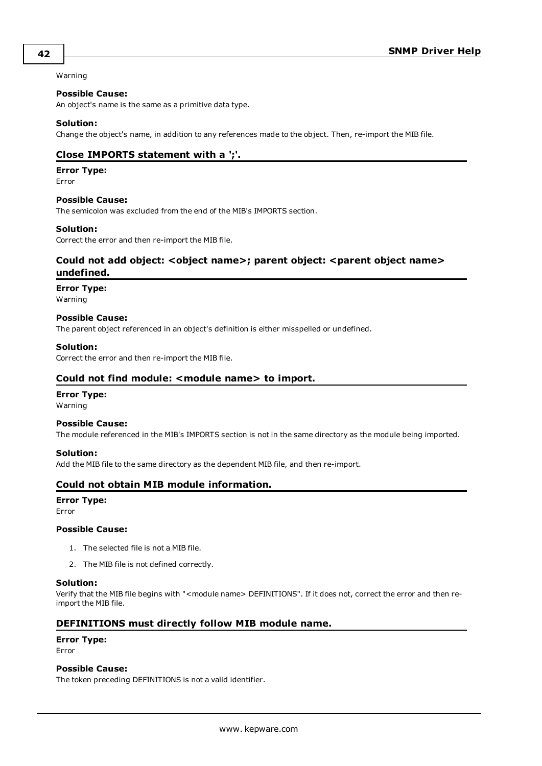Warning

**Possible Cause:**
An object's name is the same as a primitive data type.

**Solution:**
Change the object's name, in addition to any references made to the object. Then, re-import the MIB file.

### Close IMPORTS statement with a ';'.

**Error Type:**
Error

**Possible Cause:**
The semicolon was excluded from the end of the MIB's IMPORTS section.

**Solution:**
Correct the error and then re-import the MIB file.

### Could not add object: <object name>; parent object: <parent object name> undefined.

**Error Type:**
Warning

**Possible Cause:**
The parent object referenced in an object's definition is either misspelled or undefined.

**Solution:**
Correct the error and then re-import the MIB file.

### Could not find module: <module name> to import.

**Error Type:**
Warning

**Possible Cause:**
The module referenced in the MIB's IMPORTS section is not in the same directory as the module being imported.

**Solution:**
Add the MIB file to the same directory as the dependent MIB file, and then re-import.

### Could not obtain MIB module information.

**Error Type:**
Error

**Possible Cause:**

1. The selected file is not a MIB file.
2. The MIB file is not defined correctly.

**Solution:**
Verify that the MIB file begins with "<module name> DEFINITIONS". If it does not, correct the error and then re-import the MIB file.

### DEFINITIONS must directly follow MIB module name.

**Error Type:**
Error

**Possible Cause:**
The token preceding DEFINITIONS is not a valid identifier.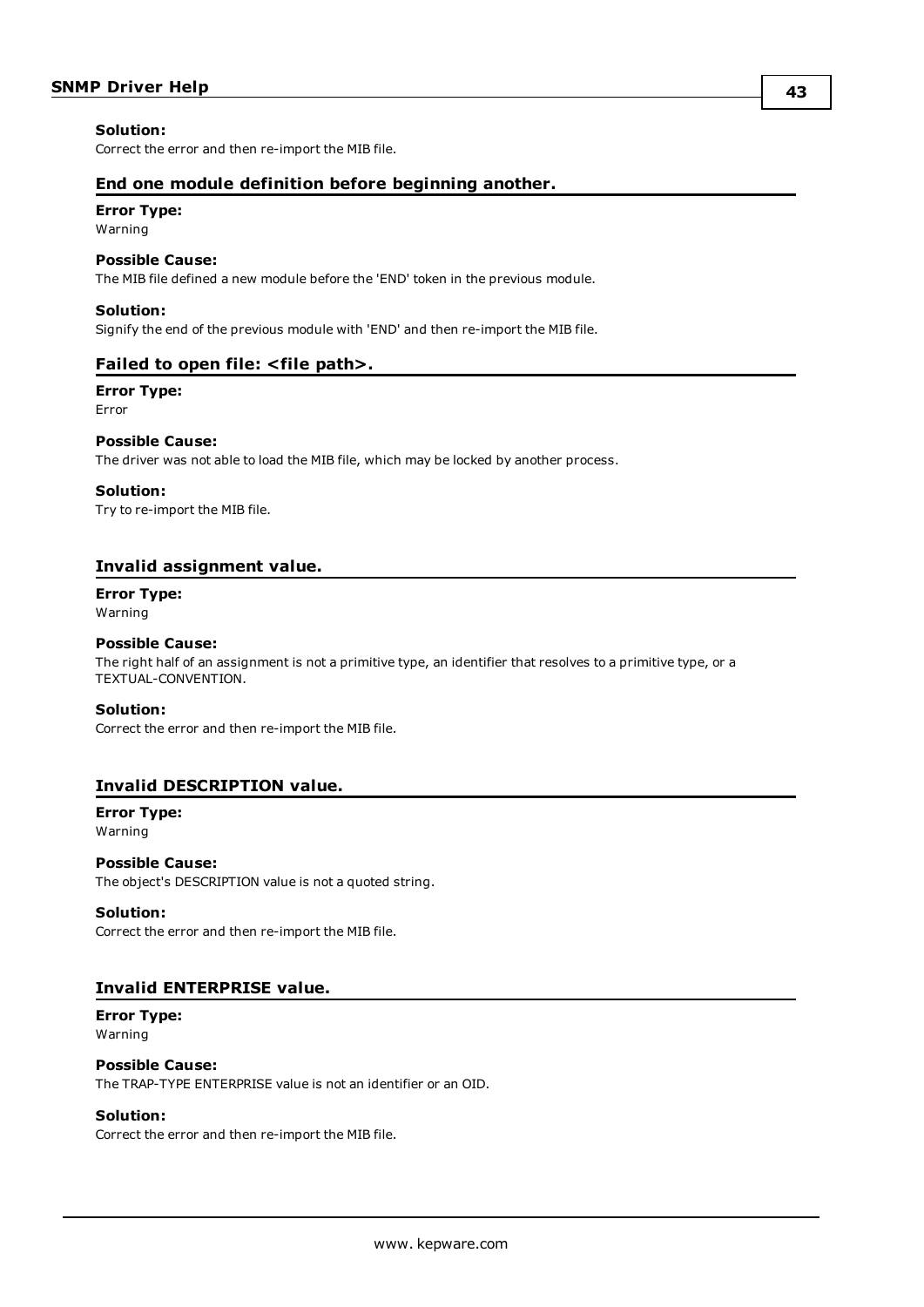**Solution:**
Correct the error and then re-import the MIB file.

### End one module definition before beginning another.

**Error Type:**
Warning

**Possible Cause:**
The MIB file defined a new module before the 'END' token in the previous module.

**Solution:**
Signify the end of the previous module with 'END' and then re-import the MIB file.

### Failed to open file: <file path>.

**Error Type:**
Error

**Possible Cause:**
The driver was not able to load the MIB file, which may be locked by another process.

**Solution:**
Try to re-import the MIB file.

### Invalid assignment value.

**Error Type:**
Warning

**Possible Cause:**
The right half of an assignment is not a primitive type, an identifier that resolves to a primitive type, or a TEXTUAL-CONVENTION.

**Solution:**
Correct the error and then re-import the MIB file.

### Invalid DESCRIPTION value.

**Error Type:**
Warning

**Possible Cause:**
The object's DESCRIPTION value is not a quoted string.

**Solution:**
Correct the error and then re-import the MIB file.

### Invalid ENTERPRISE value.

**Error Type:**
Warning

**Possible Cause:**
The TRAP-TYPE ENTERPRISE value is not an identifier or an OID.

**Solution:**
Correct the error and then re-import the MIB file.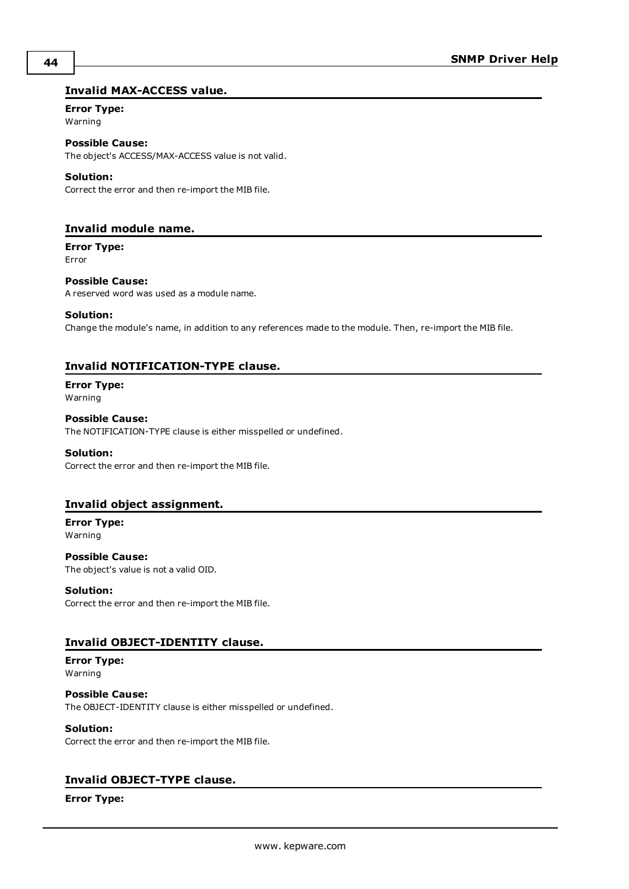### Invalid MAX-ACCESS value.

**Error Type:**
Warning

**Possible Cause:**
The object's ACCESS/MAX-ACCESS value is not valid.

**Solution:**
Correct the error and then re-import the MIB file.

### Invalid module name.

**Error Type:**
Error

**Possible Cause:**
A reserved word was used as a module name.

**Solution:**
Change the module's name, in addition to any references made to the module. Then, re-import the MIB file.

### Invalid NOTIFICATION-TYPE clause.

**Error Type:**
Warning

**Possible Cause:**
The NOTIFICATION-TYPE clause is either misspelled or undefined.

**Solution:**
Correct the error and then re-import the MIB file.

### Invalid object assignment.

**Error Type:**
Warning

**Possible Cause:**
The object's value is not a valid OID.

**Solution:**
Correct the error and then re-import the MIB file.

### Invalid OBJECT-IDENTITY clause.

**Error Type:**
Warning

**Possible Cause:**
The OBJECT-IDENTITY clause is either misspelled or undefined.

**Solution:**
Correct the error and then re-import the MIB file.

### Invalid OBJECT-TYPE clause.

**Error Type:**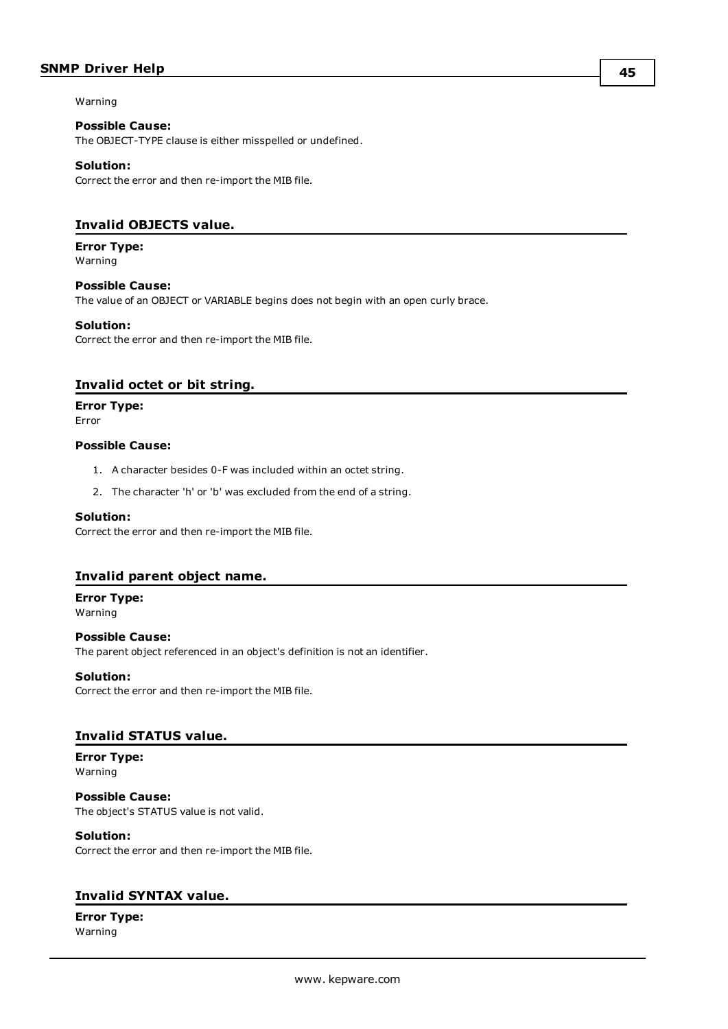Warning

**Possible Cause:**
The OBJECT-TYPE clause is either misspelled or undefined.

**Solution:**
Correct the error and then re-import the MIB file.

### Invalid OBJECTS value.

**Error Type:**
Warning

**Possible Cause:**
The value of an OBJECT or VARIABLE begins does not begin with an open curly brace.

**Solution:**
Correct the error and then re-import the MIB file.

### Invalid octet or bit string.

**Error Type:**
Error

**Possible Cause:**

1. A character besides 0-F was included within an octet string.
2. The character 'h' or 'b' was excluded from the end of a string.

**Solution:**
Correct the error and then re-import the MIB file.

### Invalid parent object name.

**Error Type:**
Warning

**Possible Cause:**
The parent object referenced in an object's definition is not an identifier.

**Solution:**
Correct the error and then re-import the MIB file.

### Invalid STATUS value.

**Error Type:**
Warning

**Possible Cause:**
The object's STATUS value is not valid.

**Solution:**
Correct the error and then re-import the MIB file.

### Invalid SYNTAX value.

**Error Type:**
Warning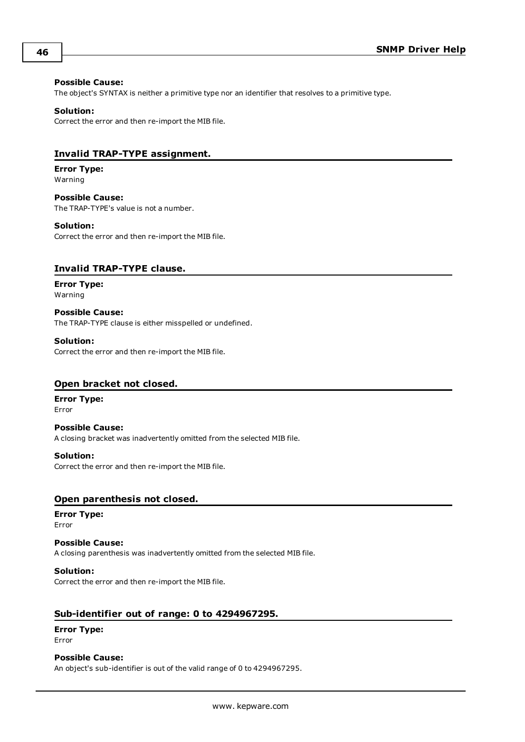**Possible Cause:**
The object's SYNTAX is neither a primitive type nor an identifier that resolves to a primitive type.

**Solution:**
Correct the error and then re-import the MIB file.

### Invalid TRAP-TYPE assignment.

**Error Type:**
Warning

**Possible Cause:**
The TRAP-TYPE's value is not a number.

**Solution:**
Correct the error and then re-import the MIB file.

### Invalid TRAP-TYPE clause.

**Error Type:**
Warning

**Possible Cause:**
The TRAP-TYPE clause is either misspelled or undefined.

**Solution:**
Correct the error and then re-import the MIB file.

### Open bracket not closed.

**Error Type:**
Error

**Possible Cause:**
A closing bracket was inadvertently omitted from the selected MIB file.

**Solution:**
Correct the error and then re-import the MIB file.

### Open parenthesis not closed.

**Error Type:**
Error

**Possible Cause:**
A closing parenthesis was inadvertently omitted from the selected MIB file.

**Solution:**
Correct the error and then re-import the MIB file.

### Sub-identifier out of range: 0 to 4294967295.

**Error Type:**
Error

**Possible Cause:**
An object's sub-identifier is out of the valid range of 0 to 4294967295.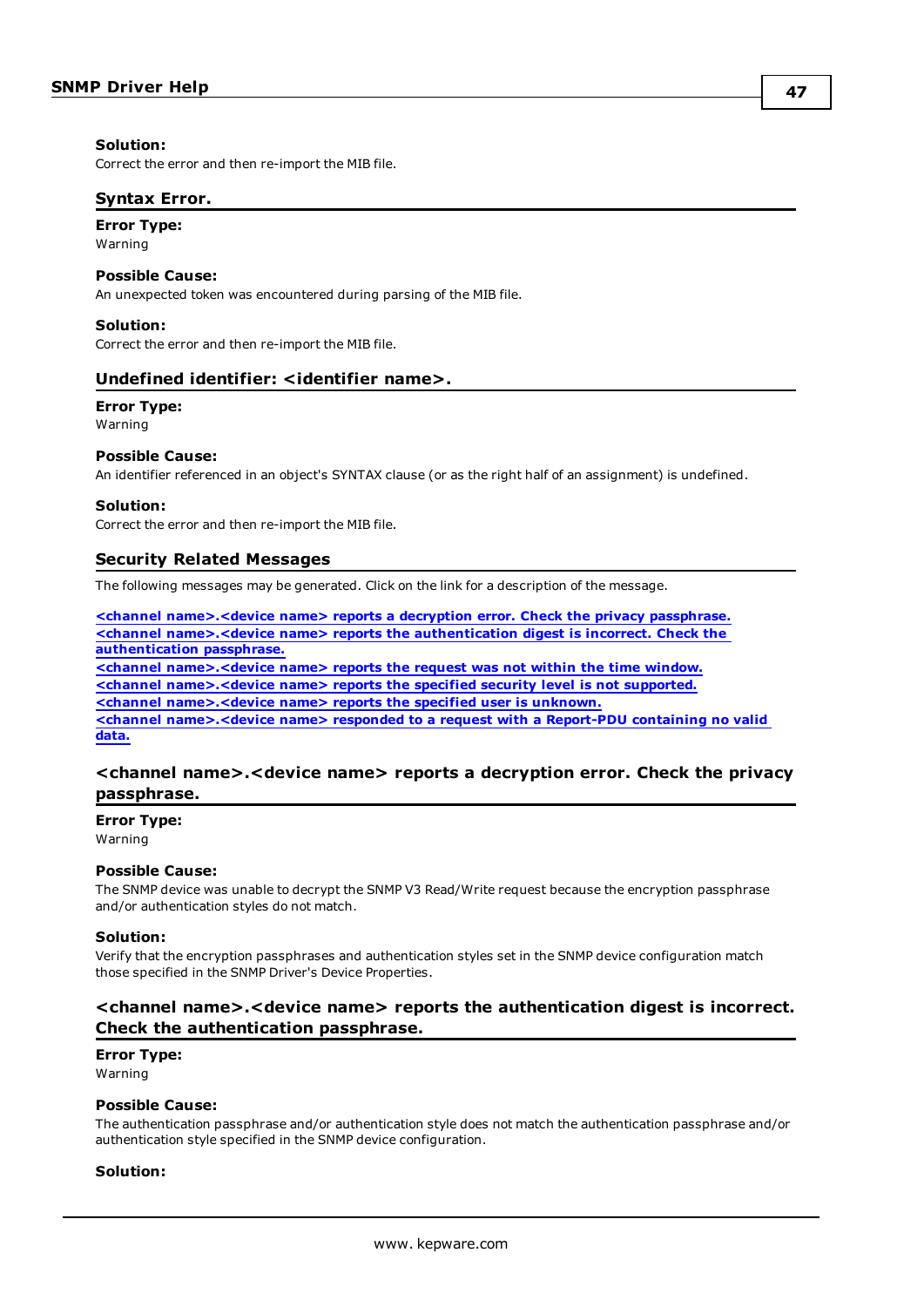**Solution:**
Correct the error and then re-import the MIB file.

### Syntax Error.

**Error Type:**
Warning

**Possible Cause:**
An unexpected token was encountered during parsing of the MIB file.

**Solution:**
Correct the error and then re-import the MIB file.

### Undefined identifier: <identifier name>.

**Error Type:**
Warning

**Possible Cause:**
An identifier referenced in an object's SYNTAX clause (or as the right half of an assignment) is undefined.

**Solution:**
Correct the error and then re-import the MIB file.

## Security Related Messages

The following messages may be generated. Click on the link for a description of the message.

**<channel name>.<device name> reports a decryption error. Check the privacy passphrase.**
**<channel name>.<device name> reports the authentication digest is incorrect. Check the authentication passphrase.**
**<channel name>.<device name> reports the request was not within the time window.**
**<channel name>.<device name> reports the specified security level is not supported.**
**<channel name>.<device name> reports the specified user is unknown.**
**<channel name>.<device name> responded to a request with a Report-PDU containing no valid data.**

### <channel name>.<device name> reports a decryption error. Check the privacy passphrase.

**Error Type:**
Warning

**Possible Cause:**
The SNMP device was unable to decrypt the SNMP V3 Read/Write request because the encryption passphrase and/or authentication styles do not match.

**Solution:**
Verify that the encryption passphrases and authentication styles set in the SNMP device configuration match those specified in the SNMP Driver's Device Properties.

### <channel name>.<device name> reports the authentication digest is incorrect. Check the authentication passphrase.

**Error Type:**
Warning

**Possible Cause:**
The authentication passphrase and/or authentication style does not match the authentication passphrase and/or authentication style specified in the SNMP device configuration.

**Solution:**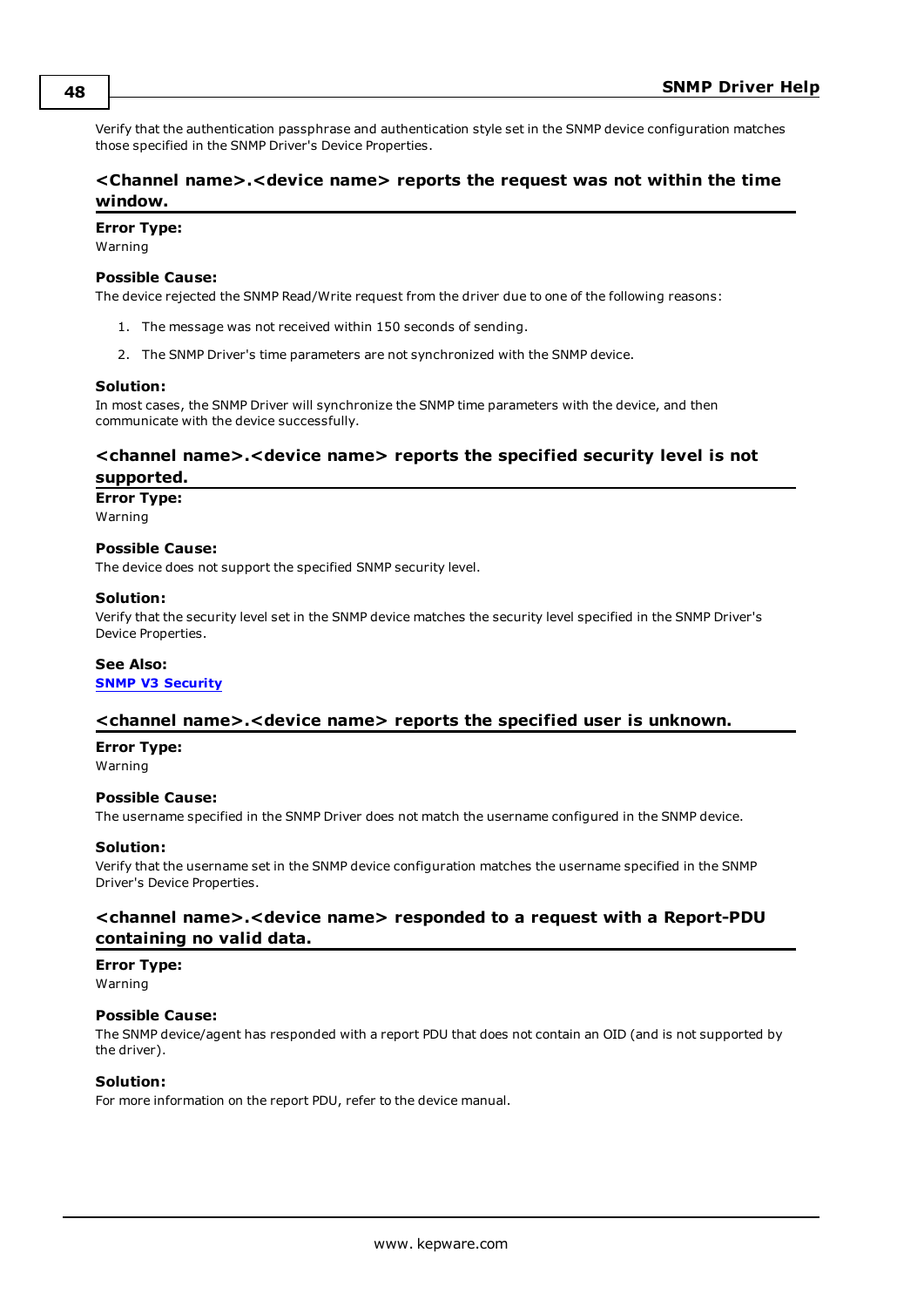Verify that the authentication passphrase and authentication style set in the SNMP device configuration matches those specified in the SNMP Driver's Device Properties.

### <Channel name>.<device name> reports the request was not within the time window.

**Error Type:**
Warning

**Possible Cause:**
The device rejected the SNMP Read/Write request from the driver due to one of the following reasons:

1. The message was not received within 150 seconds of sending.
2. The SNMP Driver's time parameters are not synchronized with the SNMP device.

**Solution:**
In most cases, the SNMP Driver will synchronize the SNMP time parameters with the device, and then communicate with the device successfully.

### <channel name>.<device name> reports the specified security level is not supported.

**Error Type:**
Warning

**Possible Cause:**
The device does not support the specified SNMP security level.

**Solution:**
Verify that the security level set in the SNMP device matches the security level specified in the SNMP Driver's Device Properties.

**See Also:**
**SNMP V3 Security**

### <channel name>.<device name> reports the specified user is unknown.

**Error Type:**
Warning

**Possible Cause:**
The username specified in the SNMP Driver does not match the username configured in the SNMP device.

**Solution:**
Verify that the username set in the SNMP device configuration matches the username specified in the SNMP Driver's Device Properties.

### <channel name>.<device name> responded to a request with a Report-PDU containing no valid data.

**Error Type:**
Warning

**Possible Cause:**
The SNMP device/agent has responded with a report PDU that does not contain an OID (and is not supported by the driver).

**Solution:**
For more information on the report PDU, refer to the device manual.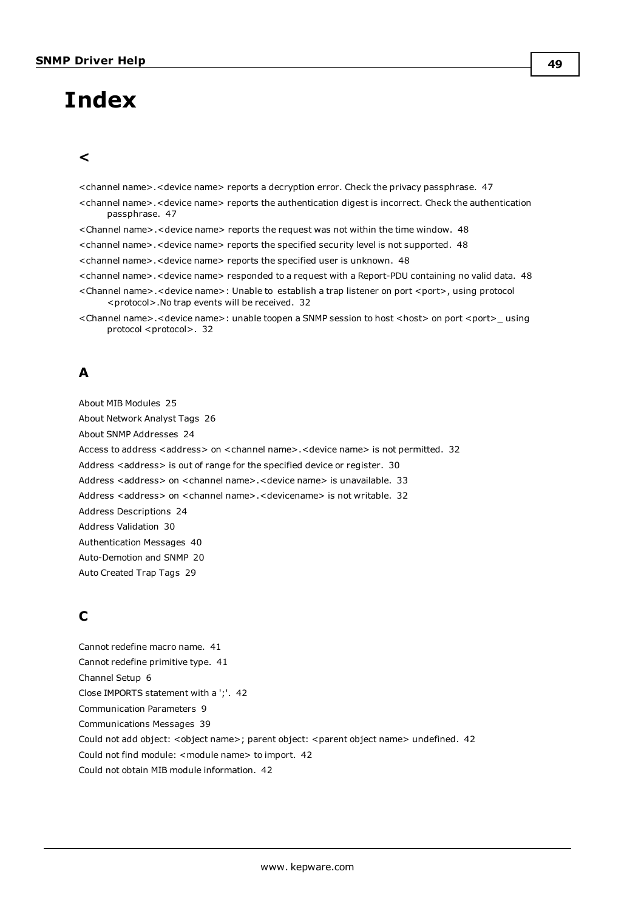# Index

## <

<channel name>.<device name> reports a decryption error. Check the privacy passphrase. 47

<channel name>.<device name> reports the authentication digest is incorrect. Check the authentication passphrase. 47

<Channel name>.<device name> reports the request was not within the time window. 48

<channel name>.<device name> reports the specified security level is not supported. 48

<channel name>.<device name> reports the specified user is unknown. 48

<channel name>.<device name> responded to a request with a Report-PDU containing no valid data. 48

<Channel name>.<device name>: Unable to establish a trap listener on port <port>, using protocol <protocol>.No trap events will be received. 32

<Channel name>.<device name>: unable toopen a SNMP session to host <host> on port <port>_ using protocol <protocol>. 32

## A

About MIB Modules 25

About Network Analyst Tags 26

About SNMP Addresses 24

Access to address <address> on <channel name>.<device name> is not permitted. 32

Address <address> is out of range for the specified device or register. 30

Address <address> on <channel name>.<device name> is unavailable. 33

Address <address> on <channel name>.<devicename> is not writable. 32

Address Descriptions 24

Address Validation 30

Authentication Messages 40

Auto-Demotion and SNMP 20

Auto Created Trap Tags 29

## C

Cannot redefine macro name. 41

Cannot redefine primitive type. 41

Channel Setup 6

Close IMPORTS statement with a ';'. 42

Communication Parameters 9

Communications Messages 39

Could not add object: <object name>; parent object: <parent object name> undefined. 42

Could not find module: <module name> to import. 42

Could not obtain MIB module information. 42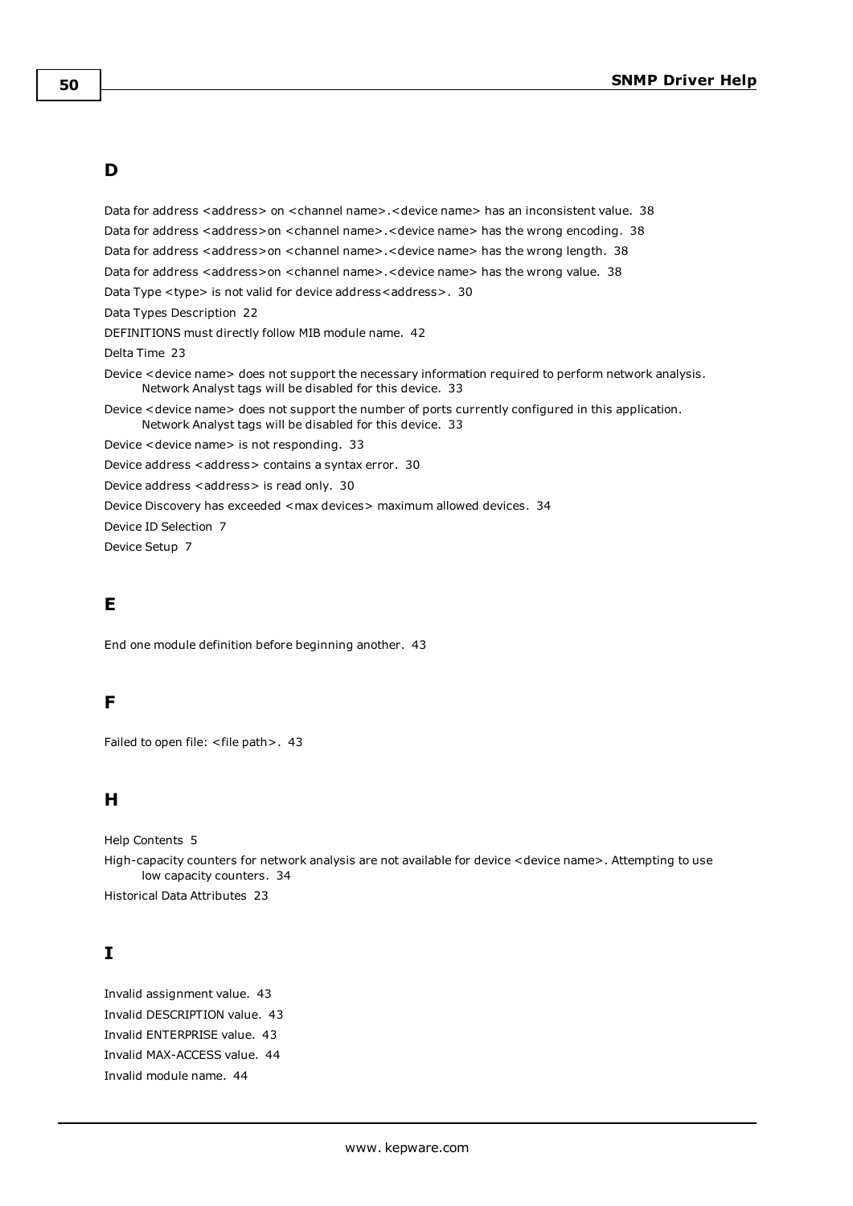## D

Data for address <address> on <channel name>.<device name> has an inconsistent value. 38

Data for address <address>on <channel name>.<device name> has the wrong encoding. 38

Data for address <address>on <channel name>.<device name> has the wrong length. 38

Data for address <address>on <channel name>.<device name> has the wrong value. 38

Data Type <type> is not valid for device address<address>. 30

Data Types Description 22

DEFINITIONS must directly follow MIB module name. 42

Delta Time 23

Device <device name> does not support the necessary information required to perform network analysis. Network Analyst tags will be disabled for this device. 33

Device <device name> does not support the number of ports currently configured in this application. Network Analyst tags will be disabled for this device. 33

Device <device name> is not responding. 33

Device address <address> contains a syntax error. 30

Device address <address> is read only. 30

Device Discovery has exceeded <max devices> maximum allowed devices. 34

Device ID Selection 7

Device Setup 7

## E

End one module definition before beginning another. 43

## F

Failed to open file: <file path>. 43

## H

Help Contents 5

High-capacity counters for network analysis are not available for device <device name>. Attempting to use low capacity counters. 34

Historical Data Attributes 23

## I

Invalid assignment value. 43

Invalid DESCRIPTION value. 43

Invalid ENTERPRISE value. 43

Invalid MAX-ACCESS value. 44

Invalid module name. 44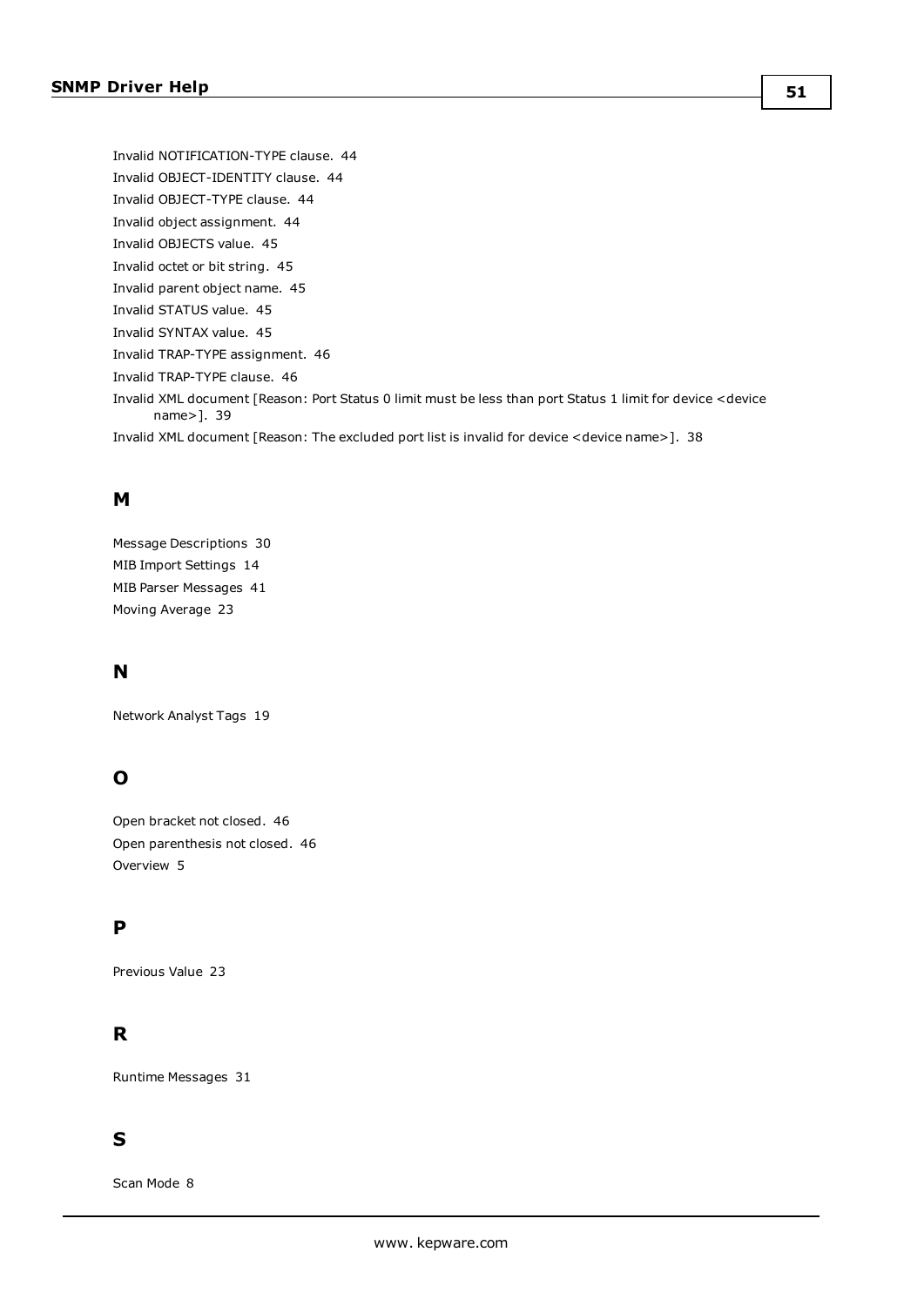Invalid NOTIFICATION-TYPE clause. 44
Invalid OBJECT-IDENTITY clause. 44
Invalid OBJECT-TYPE clause. 44
Invalid object assignment. 44
Invalid OBJECTS value. 45
Invalid octet or bit string. 45
Invalid parent object name. 45
Invalid STATUS value. 45
Invalid SYNTAX value. 45
Invalid TRAP-TYPE assignment. 46
Invalid TRAP-TYPE clause. 46
Invalid XML document [Reason: Port Status 0 limit must be less than port Status 1 limit for device <device name>]. 39
Invalid XML document [Reason: The excluded port list is invalid for device <device name>]. 38

## M

Message Descriptions 30
MIB Import Settings 14
MIB Parser Messages 41
Moving Average 23

## N

Network Analyst Tags 19

## O

Open bracket not closed. 46
Open parenthesis not closed. 46
Overview 5

## P

Previous Value 23

## R

Runtime Messages 31

## S

Scan Mode 8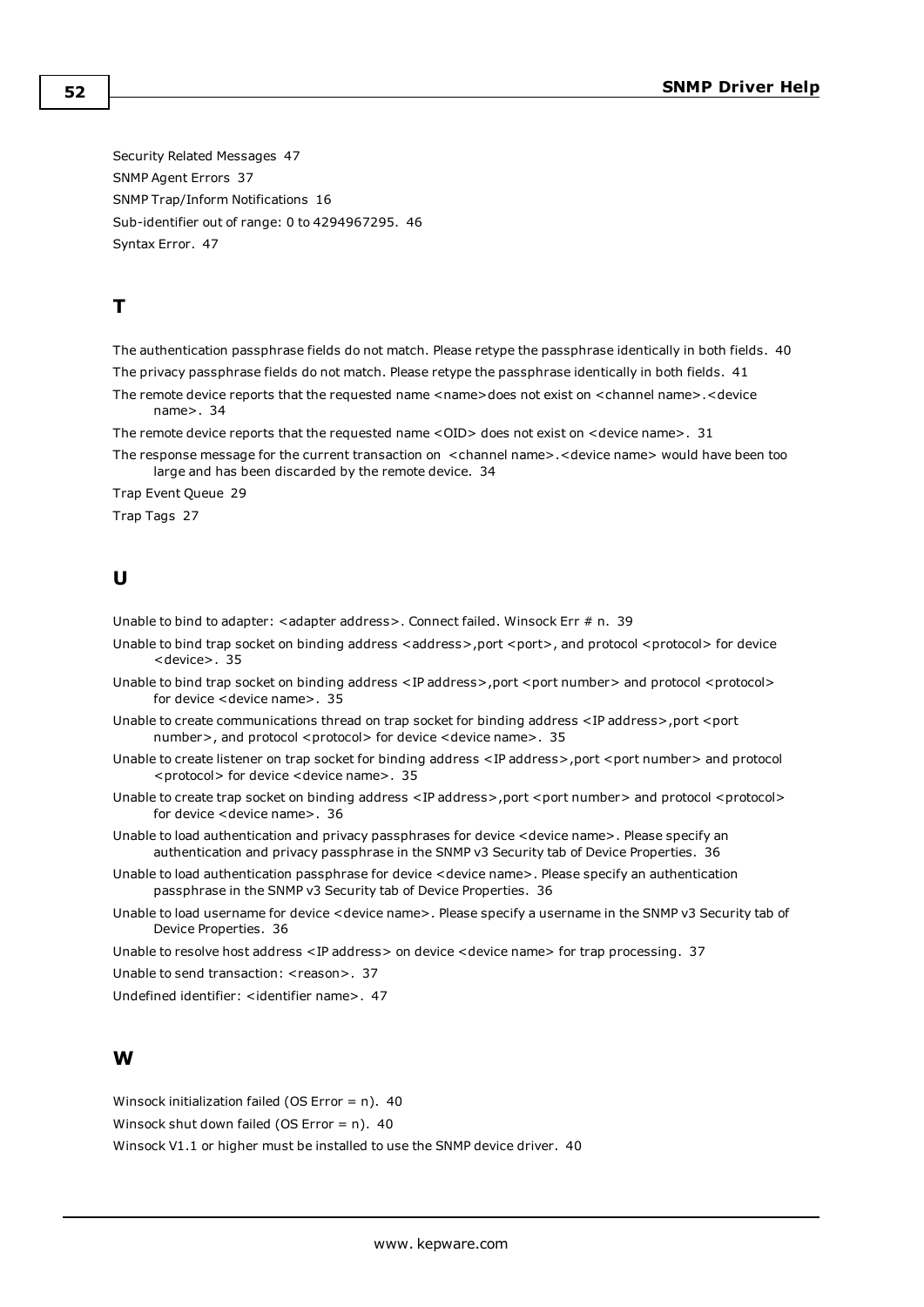Security Related Messages 47

SNMP Agent Errors 37

SNMP Trap/Inform Notifications 16

Sub-identifier out of range: 0 to 4294967295. 46

Syntax Error. 47

## T

The authentication passphrase fields do not match. Please retype the passphrase identically in both fields. 40

The privacy passphrase fields do not match. Please retype the passphrase identically in both fields. 41

The remote device reports that the requested name <name>does not exist on <channel name>.<device name>. 34

The remote device reports that the requested name <OID> does not exist on <device name>. 31

The response message for the current transaction on <channel name>.<device name> would have been too large and has been discarded by the remote device. 34

Trap Event Queue 29

Trap Tags 27

## U

Unable to bind to adapter: <adapter address>. Connect failed. Winsock Err # n. 39

Unable to bind trap socket on binding address <address>,port <port>, and protocol <protocol> for device <device>. 35

Unable to bind trap socket on binding address <IP address>,port <port number> and protocol <protocol> for device <device name>. 35

Unable to create communications thread on trap socket for binding address <IP address>,port <port number>, and protocol <protocol> for device <device name>. 35

Unable to create listener on trap socket for binding address <IP address>,port <port number> and protocol <protocol> for device <device name>. 35

Unable to create trap socket on binding address <IP address>,port <port number> and protocol <protocol> for device <device name>. 36

Unable to load authentication and privacy passphrases for device <device name>. Please specify an authentication and privacy passphrase in the SNMP v3 Security tab of Device Properties. 36

Unable to load authentication passphrase for device <device name>. Please specify an authentication passphrase in the SNMP v3 Security tab of Device Properties. 36

Unable to load username for device <device name>. Please specify a username in the SNMP v3 Security tab of Device Properties. 36

Unable to resolve host address <IP address> on device <device name> for trap processing. 37

Unable to send transaction: <reason>. 37

Undefined identifier: <identifier name>. 47

## W

Winsock initialization failed (OS Error = n). 40

Winsock shut down failed (OS Error = n). 40

Winsock V1.1 or higher must be installed to use the SNMP device driver. 40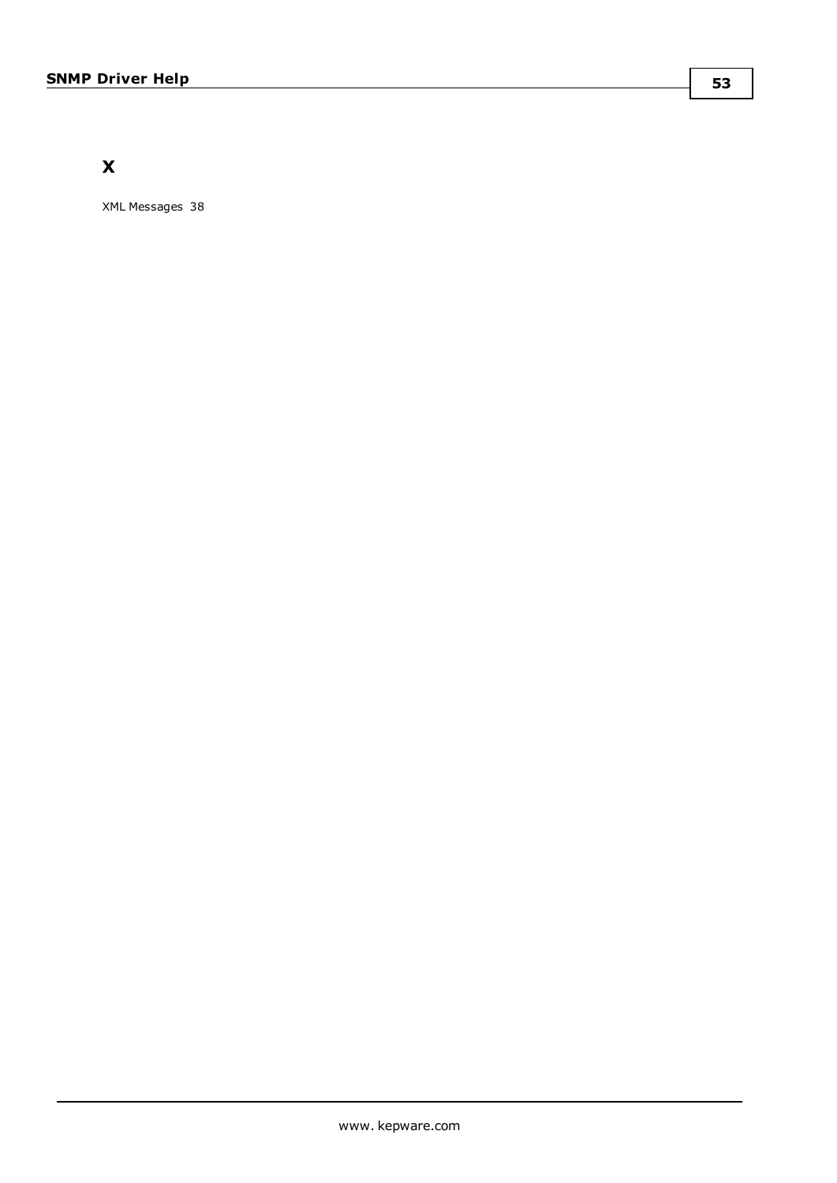## X

XML Messages 38